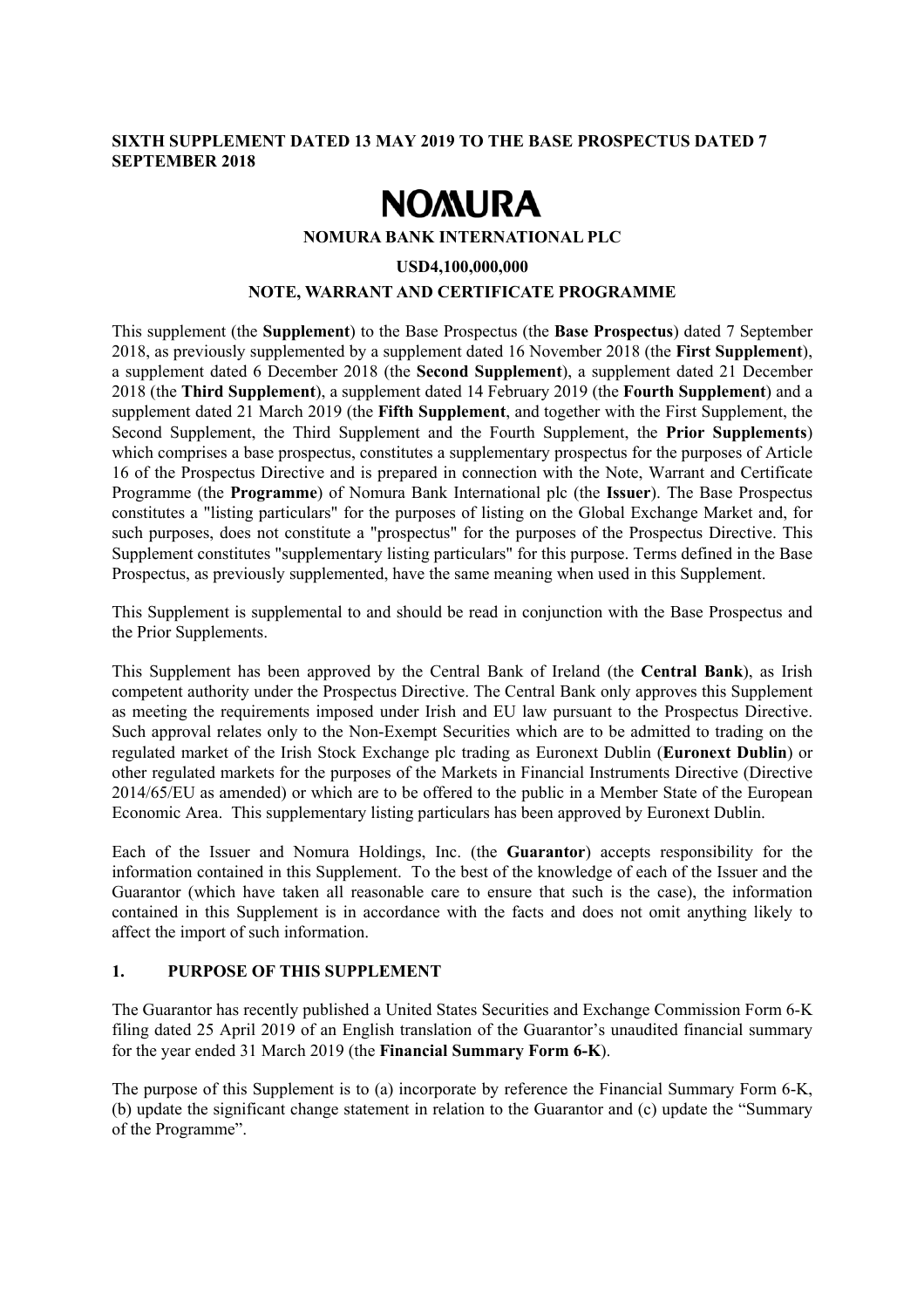**SIXTH SUPPLEMENT DATED 13 MAY 2019 TO THE BASE PROSPECTUS DATED 7 SEPTEMBER 2018**

# NOMURA

**NOMURA BANK INTERNATIONAL PLC**

**USD4,100,000,000**

**NOTE, WARRANT AND CERTIFICATE PROGRAMME**

This supplement (the **Supplement**) to the Base Prospectus (the **Base Prospectus**) dated 7 September 2018, as previously supplemented by a supplement dated 16 November 2018 (the **First Supplement**), a supplement dated 6 December 2018 (the **Second Supplement**), a supplement dated 21 December 2018 (the **Third Supplement**), a supplement dated 14 February 2019 (the **Fourth Supplement**) and a supplement dated 21 March 2019 (the **Fifth Supplement**, and together with the First Supplement, the Second Supplement, the Third Supplement and the Fourth Supplement, the **Prior Supplements**) which comprises a base prospectus, constitutes a supplementary prospectus for the purposes of Article 16 of the Prospectus Directive and is prepared in connection with the Note, Warrant and Certificate Programme (the **Programme**) of Nomura Bank International plc (the **Issuer**). The Base Prospectus constitutes a "listing particulars" for the purposes of listing on the Global Exchange Market and, for such purposes, does not constitute a "prospectus" for the purposes of the Prospectus Directive. This Supplement constitutes "supplementary listing particulars" for this purpose. Terms defined in the Base Prospectus, as previously supplemented, have the same meaning when used in this Supplement.

This Supplement is supplemental to and should be read in conjunction with the Base Prospectus and the Prior Supplements.

This Supplement has been approved by the Central Bank of Ireland (the **Central Bank**), as Irish competent authority under the Prospectus Directive. The Central Bank only approves this Supplement as meeting the requirements imposed under Irish and EU law pursuant to the Prospectus Directive. Such approval relates only to the Non-Exempt Securities which are to be admitted to trading on the regulated market of the Irish Stock Exchange plc trading as Euronext Dublin (**Euronext Dublin**) or other regulated markets for the purposes of the Markets in Financial Instruments Directive (Directive 2014/65/EU as amended) or which are to be offered to the public in a Member State of the European Economic Area. This supplementary listing particulars has been approved by Euronext Dublin.

Each of the Issuer and Nomura Holdings, Inc. (the **Guarantor**) accepts responsibility for the information contained in this Supplement. To the best of the knowledge of each of the Issuer and the Guarantor (which have taken all reasonable care to ensure that such is the case), the information contained in this Supplement is in accordance with the facts and does not omit anything likely to affect the import of such information.

## 1. PURPOSE OF THIS SUPPLEMENT

The Guarantor has recently published a United States Securities and Exchange Commission Form 6-K filing dated 25 April 2019 of an English translation of the Guarantor's unaudited financial summary for the year ended 31 March 2019 (the **Financial Summary Form 6-K**).

The purpose of this Supplement is to (a) incorporate by reference the Financial Summary Form 6-K, (b) update the significant change statement in relation to the Guarantor and (c) update the "Summary of the Programme".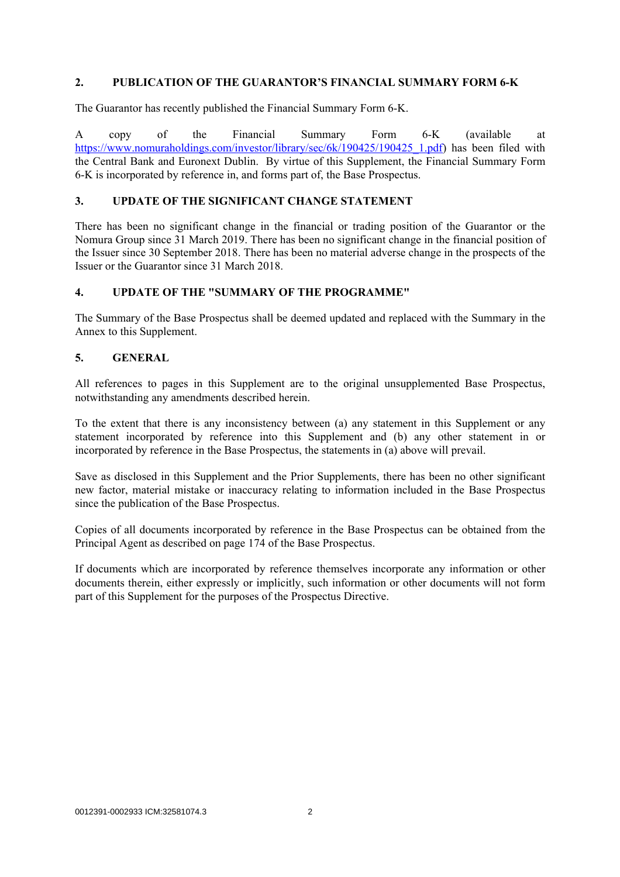## 2. PUBLICATION OF THE GUARANTOR'S FINANCIAL SUMMARY FORM 6-K

The Guarantor has recently published the Financial Summary Form 6-K.

A copy of the Financial Summary Form 6-K (available at [https://www.nomuraholdings.com/investor/library/sec/6k/190425/190425_1.pdf](https://www.nomuraholdings.com/investor/library/sec/6k/190425/190425_1.pdf)) has been filed with the Central Bank and Euronext Dublin. By virtue of this Supplement, the Financial Summary Form 6-K is incorporated by reference in, and forms part of, the Base Prospectus.

## 3. UPDATE OF THE SIGNIFICANT CHANGE STATEMENT

There has been no significant change in the financial or trading position of the Guarantor or the Nomura Group since 31 March 2019. There has been no significant change in the financial position of the Issuer since 30 September 2018. There has been no material adverse change in the prospects of the Issuer or the Guarantor since 31 March 2018.

## 4. UPDATE OF THE "SUMMARY OF THE PROGRAMME"

The Summary of the Base Prospectus shall be deemed updated and replaced with the Summary in the Annex to this Supplement.

## 5. GENERAL

All references to pages in this Supplement are to the original unsupplemented Base Prospectus, notwithstanding any amendments described herein.

To the extent that there is any inconsistency between (a) any statement in this Supplement or any statement incorporated by reference into this Supplement and (b) any other statement in or incorporated by reference in the Base Prospectus, the statements in (a) above will prevail.

Save as disclosed in this Supplement and the Prior Supplements, there has been no other significant new factor, material mistake or inaccuracy relating to information included in the Base Prospectus since the publication of the Base Prospectus.

Copies of all documents incorporated by reference in the Base Prospectus can be obtained from the Principal Agent as described on page 174 of the Base Prospectus.

If documents which are incorporated by reference themselves incorporate any information or other documents therein, either expressly or implicitly, such information or other documents will not form part of this Supplement for the purposes of the Prospectus Directive.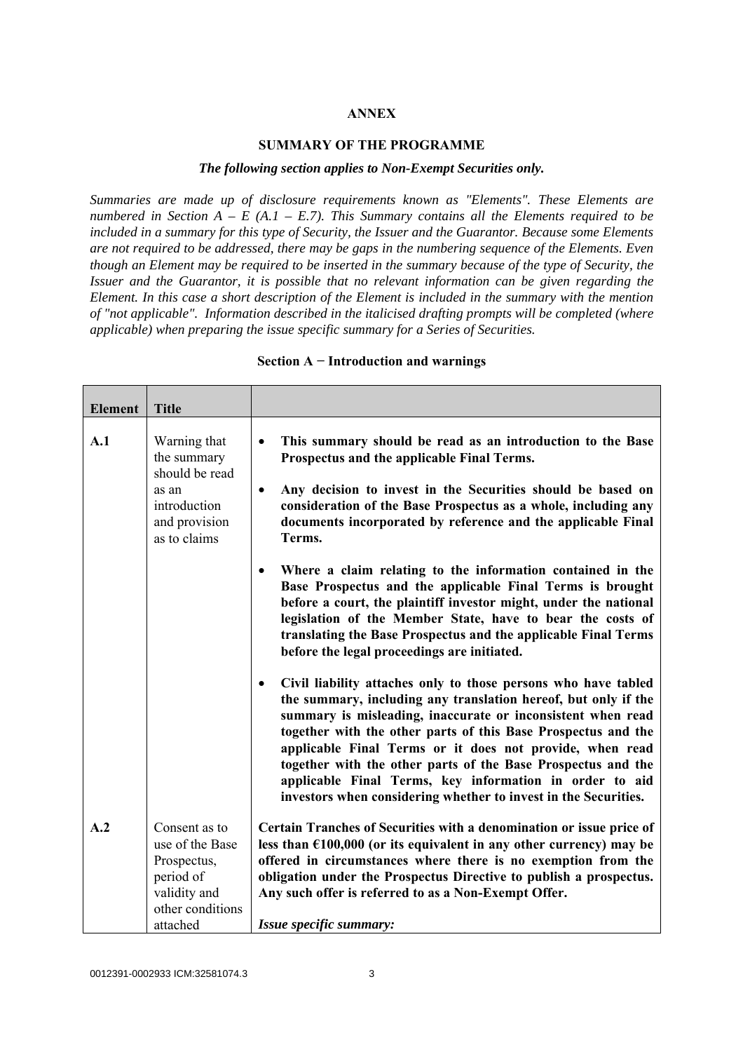# ANNEX

## SUMMARY OF THE PROGRAMME

***The following section applies to Non-Exempt Securities only.***

*Summaries are made up of disclosure requirements known as "Elements". These Elements are numbered in Section A – E (A.1 – E.7). This Summary contains all the Elements required to be included in a summary for this type of Security, the Issuer and the Guarantor. Because some Elements are not required to be addressed, there may be gaps in the numbering sequence of the Elements. Even though an Element may be required to be inserted in the summary because of the type of Security, the Issuer and the Guarantor, it is possible that no relevant information can be given regarding the Element. In this case a short description of the Element is included in the summary with the mention of "not applicable". Information described in the italicised drafting prompts will be completed (where applicable) when preparing the issue specific summary for a Series of Securities.*

### Section A − Introduction and warnings

| Element | Title | |
|---|---|---|
| **A.1** | Warning that the summary should be read as an introduction and provision as to claims | • **This summary should be read as an introduction to the Base Prospectus and the applicable Final Terms.**<br><br>• **Any decision to invest in the Securities should be based on consideration of the Base Prospectus as a whole, including any documents incorporated by reference and the applicable Final Terms.**<br><br>• **Where a claim relating to the information contained in the Base Prospectus and the applicable Final Terms is brought before a court, the plaintiff investor might, under the national legislation of the Member State, have to bear the costs of translating the Base Prospectus and the applicable Final Terms before the legal proceedings are initiated.**<br><br>• **Civil liability attaches only to those persons who have tabled the summary, including any translation hereof, but only if the summary is misleading, inaccurate or inconsistent when read together with the other parts of this Base Prospectus and the applicable Final Terms or it does not provide, when read together with the other parts of the Base Prospectus and the applicable Final Terms, key information in order to aid investors when considering whether to invest in the Securities.** |
| **A.2** | Consent as to use of the Base Prospectus, period of validity and other conditions attached | **Certain Tranches of Securities with a denomination or issue price of less than €100,000 (or its equivalent in any other currency) may be offered in circumstances where there is no exemption from the obligation under the Prospectus Directive to publish a prospectus. Any such offer is referred to as a Non-Exempt Offer.**<br><br>***Issue specific summary:*** |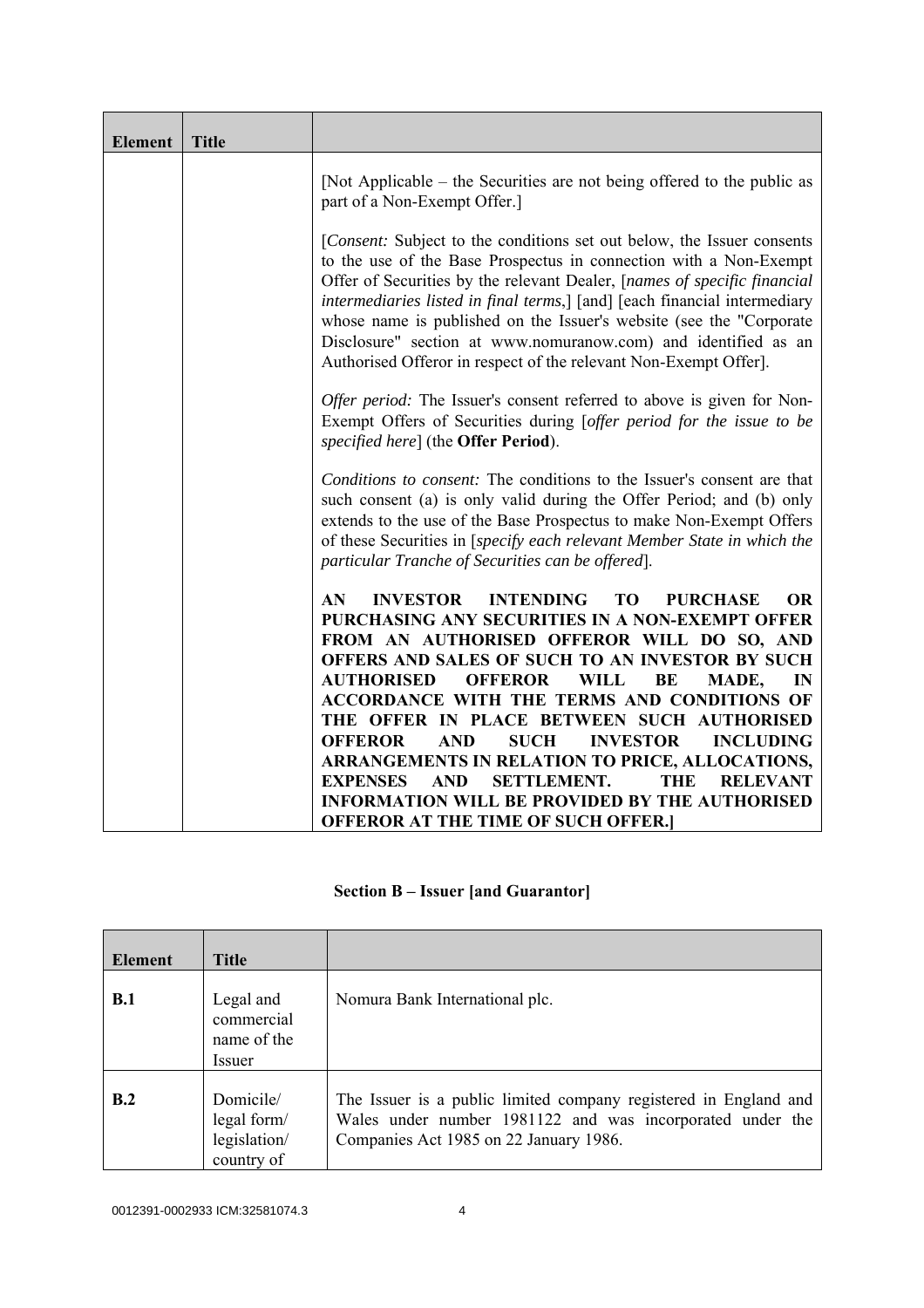| Element | Title | |
|---|---|---|
| | | [Not Applicable – the Securities are not being offered to the public as part of a Non-Exempt Offer.]<br><br>[*Consent:* Subject to the conditions set out below, the Issuer consents to the use of the Base Prospectus in connection with a Non-Exempt Offer of Securities by the relevant Dealer, [*names of specific financial intermediaries listed in final terms*,] [and] [each financial intermediary whose name is published on the Issuer's website (see the "Corporate Disclosure" section at www.nomuranow.com) and identified as an Authorised Offeror in respect of the relevant Non-Exempt Offer].<br><br>*Offer period:* The Issuer's consent referred to above is given for Non-Exempt Offers of Securities during [*offer period for the issue to be specified here*] (the **Offer Period**).<br><br>*Conditions to consent:* The conditions to the Issuer's consent are that such consent (a) is only valid during the Offer Period; and (b) only extends to the use of the Base Prospectus to make Non-Exempt Offers of these Securities in [*specify each relevant Member State in which the particular Tranche of Securities can be offered*].<br><br>**AN INVESTOR INTENDING TO PURCHASE OR PURCHASING ANY SECURITIES IN A NON-EXEMPT OFFER FROM AN AUTHORISED OFFEROR WILL DO SO, AND OFFERS AND SALES OF SUCH TO AN INVESTOR BY SUCH AUTHORISED OFFEROR WILL BE MADE, IN ACCORDANCE WITH THE TERMS AND CONDITIONS OF THE OFFER IN PLACE BETWEEN SUCH AUTHORISED OFFEROR AND SUCH INVESTOR INCLUDING ARRANGEMENTS IN RELATION TO PRICE, ALLOCATIONS, EXPENSES AND SETTLEMENT. THE RELEVANT INFORMATION WILL BE PROVIDED BY THE AUTHORISED OFFEROR AT THE TIME OF SUCH OFFER.]** |

## Section B – Issuer [and Guarantor]

| Element | Title | |
|---|---|---|
| **B.1** | Legal and commercial name of the Issuer | Nomura Bank International plc. |
| **B.2** | Domicile/ legal form/ legislation/ country of | The Issuer is a public limited company registered in England and Wales under number 1981122 and was incorporated under the Companies Act 1985 on 22 January 1986. |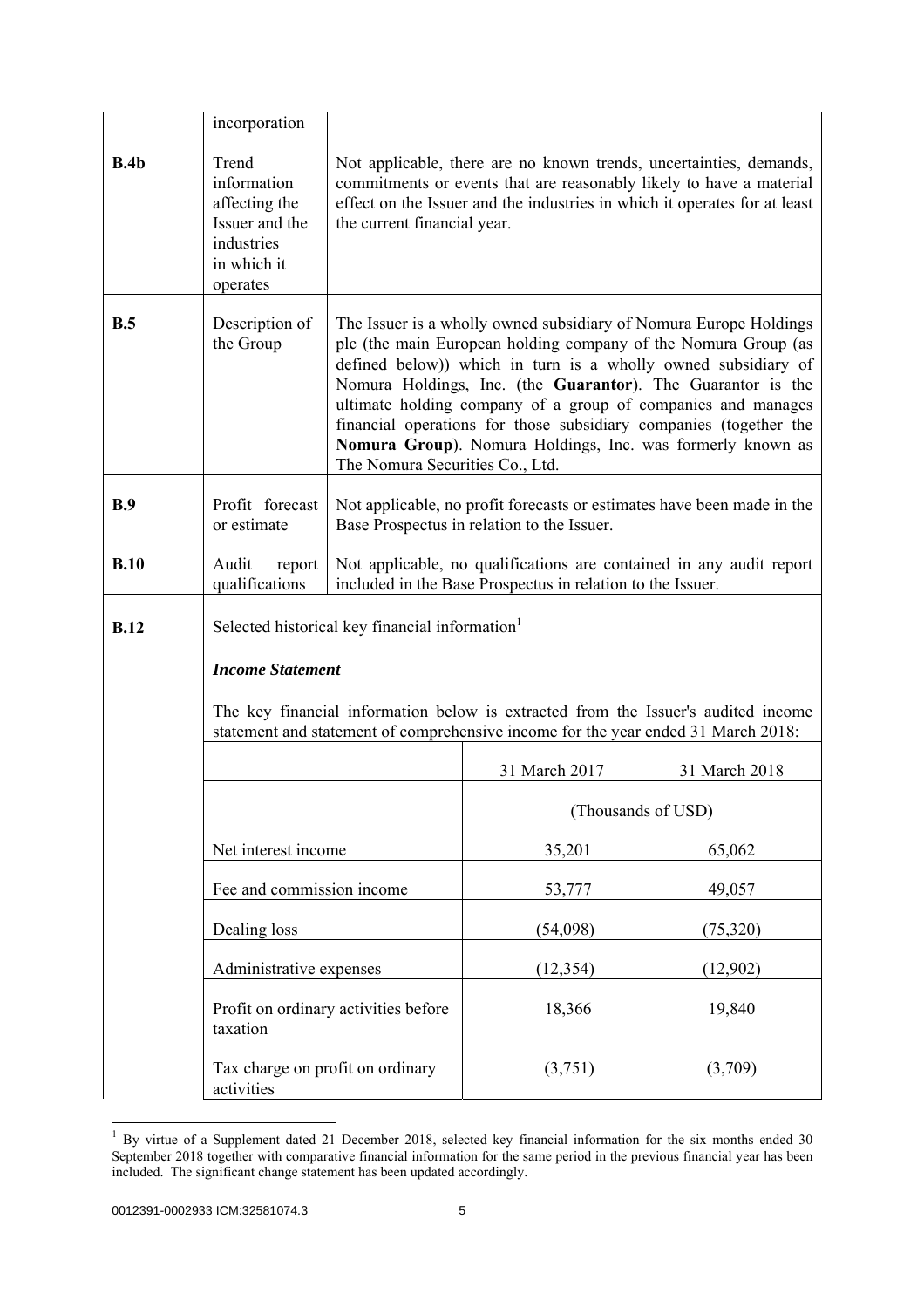| | incorporation | |
|---|---|---|
| **B.4b** | Trend information affecting the Issuer and the industries in which it operates | Not applicable, there are no known trends, uncertainties, demands, commitments or events that are reasonably likely to have a material effect on the Issuer and the industries in which it operates for at least the current financial year. |
| **B.5** | Description of the Group | The Issuer is a wholly owned subsidiary of Nomura Europe Holdings plc (the main European holding company of the Nomura Group (as defined below)) which in turn is a wholly owned subsidiary of Nomura Holdings, Inc. (the **Guarantor**). The Guarantor is the ultimate holding company of a group of companies and manages financial operations for those subsidiary companies (together the **Nomura Group**). Nomura Holdings, Inc. was formerly known as The Nomura Securities Co., Ltd. |
| **B.9** | Profit forecast or estimate | Not applicable, no profit forecasts or estimates have been made in the Base Prospectus in relation to the Issuer. |
| **B.10** | Audit report qualifications | Not applicable, no qualifications are contained in any audit report included in the Base Prospectus in relation to the Issuer. |

**B.12**

Selected historical key financial information[1]

***Income Statement***

The key financial information below is extracted from the Issuer's audited income statement and statement of comprehensive income for the year ended 31 March 2018:

| | 31 March 2017 | 31 March 2018 |
|---|---|---|
| | (Thousands of USD) | |
| Net interest income | 35,201 | 65,062 |
| Fee and commission income | 53,777 | 49,057 |
| Dealing loss | (54,098) | (75,320) |
| Administrative expenses | (12,354) | (12,902) |
| Profit on ordinary activities before taxation | 18,366 | 19,840 |
| Tax charge on profit on ordinary activities | (3,751) | (3,709) |

[1] By virtue of a Supplement dated 21 December 2018, selected key financial information for the six months ended 30 September 2018 together with comparative financial information for the same period in the previous financial year has been included. The significant change statement has been updated accordingly.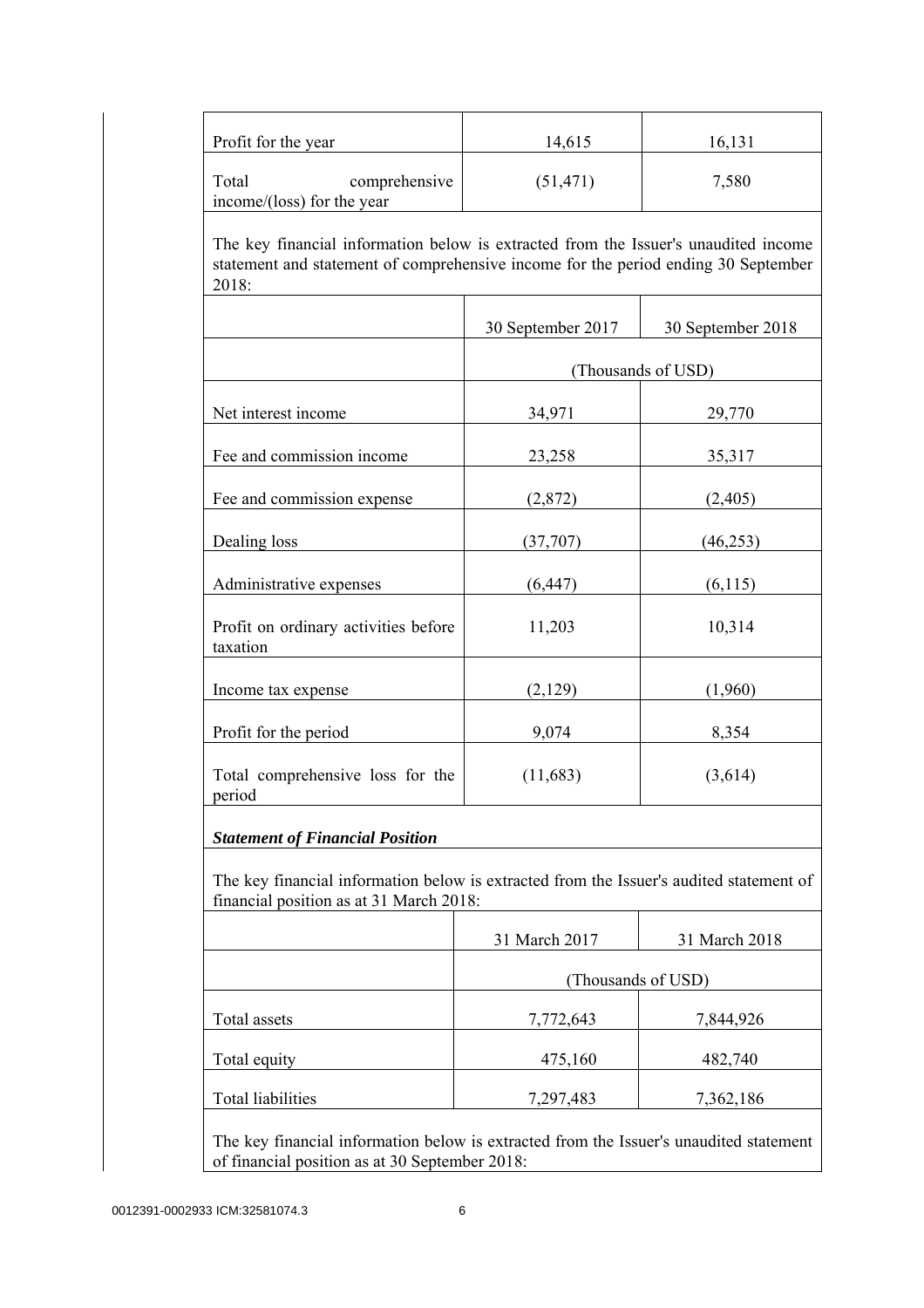| | | |
|---|---|---|
| Profit for the year | 14,615 | 16,131 |
| Total comprehensive income/(loss) for the year | (51,471) | 7,580 |

The key financial information below is extracted from the Issuer's unaudited income statement and statement of comprehensive income for the period ending 30 September 2018:

| | 30 September 2017 | 30 September 2018 |
|---|---|---|
| | (Thousands of USD) | |
| Net interest income | 34,971 | 29,770 |
| Fee and commission income | 23,258 | 35,317 |
| Fee and commission expense | (2,872) | (2,405) |
| Dealing loss | (37,707) | (46,253) |
| Administrative expenses | (6,447) | (6,115) |
| Profit on ordinary activities before taxation | 11,203 | 10,314 |
| Income tax expense | (2,129) | (1,960) |
| Profit for the period | 9,074 | 8,354 |
| Total comprehensive loss for the period | (11,683) | (3,614) |

***Statement of Financial Position***

The key financial information below is extracted from the Issuer's audited statement of financial position as at 31 March 2018:

| | 31 March 2017 | 31 March 2018 |
|---|---|---|
| | (Thousands of USD) | |
| Total assets | 7,772,643 | 7,844,926 |
| Total equity | 475,160 | 482,740 |
| Total liabilities | 7,297,483 | 7,362,186 |

The key financial information below is extracted from the Issuer's unaudited statement of financial position as at 30 September 2018: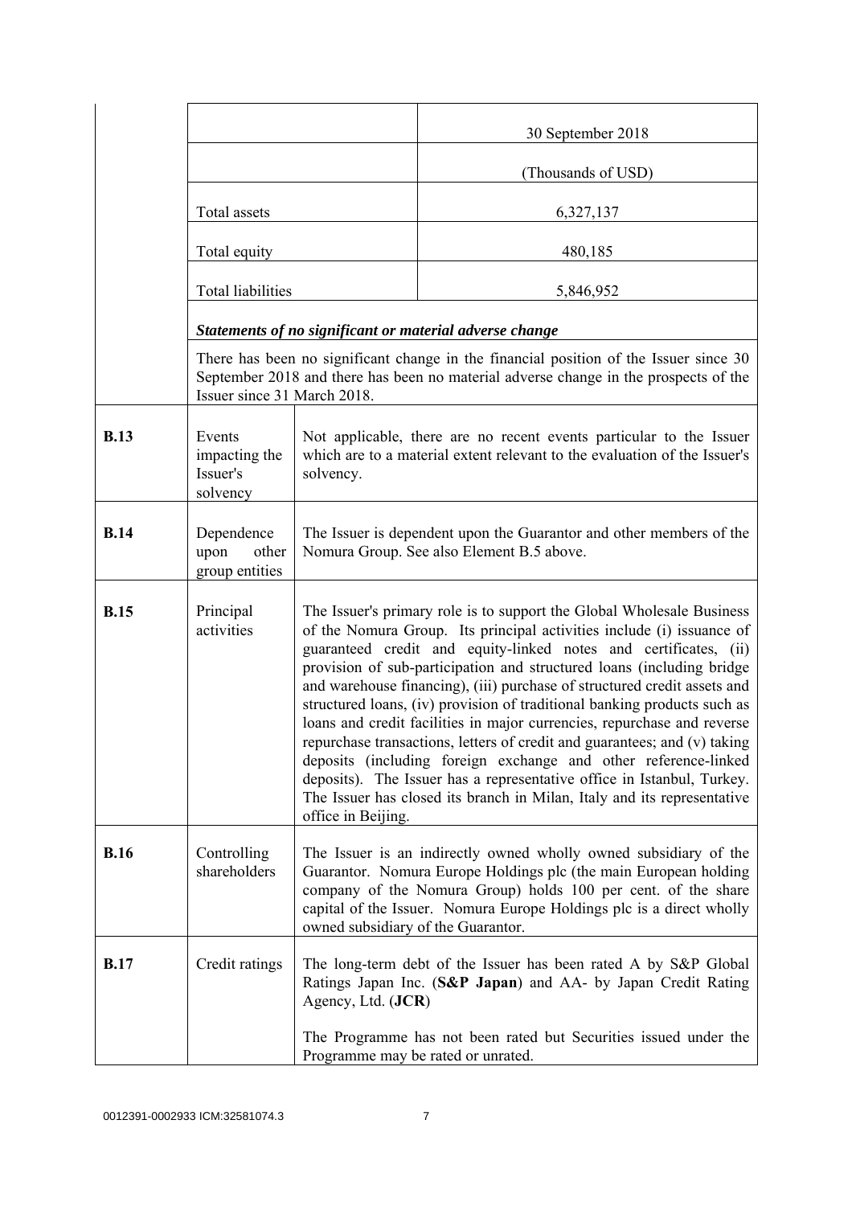| | | |
|---|---|---|
| | | 30 September 2018 |
| | | (Thousands of USD) |
| | Total assets | 6,327,137 |
| | Total equity | 480,185 |
| | Total liabilities | 5,846,952 |
| | ***Statements of no significant or material adverse change*** | |
| | There has been no significant change in the financial position of the Issuer since 30 September 2018 and there has been no material adverse change in the prospects of the Issuer since 31 March 2018. | |
| **B.13** | Events impacting the Issuer's solvency | Not applicable, there are no recent events particular to the Issuer which are to a material extent relevant to the evaluation of the Issuer's solvency. |
| **B.14** | Dependence upon other group entities | The Issuer is dependent upon the Guarantor and other members of the Nomura Group. See also Element B.5 above. |
| **B.15** | Principal activities | The Issuer's primary role is to support the Global Wholesale Business of the Nomura Group. Its principal activities include (i) issuance of guaranteed credit and equity-linked notes and certificates, (ii) provision of sub-participation and structured loans (including bridge and warehouse financing), (iii) purchase of structured credit assets and structured loans, (iv) provision of traditional banking products such as loans and credit facilities in major currencies, repurchase and reverse repurchase transactions, letters of credit and guarantees; and (v) taking deposits (including foreign exchange and other reference-linked deposits). The Issuer has a representative office in Istanbul, Turkey. The Issuer has closed its branch in Milan, Italy and its representative office in Beijing. |
| **B.16** | Controlling shareholders | The Issuer is an indirectly owned wholly owned subsidiary of the Guarantor. Nomura Europe Holdings plc (the main European holding company of the Nomura Group) holds 100 per cent. of the share capital of the Issuer. Nomura Europe Holdings plc is a direct wholly owned subsidiary of the Guarantor. |
| **B.17** | Credit ratings | The long-term debt of the Issuer has been rated A by S&P Global Ratings Japan Inc. (**S&P Japan**) and AA- by Japan Credit Rating Agency, Ltd. (**JCR**)<br><br>The Programme has not been rated but Securities issued under the Programme may be rated or unrated. |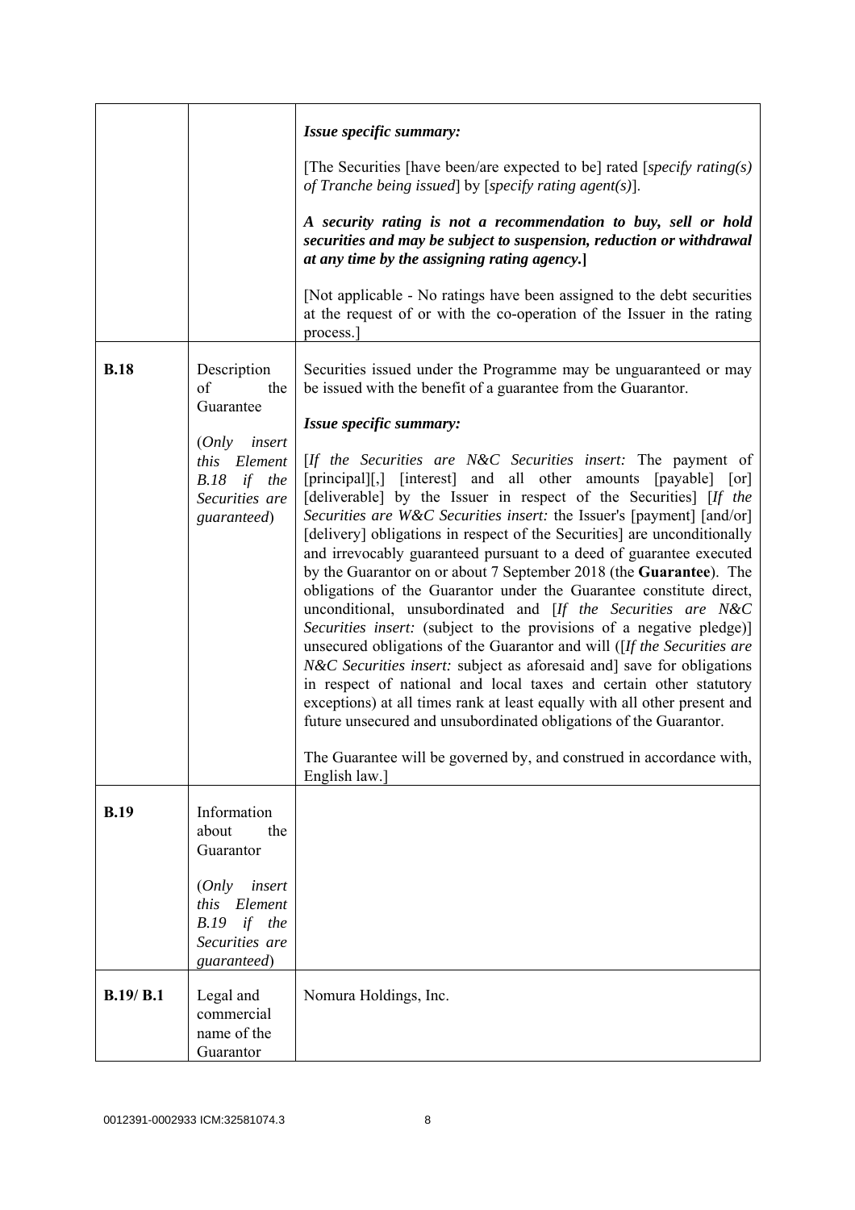| | | |
|---|---|---|
| | | ***Issue specific summary:***<br><br>[The Securities [have been/are expected to be] rated [*specify rating(s) of Tranche being issued*] by [*specify rating agent(s)*].<br><br>***A security rating is not a recommendation to buy, sell or hold securities and may be subject to suspension, reduction or withdrawal at any time by the assigning rating agency.*]**<br><br>[Not applicable - No ratings have been assigned to the debt securities at the request of or with the co-operation of the Issuer in the rating process.] |
| **B.18** | Description of the Guarantee<br><br>(*Only insert this Element B.18 if the Securities are guaranteed*) | Securities issued under the Programme may be unguaranteed or may be issued with the benefit of a guarantee from the Guarantor.<br><br>***Issue specific summary:***<br><br>[*If the Securities are N&C Securities insert:* The payment of [principal][,] [interest] and all other amounts [payable] [or] [deliverable] by the Issuer in respect of the Securities] [*If the Securities are W&C Securities insert:* the Issuer's [payment] [and/or] [delivery] obligations in respect of the Securities] are unconditionally and irrevocably guaranteed pursuant to a deed of guarantee executed by the Guarantor on or about 7 September 2018 (the **Guarantee**). The obligations of the Guarantor under the Guarantee constitute direct, unconditional, unsubordinated and [*If the Securities are N&C Securities insert:* (subject to the provisions of a negative pledge)] unsecured obligations of the Guarantor and will ([*If the Securities are N&C Securities insert:* subject as aforesaid and] save for obligations in respect of national and local taxes and certain other statutory exceptions) at all times rank at least equally with all other present and future unsecured and unsubordinated obligations of the Guarantor.<br><br>The Guarantee will be governed by, and construed in accordance with, English law.] |
| **B.19** | Information about the Guarantor<br><br>(*Only insert this Element B.19 if the Securities are guaranteed*) | |
| **B.19/ B.1** | Legal and commercial name of the Guarantor | Nomura Holdings, Inc. |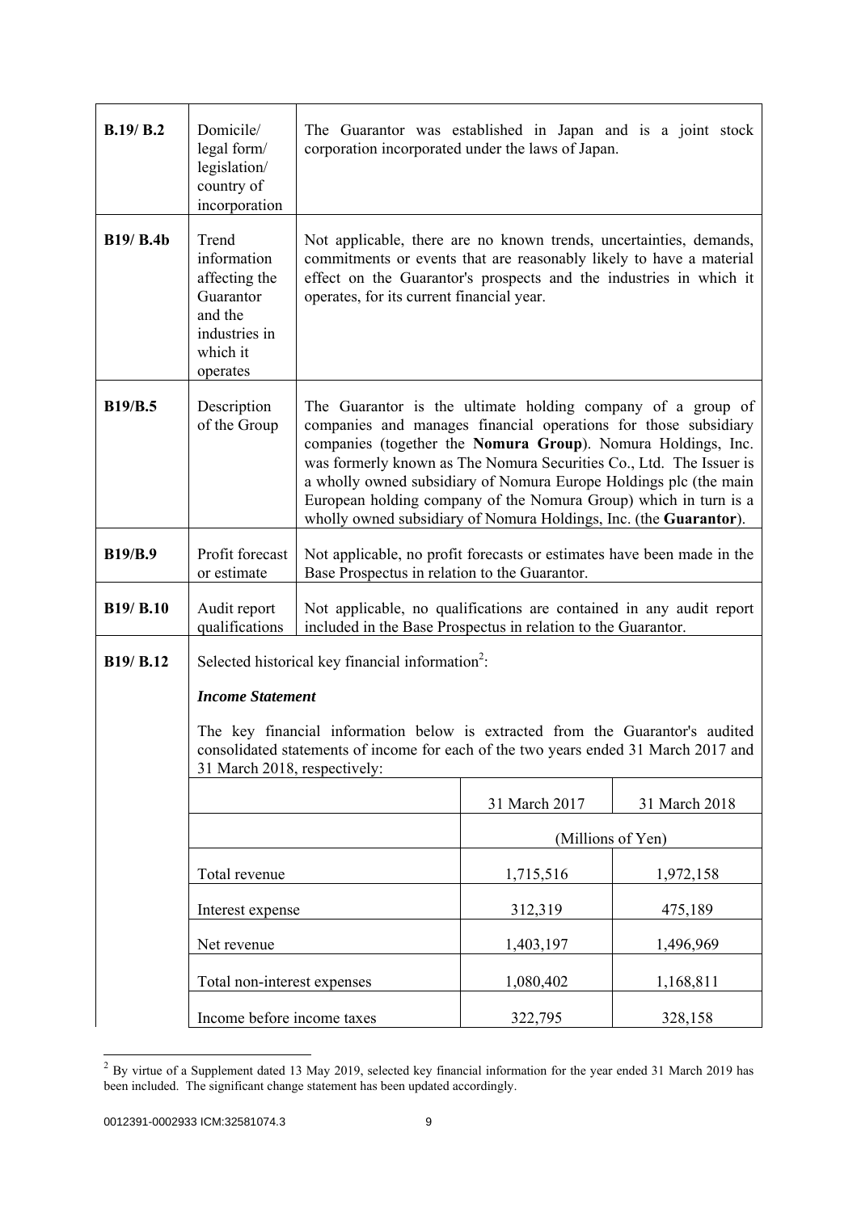| | | |
|---|---|---|
| **B.19/ B.2** | Domicile/ legal form/ legislation/ country of incorporation | The Guarantor was established in Japan and is a joint stock corporation incorporated under the laws of Japan. |
| **B19/ B.4b** | Trend information affecting the Guarantor and the industries in which it operates | Not applicable, there are no known trends, uncertainties, demands, commitments or events that are reasonably likely to have a material effect on the Guarantor's prospects and the industries in which it operates, for its current financial year. |
| **B19/B.5** | Description of the Group | The Guarantor is the ultimate holding company of a group of companies and manages financial operations for those subsidiary companies (together the **Nomura Group**). Nomura Holdings, Inc. was formerly known as The Nomura Securities Co., Ltd. The Issuer is a wholly owned subsidiary of Nomura Europe Holdings plc (the main European holding company of the Nomura Group) which in turn is a wholly owned subsidiary of Nomura Holdings, Inc. (the **Guarantor**). |
| **B19/B.9** | Profit forecast or estimate | Not applicable, no profit forecasts or estimates have been made in the Base Prospectus in relation to the Guarantor. |
| **B19/ B.10** | Audit report qualifications | Not applicable, no qualifications are contained in any audit report included in the Base Prospectus in relation to the Guarantor. |
| **B19/ B.12** | Selected historical key financial information[2]: | |

***Income Statement***

The key financial information below is extracted from the Guarantor's audited consolidated statements of income for each of the two years ended 31 March 2017 and 31 March 2018, respectively:

| | 31 March 2017 | 31 March 2018 |
|---|---|---|
| | (Millions of Yen) | |
| Total revenue | 1,715,516 | 1,972,158 |
| Interest expense | 312,319 | 475,189 |
| Net revenue | 1,403,197 | 1,496,969 |
| Total non-interest expenses | 1,080,402 | 1,168,811 |
| Income before income taxes | 322,795 | 328,158 |

[2] By virtue of a Supplement dated 13 May 2019, selected key financial information for the year ended 31 March 2019 has been included. The significant change statement has been updated accordingly.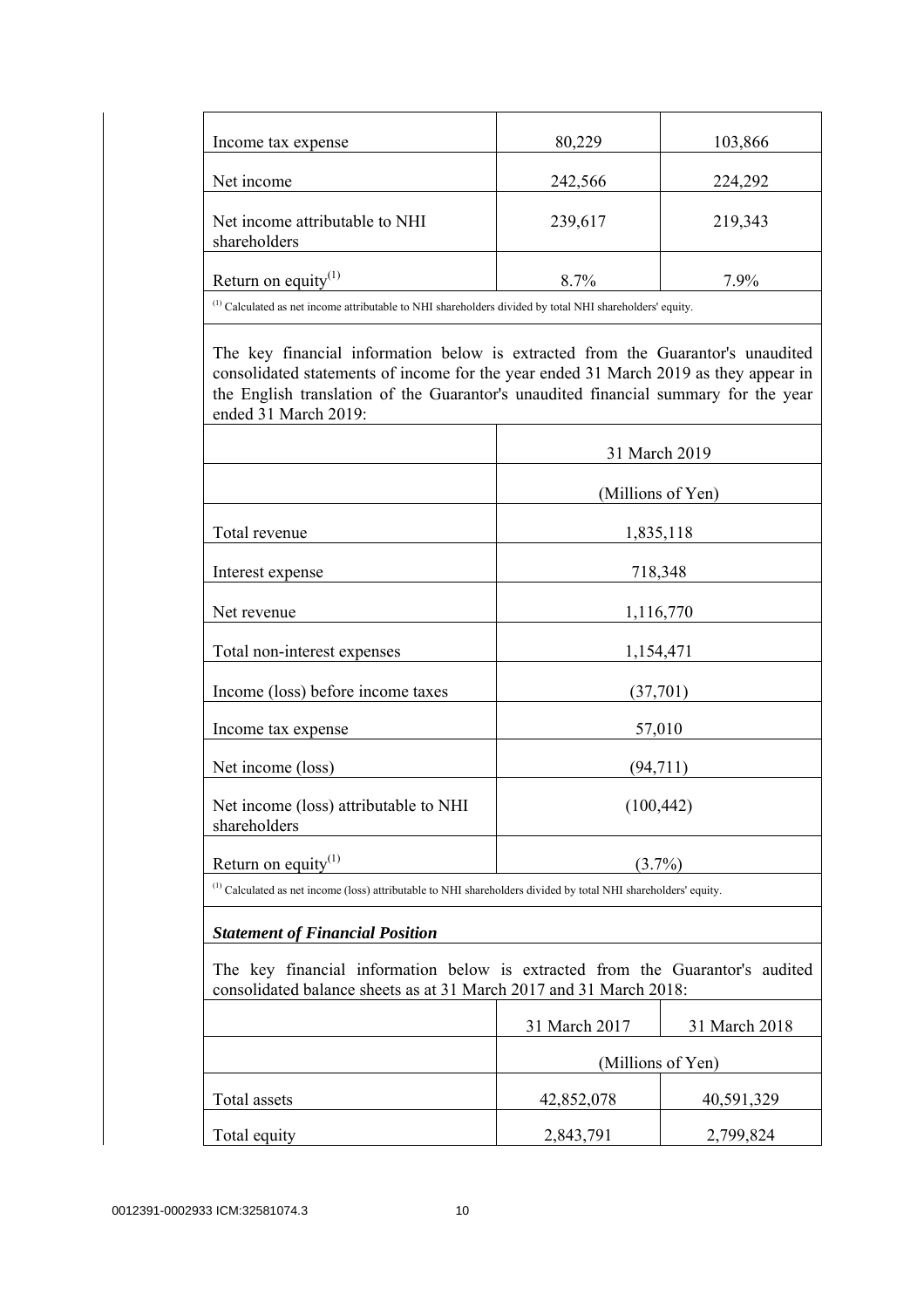| | | |
|---|---|---|
| Income tax expense | 80,229 | 103,866 |
| Net income | 242,566 | 224,292 |
| Net income attributable to NHI shareholders | 239,617 | 219,343 |
| Return on equity[(1)] | 8.7% | 7.9% |

[(1)] Calculated as net income attributable to NHI shareholders divided by total NHI shareholders' equity.

The key financial information below is extracted from the Guarantor's unaudited consolidated statements of income for the year ended 31 March 2019 as they appear in the English translation of the Guarantor's unaudited financial summary for the year ended 31 March 2019:

| | 31 March 2019 |
|---|---|
| | (Millions of Yen) |
| Total revenue | 1,835,118 |
| Interest expense | 718,348 |
| Net revenue | 1,116,770 |
| Total non-interest expenses | 1,154,471 |
| Income (loss) before income taxes | (37,701) |
| Income tax expense | 57,010 |
| Net income (loss) | (94,711) |
| Net income (loss) attributable to NHI shareholders | (100,442) |
| Return on equity[(1)] | (3.7%) |

[(1)] Calculated as net income (loss) attributable to NHI shareholders divided by total NHI shareholders' equity.

***Statement of Financial Position***

The key financial information below is extracted from the Guarantor's audited consolidated balance sheets as at 31 March 2017 and 31 March 2018:

| | 31 March 2017 | 31 March 2018 |
|---|---|---|
| | (Millions of Yen) | |
| Total assets | 42,852,078 | 40,591,329 |
| Total equity | 2,843,791 | 2,799,824 |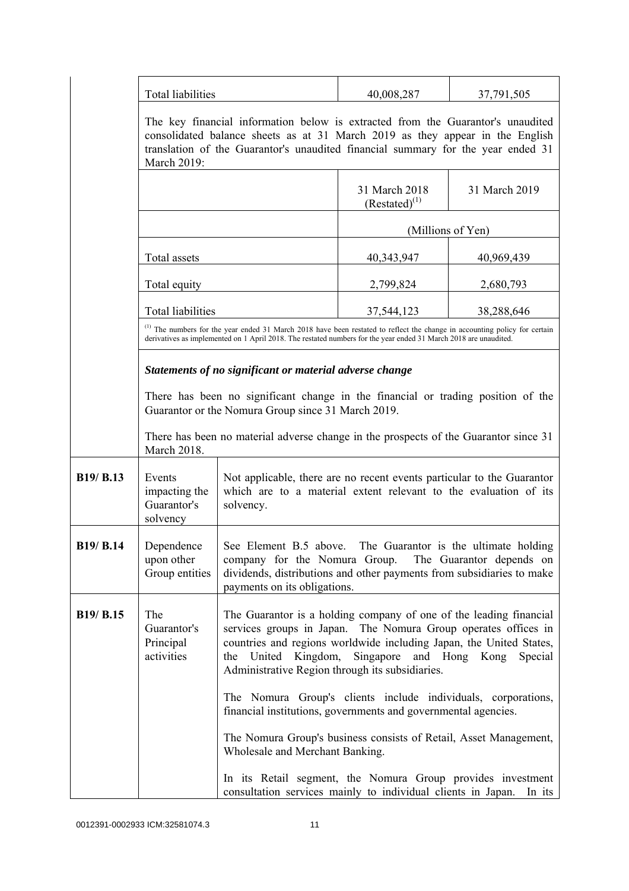| | | | |
|---|---|---|---|
| | Total liabilities | 40,008,287 | 37,791,505 |

The key financial information below is extracted from the Guarantor's unaudited consolidated balance sheets as at 31 March 2019 as they appear in the English translation of the Guarantor's unaudited financial summary for the year ended 31 March 2019:

| | 31 March 2018 (Restated)[(1)] | 31 March 2019 |
|---|---|---|
| | (Millions of Yen) | |
| Total assets | 40,343,947 | 40,969,439 |
| Total equity | 2,799,824 | 2,680,793 |
| Total liabilities | 37,544,123 | 38,288,646 |

[(1)] The numbers for the year ended 31 March 2018 have been restated to reflect the change in accounting policy for certain derivatives as implemented on 1 April 2018. The restated numbers for the year ended 31 March 2018 are unaudited.

***Statements of no significant or material adverse change***

There has been no significant change in the financial or trading position of the Guarantor or the Nomura Group since 31 March 2019.

There has been no material adverse change in the prospects of the Guarantor since 31 March 2018.

| | | |
|---|---|---|
| **B19/ B.13** | Events impacting the Guarantor's solvency | Not applicable, there are no recent events particular to the Guarantor which are to a material extent relevant to the evaluation of its solvency. |
| **B19/ B.14** | Dependence upon other Group entities | See Element B.5 above. The Guarantor is the ultimate holding company for the Nomura Group. The Guarantor depends on dividends, distributions and other payments from subsidiaries to make payments on its obligations. |
| **B19/ B.15** | The Guarantor's Principal activities | The Guarantor is a holding company of one of the leading financial services groups in Japan. The Nomura Group operates offices in countries and regions worldwide including Japan, the United States, the United Kingdom, Singapore and Hong Kong Special Administrative Region through its subsidiaries.<br><br>The Nomura Group's clients include individuals, corporations, financial institutions, governments and governmental agencies.<br><br>The Nomura Group's business consists of Retail, Asset Management, Wholesale and Merchant Banking.<br><br>In its Retail segment, the Nomura Group provides investment consultation services mainly to individual clients in Japan. In its |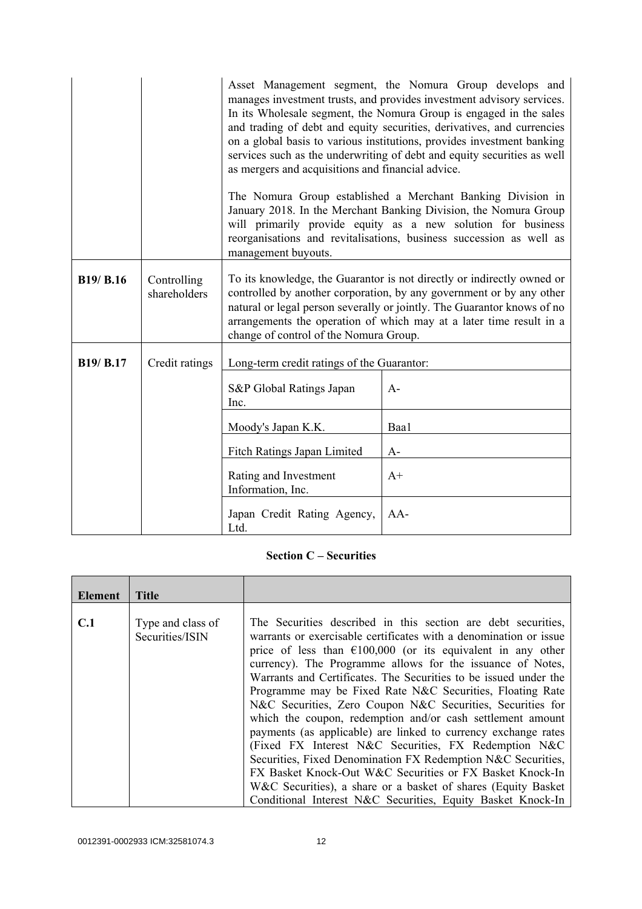| | | |
|---|---|---|
| | | Asset Management segment, the Nomura Group develops and manages investment trusts, and provides investment advisory services. In its Wholesale segment, the Nomura Group is engaged in the sales and trading of debt and equity securities, derivatives, and currencies on a global basis to various institutions, provides investment banking services such as the underwriting of debt and equity securities as well as mergers and acquisitions and financial advice.<br><br>The Nomura Group established a Merchant Banking Division in January 2018. In the Merchant Banking Division, the Nomura Group will primarily provide equity as a new solution for business reorganisations and revitalisations, business succession as well as management buyouts. |
| **B19/ B.16** | Controlling shareholders | To its knowledge, the Guarantor is not directly or indirectly owned or controlled by another corporation, by any government or by any other natural or legal person severally or jointly. The Guarantor knows of no arrangements the operation of which may at a later time result in a change of control of the Nomura Group. |
| **B19/ B.17** | Credit ratings | Long-term credit ratings of the Guarantor:<br><br>S&P Global Ratings Japan Inc.: A-<br>Moody's Japan K.K.: Baa1<br>Fitch Ratings Japan Limited: A-<br>Rating and Investment Information, Inc.: A+<br>Japan Credit Rating Agency, Ltd.: AA- |

**Section C – Securities**

| Element | Title | |
|---|---|---|
| **C.1** | Type and class of Securities/ISIN | The Securities described in this section are debt securities, warrants or exercisable certificates with a denomination or issue price of less than €100,000 (or its equivalent in any other currency). The Programme allows for the issuance of Notes, Warrants and Certificates. The Securities to be issued under the Programme may be Fixed Rate N&C Securities, Floating Rate N&C Securities, Zero Coupon N&C Securities, Securities for which the coupon, redemption and/or cash settlement amount payments (as applicable) are linked to currency exchange rates (Fixed FX Interest N&C Securities, FX Redemption N&C Securities, Fixed Denomination FX Redemption N&C Securities, FX Basket Knock-Out W&C Securities or FX Basket Knock-In W&C Securities), a share or a basket of shares (Equity Basket Conditional Interest N&C Securities, Equity Basket Knock-In |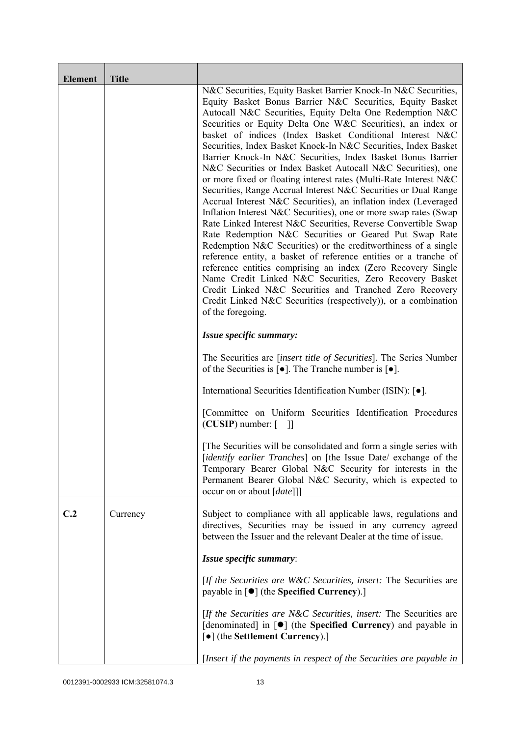| Element | Title | |
|---|---|---|
| | | N&C Securities, Equity Basket Barrier Knock-In N&C Securities, Equity Basket Bonus Barrier N&C Securities, Equity Basket Autocall N&C Securities, Equity Delta One Redemption N&C Securities or Equity Delta One W&C Securities), an index or basket of indices (Index Basket Conditional Interest N&C Securities, Index Basket Knock-In N&C Securities, Index Basket Barrier Knock-In N&C Securities, Index Basket Bonus Barrier N&C Securities or Index Basket Autocall N&C Securities), one or more fixed or floating interest rates (Multi-Rate Interest N&C Securities, Range Accrual Interest N&C Securities or Dual Range Accrual Interest N&C Securities), an inflation index (Leveraged Inflation Interest N&C Securities), one or more swap rates (Swap Rate Linked Interest N&C Securities, Reverse Convertible Swap Rate Redemption N&C Securities or Geared Put Swap Rate Redemption N&C Securities) or the creditworthiness of a single reference entity, a basket of reference entities or a tranche of reference entities comprising an index (Zero Recovery Single Name Credit Linked N&C Securities, Zero Recovery Basket Credit Linked N&C Securities and Tranched Zero Recovery Credit Linked N&C Securities (respectively)), or a combination of the foregoing.<br><br>***Issue specific summary:***<br><br>The Securities are [*insert title of Securities*]. The Series Number of the Securities is [●]. The Tranche number is [●].<br><br>International Securities Identification Number (ISIN): [●].<br><br>[Committee on Uniform Securities Identification Procedures (**CUSIP**) number: [ ]]<br><br>[The Securities will be consolidated and form a single series with [*identify earlier Tranches*] on [the Issue Date/ exchange of the Temporary Bearer Global N&C Security for interests in the Permanent Bearer Global N&C Security, which is expected to occur on or about [*date*]]] |
| **C.2** | Currency | Subject to compliance with all applicable laws, regulations and directives, Securities may be issued in any currency agreed between the Issuer and the relevant Dealer at the time of issue.<br><br>***Issue specific summary***:<br><br>[*If the Securities are W&C Securities, insert:* The Securities are payable in [●] (the **Specified Currency**).]<br><br>[*If the Securities are N&C Securities, insert:* The Securities are [denominated] in [●] (the **Specified Currency**) and payable in [●] (the **Settlement Currency**).]<br><br>[*Insert if the payments in respect of the Securities are payable in* |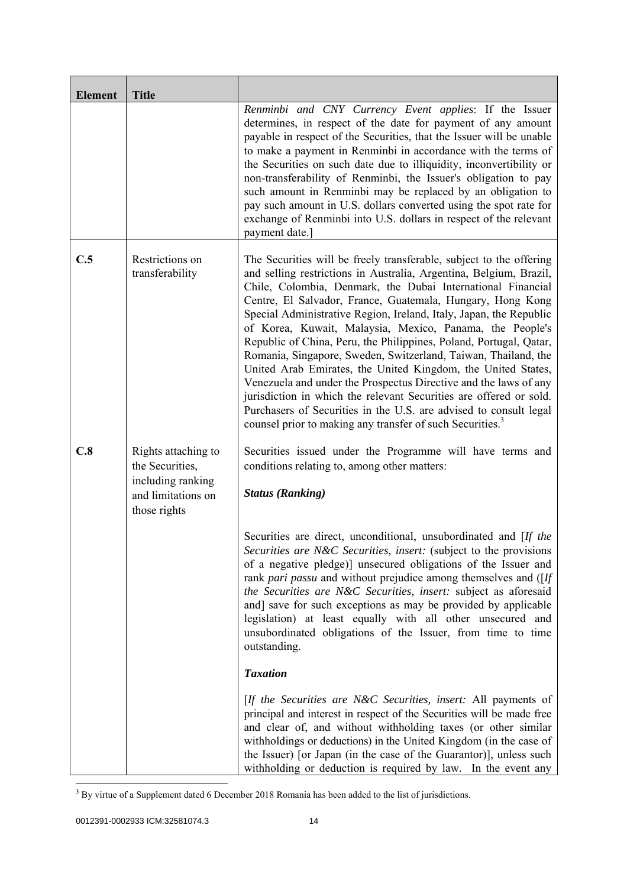| Element | Title | |
|---|---|---|
| | | *Renminbi and CNY Currency Event applies*: If the Issuer determines, in respect of the date for payment of any amount payable in respect of the Securities, that the Issuer will be unable to make a payment in Renminbi in accordance with the terms of the Securities on such date due to illiquidity, inconvertibility or non-transferability of Renminbi, the Issuer's obligation to pay such amount in Renminbi may be replaced by an obligation to pay such amount in U.S. dollars converted using the spot rate for exchange of Renminbi into U.S. dollars in respect of the relevant payment date.] |
| **C.5** | Restrictions on transferability | The Securities will be freely transferable, subject to the offering and selling restrictions in Australia, Argentina, Belgium, Brazil, Chile, Colombia, Denmark, the Dubai International Financial Centre, El Salvador, France, Guatemala, Hungary, Hong Kong Special Administrative Region, Ireland, Italy, Japan, the Republic of Korea, Kuwait, Malaysia, Mexico, Panama, the People's Republic of China, Peru, the Philippines, Poland, Portugal, Qatar, Romania, Singapore, Sweden, Switzerland, Taiwan, Thailand, the United Arab Emirates, the United Kingdom, the United States, Venezuela and under the Prospectus Directive and the laws of any jurisdiction in which the relevant Securities are offered or sold. Purchasers of Securities in the U.S. are advised to consult legal counsel prior to making any transfer of such Securities.[3] |
| **C.8** | Rights attaching to the Securities, including ranking and limitations on those rights | Securities issued under the Programme will have terms and conditions relating to, among other matters:<br><br>***Status (Ranking)***<br><br>Securities are direct, unconditional, unsubordinated and [*If the Securities are N&C Securities, insert:* (subject to the provisions of a negative pledge)] unsecured obligations of the Issuer and rank *pari passu* and without prejudice among themselves and ([*If the Securities are N&C Securities, insert:* subject as aforesaid and] save for such exceptions as may be provided by applicable legislation) at least equally with all other unsecured and unsubordinated obligations of the Issuer, from time to time outstanding.<br><br>***Taxation***<br><br>[*If the Securities are N&C Securities, insert:* All payments of principal and interest in respect of the Securities will be made free and clear of, and without withholding taxes (or other similar withholdings or deductions) in the United Kingdom (in the case of the Issuer) [or Japan (in the case of the Guarantor)], unless such withholding or deduction is required by law. In the event any |

[3] By virtue of a Supplement dated 6 December 2018 Romania has been added to the list of jurisdictions.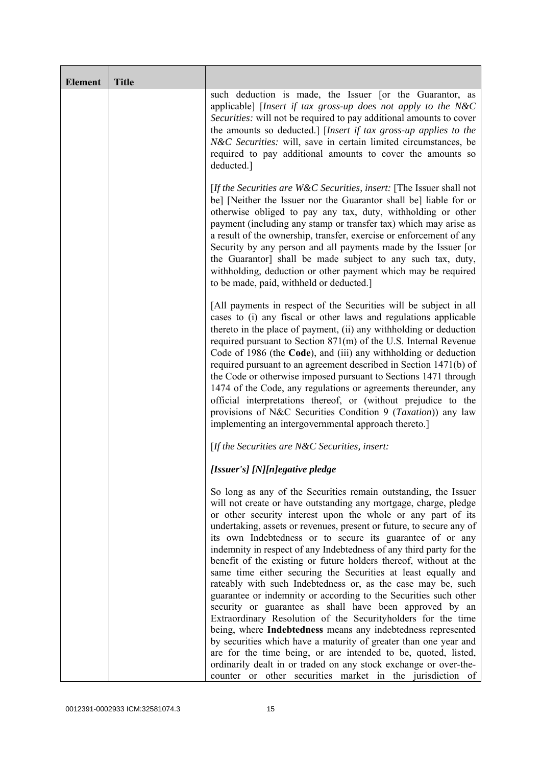| Element | Title | |
|---|---|---|
| | | such deduction is made, the Issuer [or the Guarantor, as applicable] [*Insert if tax gross-up does not apply to the N&C Securities:* will not be required to pay additional amounts to cover the amounts so deducted.] [*Insert if tax gross-up applies to the N&C Securities:* will, save in certain limited circumstances, be required to pay additional amounts to cover the amounts so deducted.]<br><br>[*If the Securities are W&C Securities, insert:* [The Issuer shall not be] [Neither the Issuer nor the Guarantor shall be] liable for or otherwise obliged to pay any tax, duty, withholding or other payment (including any stamp or transfer tax) which may arise as a result of the ownership, transfer, exercise or enforcement of any Security by any person and all payments made by the Issuer [or the Guarantor] shall be made subject to any such tax, duty, withholding, deduction or other payment which may be required to be made, paid, withheld or deducted.]<br><br>[All payments in respect of the Securities will be subject in all cases to (i) any fiscal or other laws and regulations applicable thereto in the place of payment, (ii) any withholding or deduction required pursuant to Section 871(m) of the U.S. Internal Revenue Code of 1986 (the **Code**), and (iii) any withholding or deduction required pursuant to an agreement described in Section 1471(b) of the Code or otherwise imposed pursuant to Sections 1471 through 1474 of the Code, any regulations or agreements thereunder, any official interpretations thereof, or (without prejudice to the provisions of N&C Securities Condition 9 (*Taxation*)) any law implementing an intergovernmental approach thereto.]<br><br>[*If the Securities are N&C Securities, insert:*<br><br>***[Issuer's] [N][n]egative pledge***<br><br>So long as any of the Securities remain outstanding, the Issuer will not create or have outstanding any mortgage, charge, pledge or other security interest upon the whole or any part of its undertaking, assets or revenues, present or future, to secure any of its own Indebtedness or to secure its guarantee of or any indemnity in respect of any Indebtedness of any third party for the benefit of the existing or future holders thereof, without at the same time either securing the Securities at least equally and rateably with such Indebtedness or, as the case may be, such guarantee or indemnity or according to the Securities such other security or guarantee as shall have been approved by an Extraordinary Resolution of the Securityholders for the time being, where **Indebtedness** means any indebtedness represented by securities which have a maturity of greater than one year and are for the time being, or are intended to be, quoted, listed, ordinarily dealt in or traded on any stock exchange or over-the-counter or other securities market in the jurisdiction of |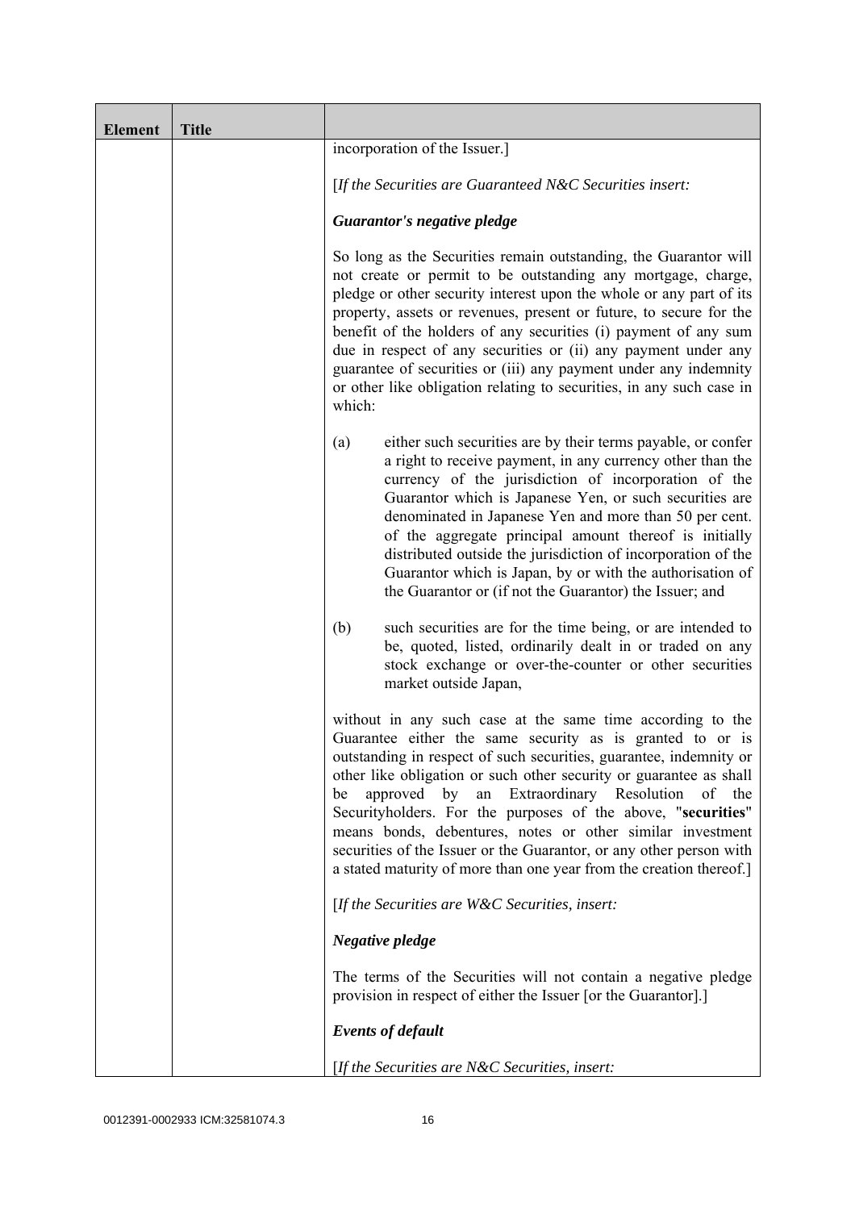| Element | Title | |
|---|---|---|
| | | incorporation of the Issuer.]<br><br>[*If the Securities are Guaranteed N&C Securities insert:*<br><br>***Guarantor's negative pledge***<br><br>So long as the Securities remain outstanding, the Guarantor will not create or permit to be outstanding any mortgage, charge, pledge or other security interest upon the whole or any part of its property, assets or revenues, present or future, to secure for the benefit of the holders of any securities (i) payment of any sum due in respect of any securities or (ii) any payment under any guarantee of securities or (iii) any payment under any indemnity or other like obligation relating to securities, in any such case in which:<br><br>(a) either such securities are by their terms payable, or confer a right to receive payment, in any currency other than the currency of the jurisdiction of incorporation of the Guarantor which is Japanese Yen, or such securities are denominated in Japanese Yen and more than 50 per cent. of the aggregate principal amount thereof is initially distributed outside the jurisdiction of incorporation of the Guarantor which is Japan, by or with the authorisation of the Guarantor or (if not the Guarantor) the Issuer; and<br><br>(b) such securities are for the time being, or are intended to be, quoted, listed, ordinarily dealt in or traded on any stock exchange or over-the-counter or other securities market outside Japan,<br><br>without in any such case at the same time according to the Guarantee either the same security as is granted to or is outstanding in respect of such securities, guarantee, indemnity or other like obligation or such other security or guarantee as shall be approved by an Extraordinary Resolution of the Securityholders. For the purposes of the above, "**securities**" means bonds, debentures, notes or other similar investment securities of the Issuer or the Guarantor, or any other person with a stated maturity of more than one year from the creation thereof.]<br><br>[*If the Securities are W&C Securities, insert:*<br><br>***Negative pledge***<br><br>The terms of the Securities will not contain a negative pledge provision in respect of either the Issuer [or the Guarantor].]<br><br>***Events of default***<br><br>[*If the Securities are N&C Securities, insert:* |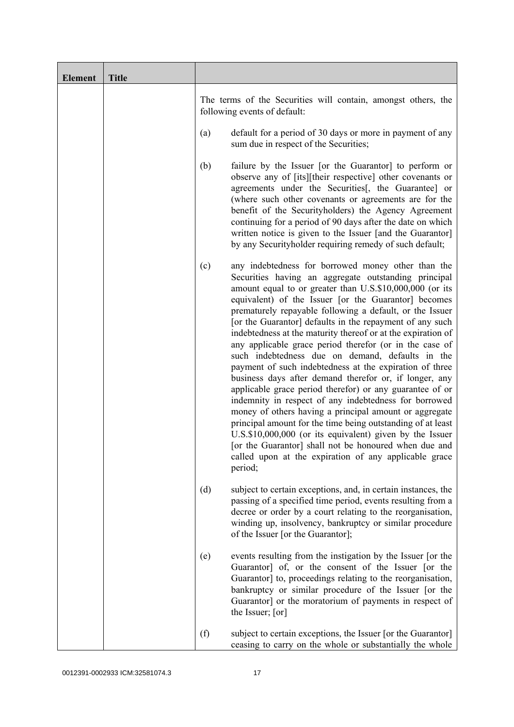| Element | Title | |
|---|---|---|
| | | The terms of the Securities will contain, amongst others, the following events of default:<br><br>(a) default for a period of 30 days or more in payment of any sum due in respect of the Securities;<br><br>(b) failure by the Issuer [or the Guarantor] to perform or observe any of [its][their respective] other covenants or agreements under the Securities[, the Guarantee] or (where such other covenants or agreements are for the benefit of the Securityholders) the Agency Agreement continuing for a period of 90 days after the date on which written notice is given to the Issuer [and the Guarantor] by any Securityholder requiring remedy of such default;<br><br>(c) any indebtedness for borrowed money other than the Securities having an aggregate outstanding principal amount equal to or greater than U.S.$10,000,000 (or its equivalent) of the Issuer [or the Guarantor] becomes prematurely repayable following a default, or the Issuer [or the Guarantor] defaults in the repayment of any such indebtedness at the maturity thereof or at the expiration of any applicable grace period therefor (or in the case of such indebtedness due on demand, defaults in the payment of such indebtedness at the expiration of three business days after demand therefor or, if longer, any applicable grace period therefor) or any guarantee of or indemnity in respect of any indebtedness for borrowed money of others having a principal amount or aggregate principal amount for the time being outstanding of at least U.S.$10,000,000 (or its equivalent) given by the Issuer [or the Guarantor] shall not be honoured when due and called upon at the expiration of any applicable grace period;<br><br>(d) subject to certain exceptions, and, in certain instances, the passing of a specified time period, events resulting from a decree or order by a court relating to the reorganisation, winding up, insolvency, bankruptcy or similar procedure of the Issuer [or the Guarantor];<br><br>(e) events resulting from the instigation by the Issuer [or the Guarantor] of, or the consent of the Issuer [or the Guarantor] to, proceedings relating to the reorganisation, bankruptcy or similar procedure of the Issuer [or the Guarantor] or the moratorium of payments in respect of the Issuer; [or]<br><br>(f) subject to certain exceptions, the Issuer [or the Guarantor] ceasing to carry on the whole or substantially the whole |

0012391-0002933 ICM:32581074.3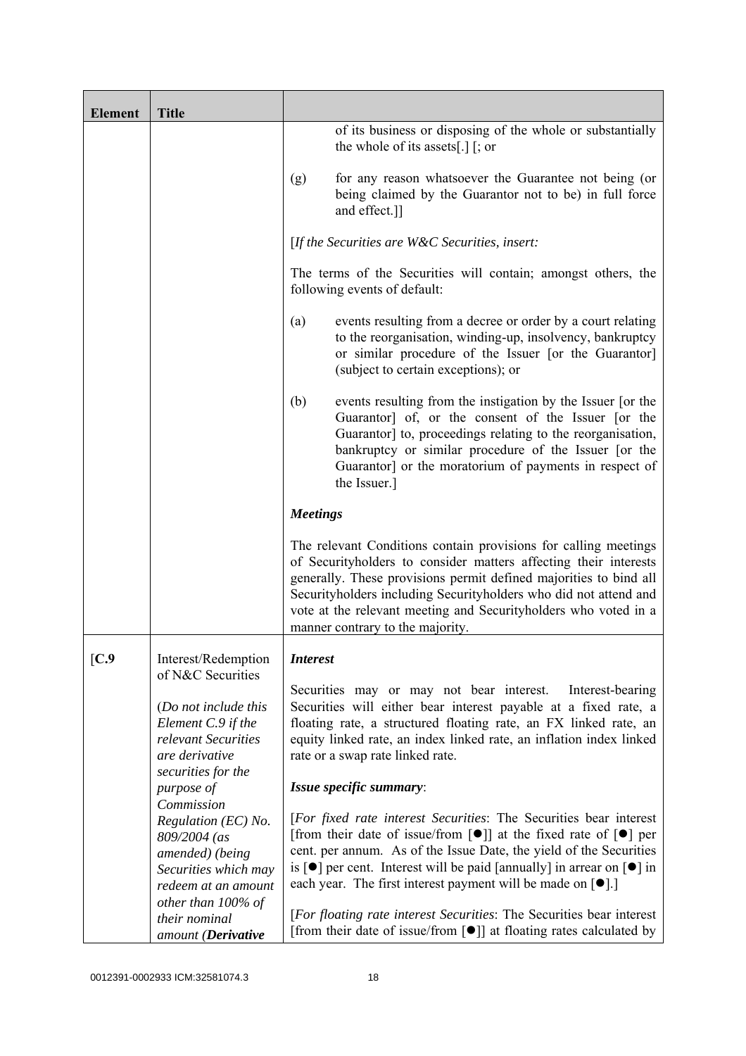| Element | Title | |
|---|---|---|
| | | of its business or disposing of the whole or substantially the whole of its assets[.] [; or<br><br>(g) for any reason whatsoever the Guarantee not being (or being claimed by the Guarantor not to be) in full force and effect.]]<br><br>[*If the Securities are W&C Securities, insert:*<br><br>The terms of the Securities will contain; amongst others, the following events of default:<br><br>(a) events resulting from a decree or order by a court relating to the reorganisation, winding-up, insolvency, bankruptcy or similar procedure of the Issuer [or the Guarantor] (subject to certain exceptions); or<br><br>(b) events resulting from the instigation by the Issuer [or the Guarantor] of, or the consent of the Issuer [or the Guarantor] to, proceedings relating to the reorganisation, bankruptcy or similar procedure of the Issuer [or the Guarantor] or the moratorium of payments in respect of the Issuer.]<br><br>***Meetings***<br><br>The relevant Conditions contain provisions for calling meetings of Securityholders to consider matters affecting their interests generally. These provisions permit defined majorities to bind all Securityholders including Securityholders who did not attend and vote at the relevant meeting and Securityholders who voted in a manner contrary to the majority. |
| [**C.9** | Interest/Redemption of N&C Securities<br><br>(*Do not include this Element C.9 if the relevant Securities are derivative securities for the purpose of Commission Regulation (EC) No. 809/2004 (as amended) (being Securities which may redeem at an amount other than 100% of their nominal amount (**Derivative*** | ***Interest***<br><br>Securities may or may not bear interest. Interest-bearing Securities will either bear interest payable at a fixed rate, a floating rate, a structured floating rate, an FX linked rate, an equity linked rate, an index linked rate, an inflation index linked rate or a swap rate linked rate.<br><br>***Issue specific summary***:<br><br>[*For fixed rate interest Securities*: The Securities bear interest [from their date of issue/from [●]] at the fixed rate of [●] per cent. per annum. As of the Issue Date, the yield of the Securities is [●] per cent. Interest will be paid [annually] in arrear on [●] in each year. The first interest payment will be made on [●].]<br><br>[*For floating rate interest Securities*: The Securities bear interest [from their date of issue/from [●]] at floating rates calculated by |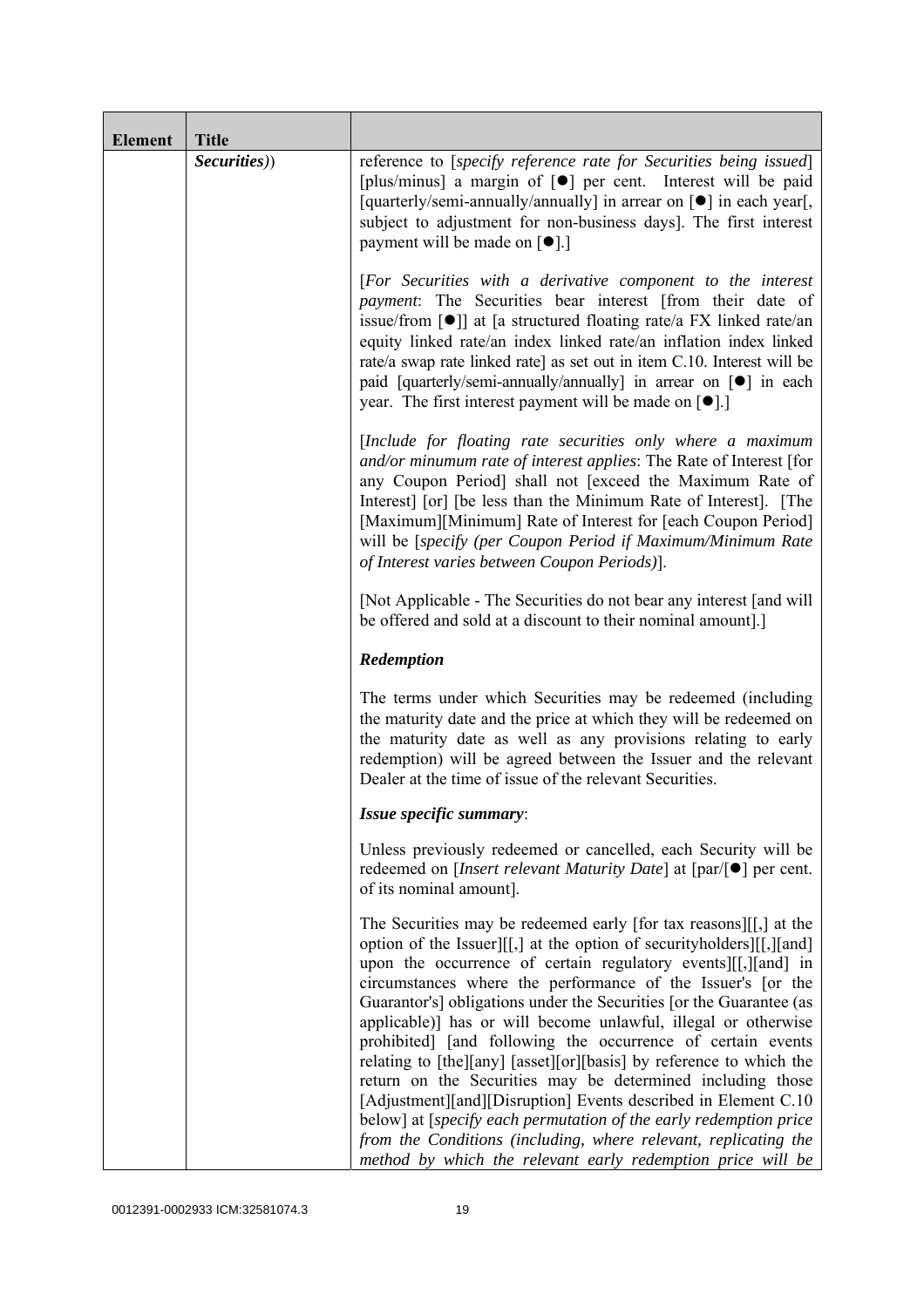| Element | Title | |
|---|---|---|
| | *Securities*)) | reference to [*specify reference rate for Securities being issued*] [plus/minus] a margin of [●] per cent. Interest will be paid [quarterly/semi-annually/annually] in arrear on [●] in each year[, subject to adjustment for non-business days]. The first interest payment will be made on [●].]<br><br>[*For Securities with a derivative component to the interest payment*: The Securities bear interest [from their date of issue/from [●]] at [a structured floating rate/a FX linked rate/an equity linked rate/an index linked rate/an inflation index linked rate/a swap rate linked rate] as set out in item C.10. Interest will be paid [quarterly/semi-annually/annually] in arrear on [●] in each year. The first interest payment will be made on [●].]<br><br>[*Include for floating rate securities only where a maximum and/or minumum rate of interest applies*: The Rate of Interest [for any Coupon Period] shall not [exceed the Maximum Rate of Interest] [or] [be less than the Minimum Rate of Interest]. [The [Maximum][Minimum] Rate of Interest for [each Coupon Period] will be [*specify (per Coupon Period if Maximum/Minimum Rate of Interest varies between Coupon Periods)*].<br><br>[Not Applicable - The Securities do not bear any interest [and will be offered and sold at a discount to their nominal amount].]<br><br>***Redemption***<br><br>The terms under which Securities may be redeemed (including the maturity date and the price at which they will be redeemed on the maturity date as well as any provisions relating to early redemption) will be agreed between the Issuer and the relevant Dealer at the time of issue of the relevant Securities.<br><br>***Issue specific summary***:<br><br>Unless previously redeemed or cancelled, each Security will be redeemed on [*Insert relevant Maturity Date*] at [par/[●] per cent. of its nominal amount].<br><br>The Securities may be redeemed early [for tax reasons][[,] at the option of the Issuer][[,] at the option of securityholders][[,][and] upon the occurrence of certain regulatory events][[,][and] in circumstances where the performance of the Issuer's [or the Guarantor's] obligations under the Securities [or the Guarantee (as applicable)] has or will become unlawful, illegal or otherwise prohibited] [and following the occurrence of certain events relating to [the][any] [asset][or][basis] by reference to which the return on the Securities may be determined including those [Adjustment][and][Disruption] Events described in Element C.10 below] at [*specify each permutation of the early redemption price from the Conditions (including, where relevant, replicating the method by which the relevant early redemption price will be* |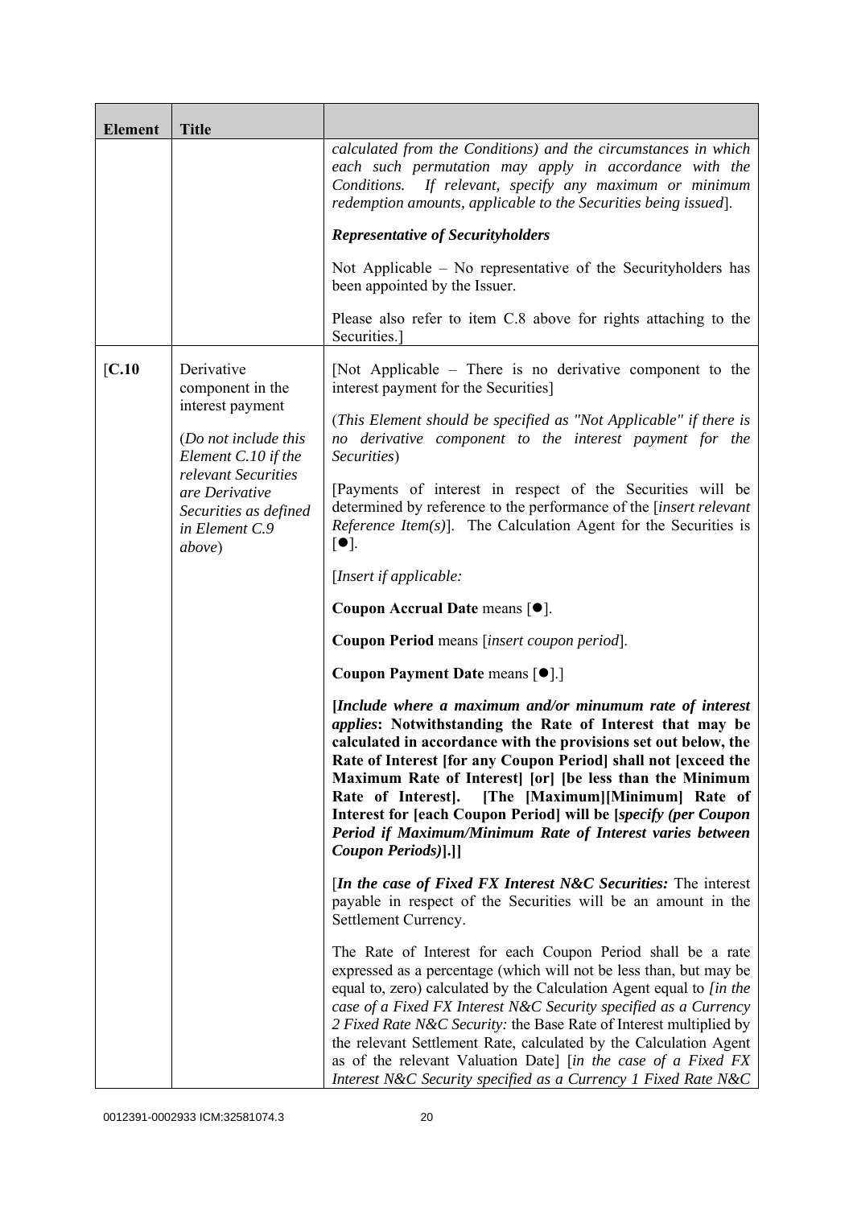| Element | Title | |
|---|---|---|
| | | *calculated from the Conditions) and the circumstances in which each such permutation may apply in accordance with the Conditions. If relevant, specify any maximum or minimum redemption amounts, applicable to the Securities being issued*].<br><br>***Representative of Securityholders***<br><br>Not Applicable – No representative of the Securityholders has been appointed by the Issuer.<br><br>Please also refer to item C.8 above for rights attaching to the Securities.] |
| [C.10 | Derivative component in the interest payment<br><br>(*Do not include this Element C.10 if the relevant Securities are Derivative Securities as defined in Element C.9 above*) | [Not Applicable – There is no derivative component to the interest payment for the Securities]<br><br>(*This Element should be specified as "Not Applicable" if there is no derivative component to the interest payment for the Securities*)<br><br>[Payments of interest in respect of the Securities will be determined by reference to the performance of the [*insert relevant Reference Item(s)*]. The Calculation Agent for the Securities is [●].<br><br>[*Insert if applicable:*<br><br>**Coupon Accrual Date** means [●].<br><br>**Coupon Period** means [*insert coupon period*].<br><br>**Coupon Payment Date** means [●].]<br><br>**[*Include where a maximum and/or minumum rate of interest applies*: Notwithstanding the Rate of Interest that may be calculated in accordance with the provisions set out below, the Rate of Interest [for any Coupon Period] shall not [exceed the Maximum Rate of Interest] [or] [be less than the Minimum Rate of Interest]. [The [Maximum][Minimum] Rate of Interest for [each Coupon Period] will be [*specify (per Coupon Period if Maximum/Minimum Rate of Interest varies between Coupon Periods)*].]]**<br><br>[***In the case of Fixed FX Interest N&C Securities:*** The interest payable in respect of the Securities will be an amount in the Settlement Currency.<br><br>The Rate of Interest for each Coupon Period shall be a rate expressed as a percentage (which will not be less than, but may be equal to, zero) calculated by the Calculation Agent equal to *[in the case of a Fixed FX Interest N&C Security specified as a Currency 2 Fixed Rate N&C Security:* the Base Rate of Interest multiplied by the relevant Settlement Rate, calculated by the Calculation Agent as of the relevant Valuation Date] [*in the case of a Fixed FX Interest N&C Security specified as a Currency 1 Fixed Rate N&C* |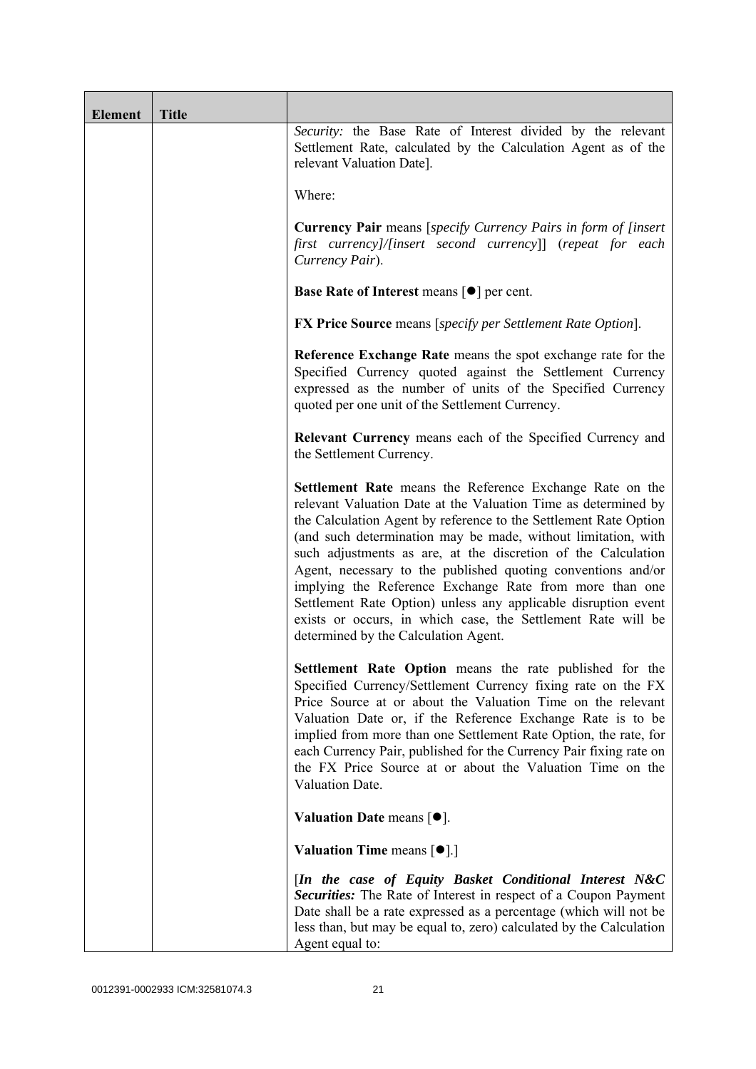| Element | Title | |
|---|---|---|
| | | *Security:* the Base Rate of Interest divided by the relevant Settlement Rate, calculated by the Calculation Agent as of the relevant Valuation Date].<br><br>Where:<br><br>**Currency Pair** means [*specify Currency Pairs in form of [insert first currency]/[insert second currency]*] (*repeat for each Currency Pair*).<br><br>**Base Rate of Interest** means [●] per cent.<br><br>**FX Price Source** means [*specify per Settlement Rate Option*].<br><br>**Reference Exchange Rate** means the spot exchange rate for the Specified Currency quoted against the Settlement Currency expressed as the number of units of the Specified Currency quoted per one unit of the Settlement Currency.<br><br>**Relevant Currency** means each of the Specified Currency and the Settlement Currency.<br><br>**Settlement Rate** means the Reference Exchange Rate on the relevant Valuation Date at the Valuation Time as determined by the Calculation Agent by reference to the Settlement Rate Option (and such determination may be made, without limitation, with such adjustments as are, at the discretion of the Calculation Agent, necessary to the published quoting conventions and/or implying the Reference Exchange Rate from more than one Settlement Rate Option) unless any applicable disruption event exists or occurs, in which case, the Settlement Rate will be determined by the Calculation Agent.<br><br>**Settlement Rate Option** means the rate published for the Specified Currency/Settlement Currency fixing rate on the FX Price Source at or about the Valuation Time on the relevant Valuation Date or, if the Reference Exchange Rate is to be implied from more than one Settlement Rate Option, the rate, for each Currency Pair, published for the Currency Pair fixing rate on the FX Price Source at or about the Valuation Time on the Valuation Date.<br><br>**Valuation Date** means [●].<br><br>**Valuation Time** means [●].]<br><br>[***In the case of Equity Basket Conditional Interest N&C Securities:*** The Rate of Interest in respect of a Coupon Payment Date shall be a rate expressed as a percentage (which will not be less than, but may be equal to, zero) calculated by the Calculation Agent equal to: |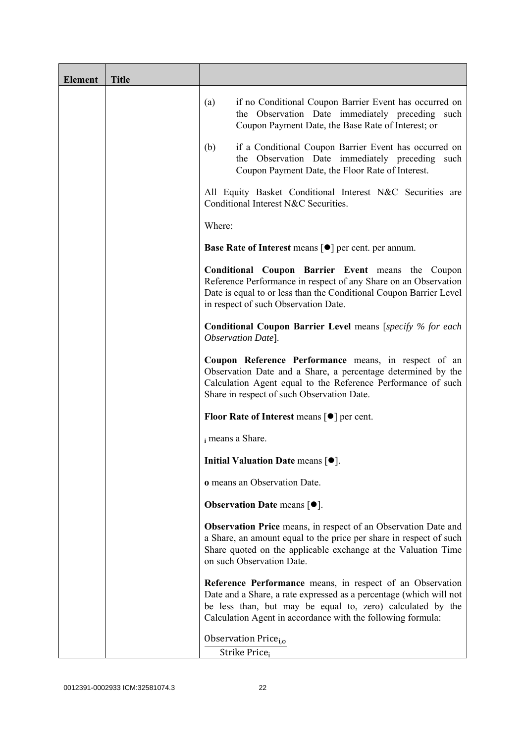| Element | Title | |
|---|---|---|
| | | (a) if no Conditional Coupon Barrier Event has occurred on the Observation Date immediately preceding such Coupon Payment Date, the Base Rate of Interest; or<br><br>(b) if a Conditional Coupon Barrier Event has occurred on the Observation Date immediately preceding such Coupon Payment Date, the Floor Rate of Interest.<br><br>All Equity Basket Conditional Interest N&C Securities are Conditional Interest N&C Securities.<br><br>Where:<br><br>**Base Rate of Interest** means [●] per cent. per annum.<br><br>**Conditional Coupon Barrier Event** means the Coupon Reference Performance in respect of any Share on an Observation Date is equal to or less than the Conditional Coupon Barrier Level in respect of such Observation Date.<br><br>**Conditional Coupon Barrier Level** means [*specify % for each Observation Date*].<br><br>**Coupon Reference Performance** means, in respect of an Observation Date and a Share, a percentage determined by the Calculation Agent equal to the Reference Performance of such Share in respect of such Observation Date.<br><br>**Floor Rate of Interest** means [●] per cent.<br><br>$_{i}$ means a Share.<br><br>**Initial Valuation Date** means [●].<br><br>**o** means an Observation Date.<br><br>**Observation Date** means [●].<br><br>**Observation Price** means, in respect of an Observation Date and a Share, an amount equal to the price per share in respect of such Share quoted on the applicable exchange at the Valuation Time on such Observation Date.<br><br>**Reference Performance** means, in respect of an Observation Date and a Share, a rate expressed as a percentage (which will not be less than, but may be equal to, zero) calculated by the Calculation Agent in accordance with the following formula:<br><br>$$\frac{\text{Observation Price}_{i,o}}{\text{Strike Price}_{i}}$$ |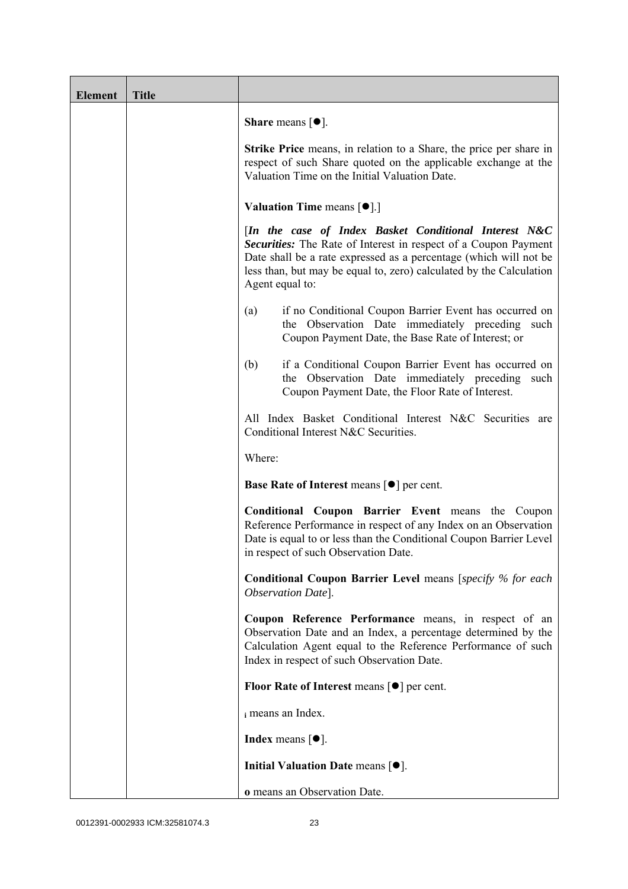| Element | Title | |
|---|---|---|
| | | **Share** means [●].<br><br>**Strike Price** means, in relation to a Share, the price per share in respect of such Share quoted on the applicable exchange at the Valuation Time on the Initial Valuation Date.<br><br>**Valuation Time** means [●].]<br><br>[***In the case of Index Basket Conditional Interest N&C Securities:*** The Rate of Interest in respect of a Coupon Payment Date shall be a rate expressed as a percentage (which will not be less than, but may be equal to, zero) calculated by the Calculation Agent equal to:<br><br>(a) if no Conditional Coupon Barrier Event has occurred on the Observation Date immediately preceding such Coupon Payment Date, the Base Rate of Interest; or<br><br>(b) if a Conditional Coupon Barrier Event has occurred on the Observation Date immediately preceding such Coupon Payment Date, the Floor Rate of Interest.<br><br>All Index Basket Conditional Interest N&C Securities are Conditional Interest N&C Securities.<br><br>Where:<br><br>**Base Rate of Interest** means [●] per cent.<br><br>**Conditional Coupon Barrier Event** means the Coupon Reference Performance in respect of any Index on an Observation Date is equal to or less than the Conditional Coupon Barrier Level in respect of such Observation Date.<br><br>**Conditional Coupon Barrier Level** means [*specify % for each Observation Date*].<br><br>**Coupon Reference Performance** means, in respect of an Observation Date and an Index, a percentage determined by the Calculation Agent equal to the Reference Performance of such Index in respect of such Observation Date.<br><br>**Floor Rate of Interest** means [●] per cent.<br><br>**i** means an Index.<br><br>**Index** means [●].<br><br>**Initial Valuation Date** means [●].<br><br>**o** means an Observation Date. |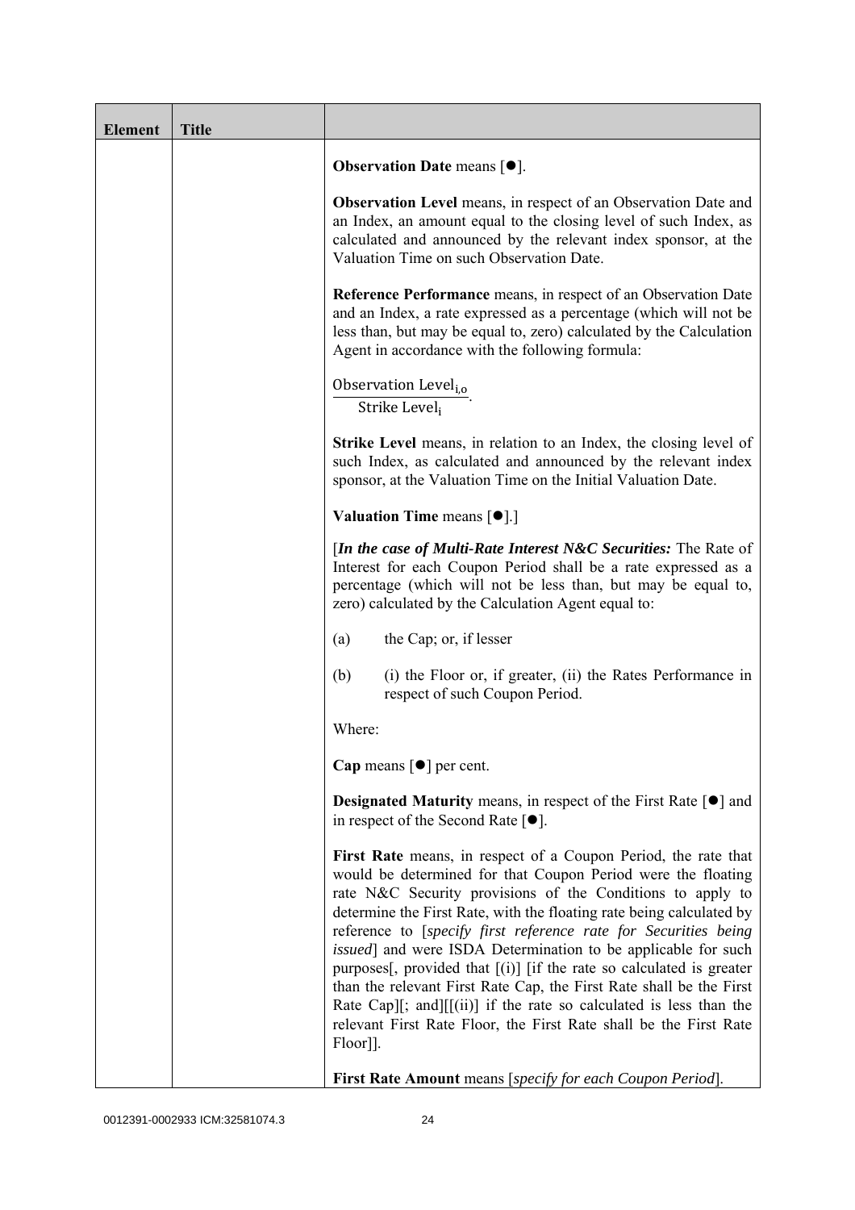| Element | Title | |
|---|---|---|
| | | **Observation Date** means [●].<br><br>**Observation Level** means, in respect of an Observation Date and an Index, an amount equal to the closing level of such Index, as calculated and announced by the relevant index sponsor, at the Valuation Time on such Observation Date.<br><br>**Reference Performance** means, in respect of an Observation Date and an Index, a rate expressed as a percentage (which will not be less than, but may be equal to, zero) calculated by the Calculation Agent in accordance with the following formula:<br><br>$\frac{\text{Observation Level}_{i,o}}{\text{Strike Level}_{i}}$.<br><br>**Strike Level** means, in relation to an Index, the closing level of such Index, as calculated and announced by the relevant index sponsor, at the Valuation Time on the Initial Valuation Date.<br><br>**Valuation Time** means [●].]<br><br>[***In the case of Multi-Rate Interest N&C Securities:*** The Rate of Interest for each Coupon Period shall be a rate expressed as a percentage (which will not be less than, but may be equal to, zero) calculated by the Calculation Agent equal to:<br><br>(a) the Cap; or, if lesser<br><br>(b) (i) the Floor or, if greater, (ii) the Rates Performance in respect of such Coupon Period.<br><br>Where:<br><br>**Cap** means [●] per cent.<br><br>**Designated Maturity** means, in respect of the First Rate [●] and in respect of the Second Rate [●].<br><br>**First Rate** means, in respect of a Coupon Period, the rate that would be determined for that Coupon Period were the floating rate N&C Security provisions of the Conditions to apply to determine the First Rate, with the floating rate being calculated by reference to [*specify first reference rate for Securities being issued*] and were ISDA Determination to be applicable for such purposes[, provided that [(i)] [if the rate so calculated is greater than the relevant First Rate Cap, the First Rate shall be the First Rate Cap][; and][[(ii)] if the rate so calculated is less than the relevant First Rate Floor, the First Rate shall be the First Rate Floor]].<br><br>**First Rate Amount** means [*specify for each Coupon Period*]. |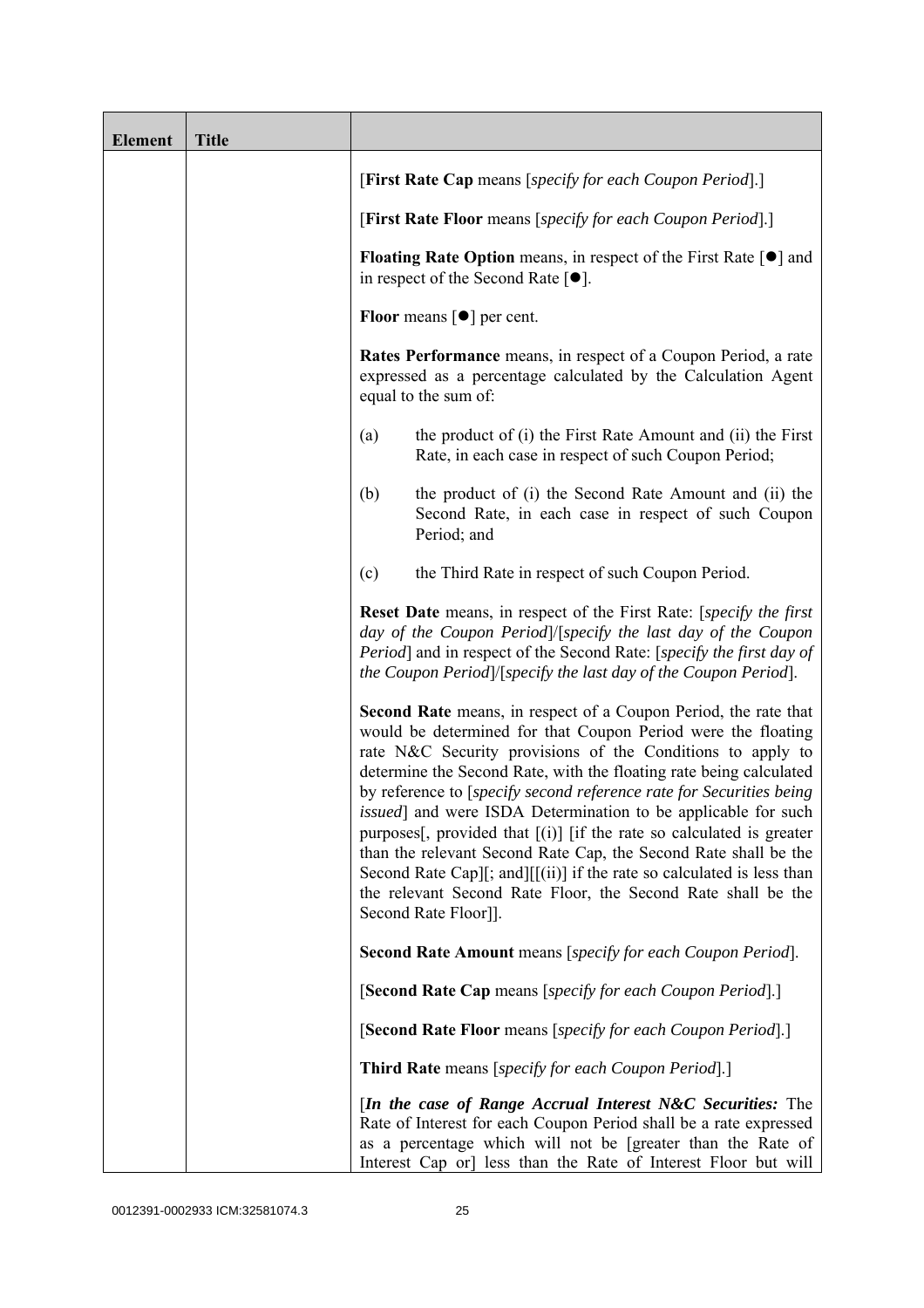| Element | Title | |
|---|---|---|
| | | [**First Rate Cap** means [*specify for each Coupon Period*].]<br><br>[**First Rate Floor** means [*specify for each Coupon Period*].]<br><br>**Floating Rate Option** means, in respect of the First Rate [●] and in respect of the Second Rate [●].<br><br>**Floor** means [●] per cent.<br><br>**Rates Performance** means, in respect of a Coupon Period, a rate expressed as a percentage calculated by the Calculation Agent equal to the sum of:<br><br>(a) the product of (i) the First Rate Amount and (ii) the First Rate, in each case in respect of such Coupon Period;<br><br>(b) the product of (i) the Second Rate Amount and (ii) the Second Rate, in each case in respect of such Coupon Period; and<br><br>(c) the Third Rate in respect of such Coupon Period.<br><br>**Reset Date** means, in respect of the First Rate: [*specify the first day of the Coupon Period*]/[*specify the last day of the Coupon Period*] and in respect of the Second Rate: [*specify the first day of the Coupon Period*]/[*specify the last day of the Coupon Period*].<br><br>**Second Rate** means, in respect of a Coupon Period, the rate that would be determined for that Coupon Period were the floating rate N&C Security provisions of the Conditions to apply to determine the Second Rate, with the floating rate being calculated by reference to [*specify second reference rate for Securities being issued*] and were ISDA Determination to be applicable for such purposes[, provided that [(i)] [if the rate so calculated is greater than the relevant Second Rate Cap, the Second Rate shall be the Second Rate Cap][; and][[(ii)] if the rate so calculated is less than the relevant Second Rate Floor, the Second Rate shall be the Second Rate Floor]].<br><br>**Second Rate Amount** means [*specify for each Coupon Period*].<br><br>[**Second Rate Cap** means [*specify for each Coupon Period*].]<br><br>[**Second Rate Floor** means [*specify for each Coupon Period*].]<br><br>**Third Rate** means [*specify for each Coupon Period*].]<br><br>[***In the case of Range Accrual Interest N&C Securities:*** The Rate of Interest for each Coupon Period shall be a rate expressed as a percentage which will not be [greater than the Rate of Interest Cap or] less than the Rate of Interest Floor but will |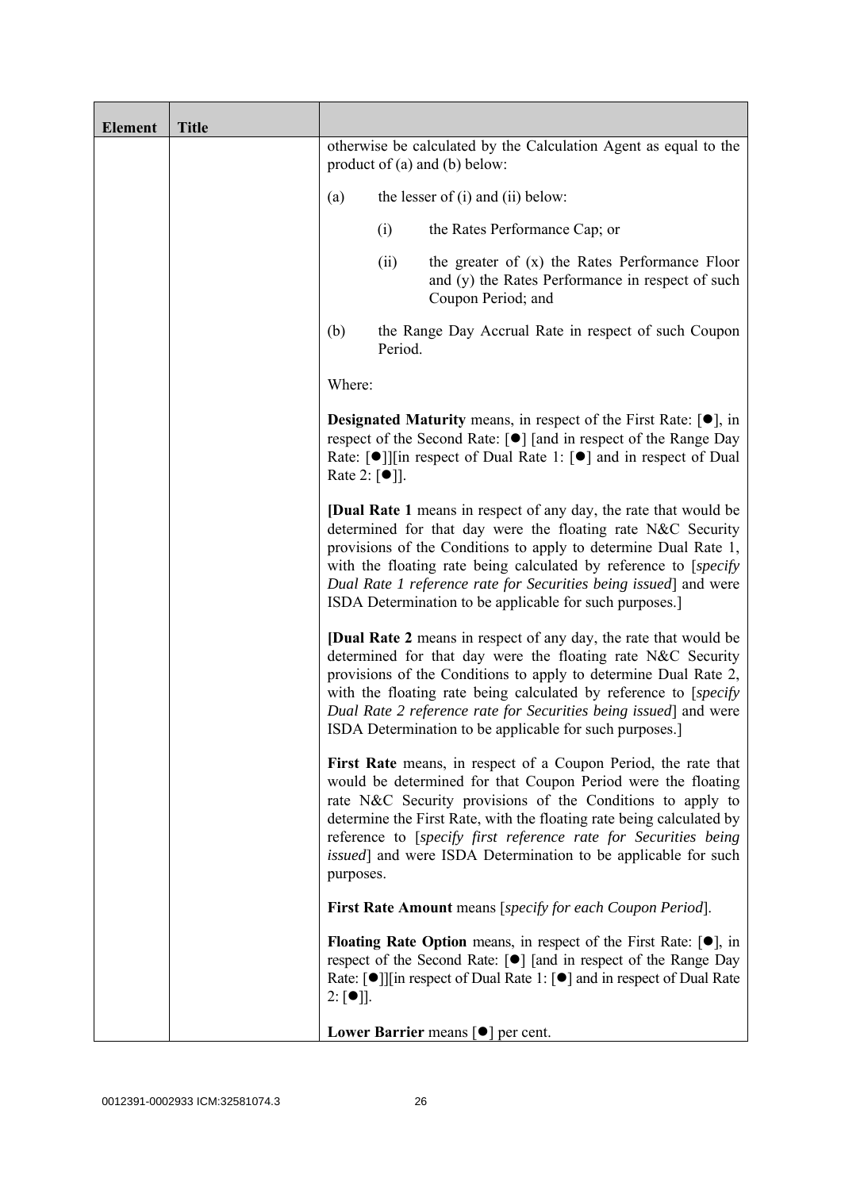| Element | Title | |
|---|---|---|
| | | otherwise be calculated by the Calculation Agent as equal to the product of (a) and (b) below:<br><br>(a) the lesser of (i) and (ii) below:<br><br>(i) the Rates Performance Cap; or<br><br>(ii) the greater of (x) the Rates Performance Floor and (y) the Rates Performance in respect of such Coupon Period; and<br><br>(b) the Range Day Accrual Rate in respect of such Coupon Period.<br><br>Where:<br><br>**Designated Maturity** means, in respect of the First Rate: [●], in respect of the Second Rate: [●] [and in respect of the Range Day Rate: [●]][in respect of Dual Rate 1: [●] and in respect of Dual Rate 2: [●]].<br><br>[**Dual Rate 1** means in respect of any day, the rate that would be determined for that day were the floating rate N&C Security provisions of the Conditions to apply to determine Dual Rate 1, with the floating rate being calculated by reference to [*specify Dual Rate 1 reference rate for Securities being issued*] and were ISDA Determination to be applicable for such purposes.]<br><br>[**Dual Rate 2** means in respect of any day, the rate that would be determined for that day were the floating rate N&C Security provisions of the Conditions to apply to determine Dual Rate 2, with the floating rate being calculated by reference to [*specify Dual Rate 2 reference rate for Securities being issued*] and were ISDA Determination to be applicable for such purposes.]<br><br>**First Rate** means, in respect of a Coupon Period, the rate that would be determined for that Coupon Period were the floating rate N&C Security provisions of the Conditions to apply to determine the First Rate, with the floating rate being calculated by reference to [*specify first reference rate for Securities being issued*] and were ISDA Determination to be applicable for such purposes.<br><br>**First Rate Amount** means [*specify for each Coupon Period*].<br><br>**Floating Rate Option** means, in respect of the First Rate: [●], in respect of the Second Rate: [●] [and in respect of the Range Day Rate: [●]][in respect of Dual Rate 1: [●] and in respect of Dual Rate 2: [●]].<br><br>**Lower Barrier** means [●] per cent. |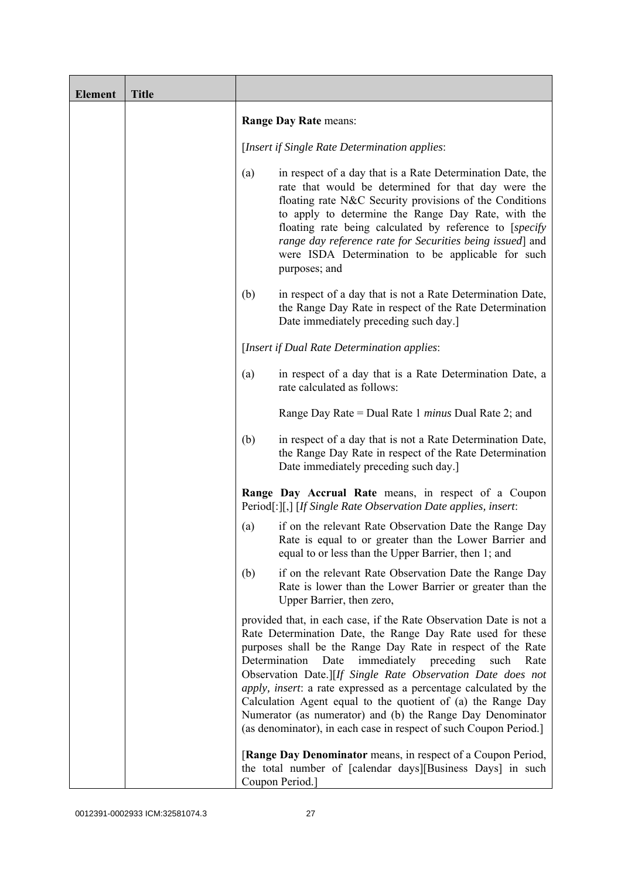| Element | Title | |
|---|---|---|
| | | **Range Day Rate** means:<br><br>[*Insert if Single Rate Determination applies*:<br><br>(a) in respect of a day that is a Rate Determination Date, the rate that would be determined for that day were the floating rate N&C Security provisions of the Conditions to apply to determine the Range Day Rate, with the floating rate being calculated by reference to [*specify range day reference rate for Securities being issued*] and were ISDA Determination to be applicable for such purposes; and<br><br>(b) in respect of a day that is not a Rate Determination Date, the Range Day Rate in respect of the Rate Determination Date immediately preceding such day.]<br><br>[*Insert if Dual Rate Determination applies*:<br><br>(a) in respect of a day that is a Rate Determination Date, a rate calculated as follows:<br><br>Range Day Rate = Dual Rate 1 *minus* Dual Rate 2; and<br><br>(b) in respect of a day that is not a Rate Determination Date, the Range Day Rate in respect of the Rate Determination Date immediately preceding such day.]<br><br>**Range Day Accrual Rate** means, in respect of a Coupon Period[:][,] [*If Single Rate Observation Date applies, insert*:<br><br>(a) if on the relevant Rate Observation Date the Range Day Rate is equal to or greater than the Lower Barrier and equal to or less than the Upper Barrier, then 1; and<br><br>(b) if on the relevant Rate Observation Date the Range Day Rate is lower than the Lower Barrier or greater than the Upper Barrier, then zero,<br><br>provided that, in each case, if the Rate Observation Date is not a Rate Determination Date, the Range Day Rate used for these purposes shall be the Range Day Rate in respect of the Rate Determination Date immediately preceding such Rate Observation Date.][*If Single Rate Observation Date does not apply, insert*: a rate expressed as a percentage calculated by the Calculation Agent equal to the quotient of (a) the Range Day Numerator (as numerator) and (b) the Range Day Denominator (as denominator), in each case in respect of such Coupon Period.]<br><br>[**Range Day Denominator** means, in respect of a Coupon Period, the total number of [calendar days][Business Days] in such Coupon Period.] |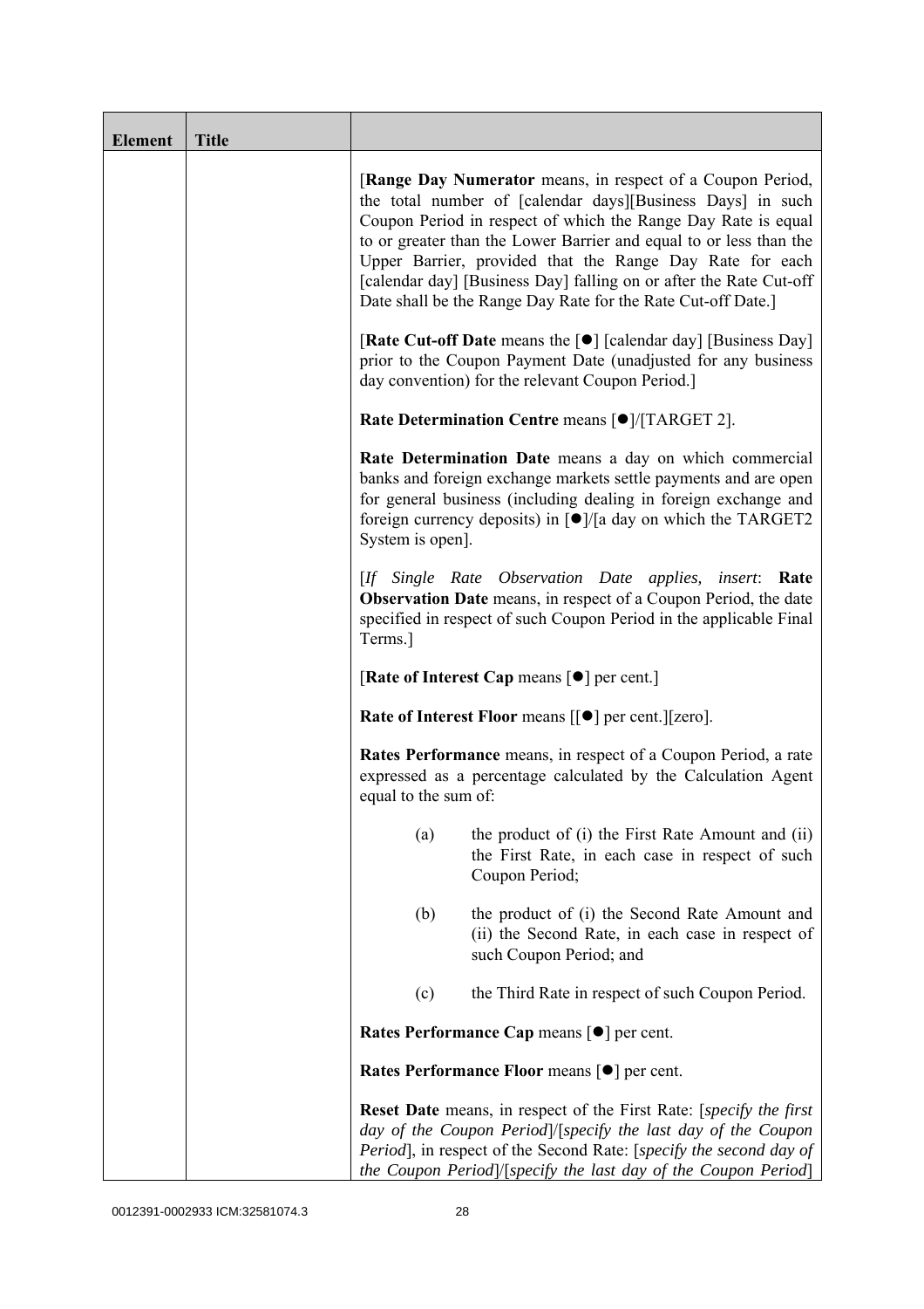| Element | Title | |
|---|---|---|
| | | [**Range Day Numerator** means, in respect of a Coupon Period, the total number of [calendar days][Business Days] in such Coupon Period in respect of which the Range Day Rate is equal to or greater than the Lower Barrier and equal to or less than the Upper Barrier, provided that the Range Day Rate for each [calendar day] [Business Day] falling on or after the Rate Cut-off Date shall be the Range Day Rate for the Rate Cut-off Date.]<br><br>[**Rate Cut-off Date** means the [●] [calendar day] [Business Day] prior to the Coupon Payment Date (unadjusted for any business day convention) for the relevant Coupon Period.]<br><br>**Rate Determination Centre** means [●]/[TARGET 2].<br><br>**Rate Determination Date** means a day on which commercial banks and foreign exchange markets settle payments and are open for general business (including dealing in foreign exchange and foreign currency deposits) in [●]/[a day on which the TARGET2 System is open].<br><br>[*If Single Rate Observation Date applies, insert*: **Rate Observation Date** means, in respect of a Coupon Period, the date specified in respect of such Coupon Period in the applicable Final Terms.]<br><br>[**Rate of Interest Cap** means [●] per cent.]<br><br>**Rate of Interest Floor** means [[●] per cent.][zero].<br><br>**Rates Performance** means, in respect of a Coupon Period, a rate expressed as a percentage calculated by the Calculation Agent equal to the sum of:<br><br>(a) the product of (i) the First Rate Amount and (ii) the First Rate, in each case in respect of such Coupon Period;<br><br>(b) the product of (i) the Second Rate Amount and (ii) the Second Rate, in each case in respect of such Coupon Period; and<br><br>(c) the Third Rate in respect of such Coupon Period.<br><br>**Rates Performance Cap** means [●] per cent.<br><br>**Rates Performance Floor** means [●] per cent.<br><br>**Reset Date** means, in respect of the First Rate: [*specify the first day of the Coupon Period*]/[*specify the last day of the Coupon Period*], in respect of the Second Rate: [*specify the second day of the Coupon Period*]/[*specify the last day of the Coupon Period*] |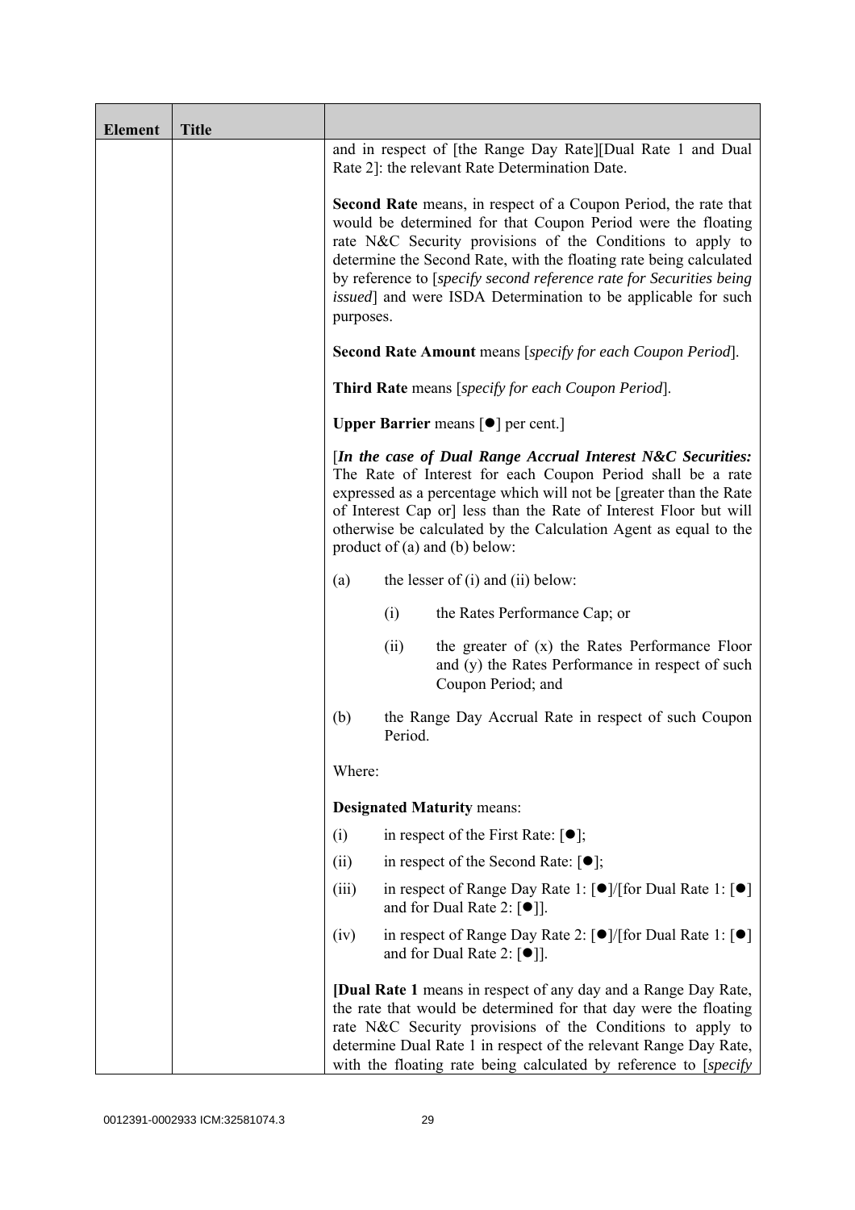| Element | Title | |
|---|---|---|
| | | and in respect of [the Range Day Rate][Dual Rate 1 and Dual Rate 2]: the relevant Rate Determination Date.<br><br>**Second Rate** means, in respect of a Coupon Period, the rate that would be determined for that Coupon Period were the floating rate N&C Security provisions of the Conditions to apply to determine the Second Rate, with the floating rate being calculated by reference to [*specify second reference rate for Securities being issued*] and were ISDA Determination to be applicable for such purposes.<br><br>**Second Rate Amount** means [*specify for each Coupon Period*].<br><br>**Third Rate** means [*specify for each Coupon Period*].<br><br>**Upper Barrier** means [●] per cent.]<br><br>[***In the case of Dual Range Accrual Interest N&C Securities:*** The Rate of Interest for each Coupon Period shall be a rate expressed as a percentage which will not be [greater than the Rate of Interest Cap or] less than the Rate of Interest Floor but will otherwise be calculated by the Calculation Agent as equal to the product of (a) and (b) below:<br><br>(a) the lesser of (i) and (ii) below:<br><br>(i) the Rates Performance Cap; or<br><br>(ii) the greater of (x) the Rates Performance Floor and (y) the Rates Performance in respect of such Coupon Period; and<br><br>(b) the Range Day Accrual Rate in respect of such Coupon Period.<br><br>Where:<br><br>**Designated Maturity** means:<br><br>(i) in respect of the First Rate: [●];<br><br>(ii) in respect of the Second Rate: [●];<br><br>(iii) in respect of Range Day Rate 1: [●]/[for Dual Rate 1: [●] and for Dual Rate 2: [●]].<br><br>(iv) in respect of Range Day Rate 2: [●]/[for Dual Rate 1: [●] and for Dual Rate 2: [●]].<br><br>[**Dual Rate 1** means in respect of any day and a Range Day Rate, the rate that would be determined for that day were the floating rate N&C Security provisions of the Conditions to apply to determine Dual Rate 1 in respect of the relevant Range Day Rate, with the floating rate being calculated by reference to [*specify* |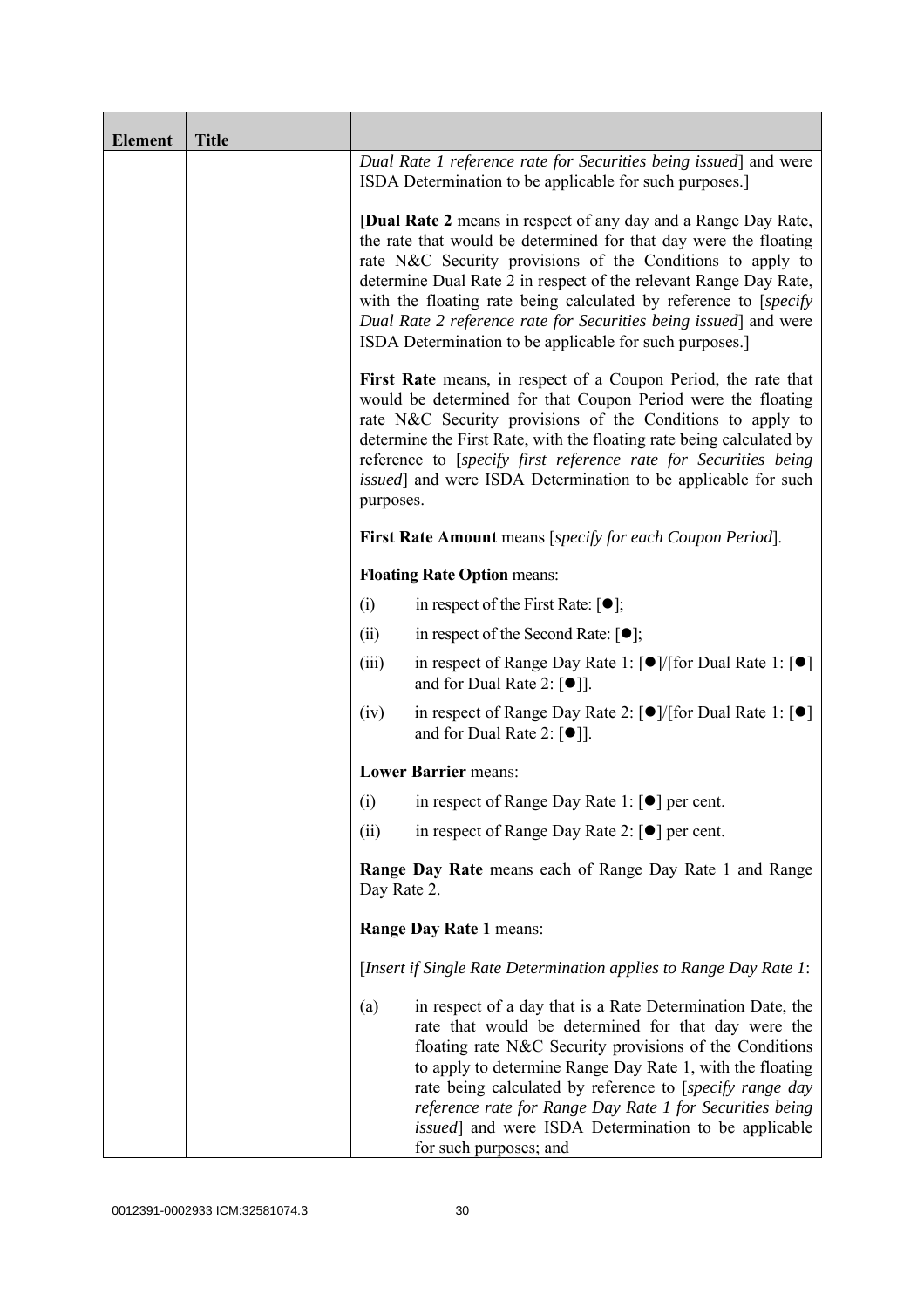| Element | Title | |
|---|---|---|
| | | *Dual Rate 1 reference rate for Securities being issued*] and were ISDA Determination to be applicable for such purposes.]<br><br>[**Dual Rate 2** means in respect of any day and a Range Day Rate, the rate that would be determined for that day were the floating rate N&C Security provisions of the Conditions to apply to determine Dual Rate 2 in respect of the relevant Range Day Rate, with the floating rate being calculated by reference to [*specify Dual Rate 2 reference rate for Securities being issued*] and were ISDA Determination to be applicable for such purposes.]<br><br>**First Rate** means, in respect of a Coupon Period, the rate that would be determined for that Coupon Period were the floating rate N&C Security provisions of the Conditions to apply to determine the First Rate, with the floating rate being calculated by reference to [*specify first reference rate for Securities being issued*] and were ISDA Determination to be applicable for such purposes.<br><br>**First Rate Amount** means [*specify for each Coupon Period*].<br><br>**Floating Rate Option** means:<br><br>(i) in respect of the First Rate: [●];<br><br>(ii) in respect of the Second Rate: [●];<br><br>(iii) in respect of Range Day Rate 1: [●]/[for Dual Rate 1: [●] and for Dual Rate 2: [●]].<br><br>(iv) in respect of Range Day Rate 2: [●]/[for Dual Rate 1: [●] and for Dual Rate 2: [●]].<br><br>**Lower Barrier** means:<br><br>(i) in respect of Range Day Rate 1: [●] per cent.<br><br>(ii) in respect of Range Day Rate 2: [●] per cent.<br><br>**Range Day Rate** means each of Range Day Rate 1 and Range Day Rate 2.<br><br>**Range Day Rate 1** means:<br><br>[*Insert if Single Rate Determination applies to Range Day Rate 1*:<br><br>(a) in respect of a day that is a Rate Determination Date, the rate that would be determined for that day were the floating rate N&C Security provisions of the Conditions to apply to determine Range Day Rate 1, with the floating rate being calculated by reference to [*specify range day reference rate for Range Day Rate 1 for Securities being issued*] and were ISDA Determination to be applicable for such purposes; and |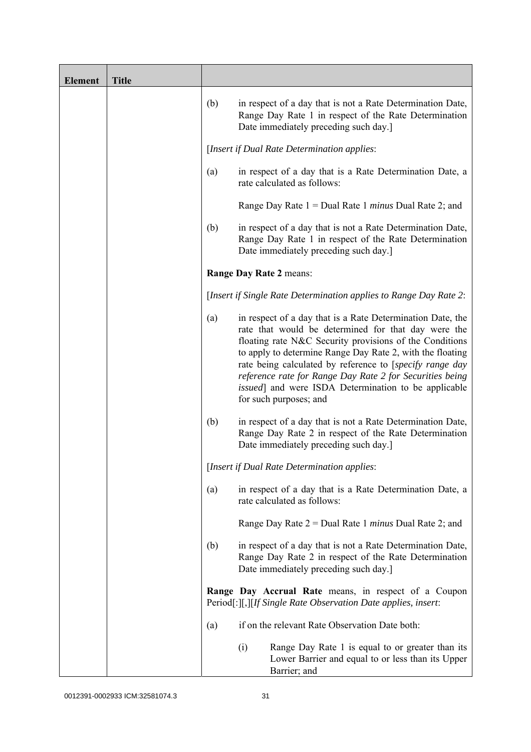| Element | Title | |
|---|---|---|
| | | (b) in respect of a day that is not a Rate Determination Date, Range Day Rate 1 in respect of the Rate Determination Date immediately preceding such day.]<br><br>[*Insert if Dual Rate Determination applies*:<br><br>(a) in respect of a day that is a Rate Determination Date, a rate calculated as follows:<br><br>Range Day Rate 1 = Dual Rate 1 *minus* Dual Rate 2; and<br><br>(b) in respect of a day that is not a Rate Determination Date, Range Day Rate 1 in respect of the Rate Determination Date immediately preceding such day.]<br><br>**Range Day Rate 2** means:<br><br>[*Insert if Single Rate Determination applies to Range Day Rate 2*:<br><br>(a) in respect of a day that is a Rate Determination Date, the rate that would be determined for that day were the floating rate N&C Security provisions of the Conditions to apply to determine Range Day Rate 2, with the floating rate being calculated by reference to [*specify range day reference rate for Range Day Rate 2 for Securities being issued*] and were ISDA Determination to be applicable for such purposes; and<br><br>(b) in respect of a day that is not a Rate Determination Date, Range Day Rate 2 in respect of the Rate Determination Date immediately preceding such day.]<br><br>[*Insert if Dual Rate Determination applies*:<br><br>(a) in respect of a day that is a Rate Determination Date, a rate calculated as follows:<br><br>Range Day Rate 2 = Dual Rate 1 *minus* Dual Rate 2; and<br><br>(b) in respect of a day that is not a Rate Determination Date, Range Day Rate 2 in respect of the Rate Determination Date immediately preceding such day.]<br><br>**Range Day Accrual Rate** means, in respect of a Coupon Period[:][,][*If Single Rate Observation Date applies, insert*:<br><br>(a) if on the relevant Rate Observation Date both:<br><br>(i) Range Day Rate 1 is equal to or greater than its Lower Barrier and equal to or less than its Upper Barrier; and |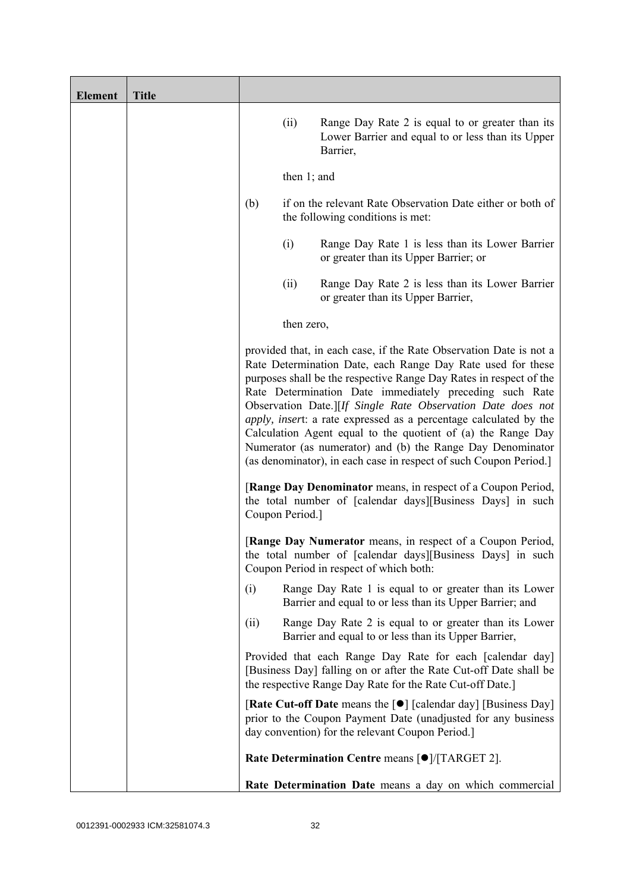| Element | Title | |
|---|---|---|
| | | (ii) Range Day Rate 2 is equal to or greater than its Lower Barrier and equal to or less than its Upper Barrier,<br><br>then 1; and<br><br>(b) if on the relevant Rate Observation Date either or both of the following conditions is met:<br><br>(i) Range Day Rate 1 is less than its Lower Barrier or greater than its Upper Barrier; or<br><br>(ii) Range Day Rate 2 is less than its Lower Barrier or greater than its Upper Barrier,<br><br>then zero,<br><br>provided that, in each case, if the Rate Observation Date is not a Rate Determination Date, each Range Day Rate used for these purposes shall be the respective Range Day Rates in respect of the Rate Determination Date immediately preceding such Rate Observation Date.][*If Single Rate Observation Date does not apply, insert*: a rate expressed as a percentage calculated by the Calculation Agent equal to the quotient of (a) the Range Day Numerator (as numerator) and (b) the Range Day Denominator (as denominator), in each case in respect of such Coupon Period.]<br><br>[**Range Day Denominator** means, in respect of a Coupon Period, the total number of [calendar days][Business Days] in such Coupon Period.]<br><br>[**Range Day Numerator** means, in respect of a Coupon Period, the total number of [calendar days][Business Days] in such Coupon Period in respect of which both:<br><br>(i) Range Day Rate 1 is equal to or greater than its Lower Barrier and equal to or less than its Upper Barrier; and<br><br>(ii) Range Day Rate 2 is equal to or greater than its Lower Barrier and equal to or less than its Upper Barrier,<br><br>Provided that each Range Day Rate for each [calendar day] [Business Day] falling on or after the Rate Cut-off Date shall be the respective Range Day Rate for the Rate Cut-off Date.]<br><br>[**Rate Cut-off Date** means the [●] [calendar day] [Business Day] prior to the Coupon Payment Date (unadjusted for any business day convention) for the relevant Coupon Period.]<br><br>**Rate Determination Centre** means [●]/[TARGET 2].<br><br>**Rate Determination Date** means a day on which commercial |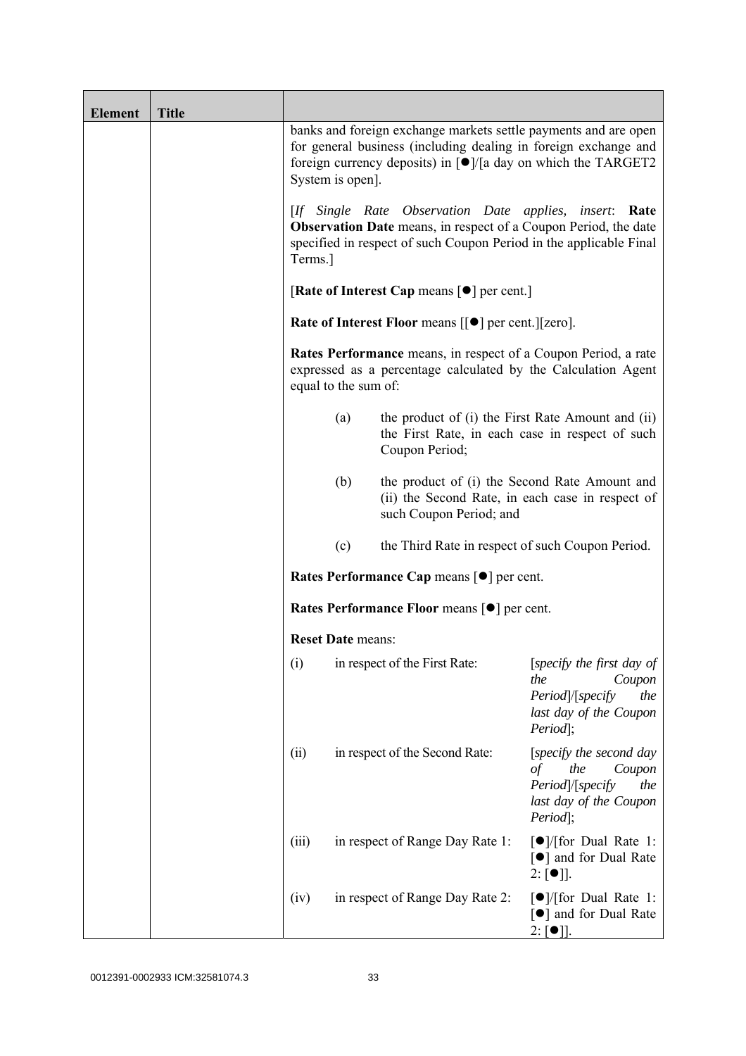| Element | Title | |
|---|---|---|
| | | banks and foreign exchange markets settle payments and are open for general business (including dealing in foreign exchange and foreign currency deposits) in [●]/[a day on which the TARGET2 System is open].<br><br>[*If Single Rate Observation Date applies, insert*: **Rate Observation Date** means, in respect of a Coupon Period, the date specified in respect of such Coupon Period in the applicable Final Terms.]<br><br>[**Rate of Interest Cap** means [●] per cent.]<br><br>**Rate of Interest Floor** means [[●] per cent.][zero].<br><br>**Rates Performance** means, in respect of a Coupon Period, a rate expressed as a percentage calculated by the Calculation Agent equal to the sum of:<br><br>(a) the product of (i) the First Rate Amount and (ii) the First Rate, in each case in respect of such Coupon Period;<br><br>(b) the product of (i) the Second Rate Amount and (ii) the Second Rate, in each case in respect of such Coupon Period; and<br><br>(c) the Third Rate in respect of such Coupon Period.<br><br>**Rates Performance Cap** means [●] per cent.<br><br>**Rates Performance Floor** means [●] per cent.<br><br>**Reset Date** means:<br><br>(i) in respect of the First Rate: [*specify the first day of the Coupon Period*]/[*specify the last day of the Coupon Period*];<br><br>(ii) in respect of the Second Rate: [*specify the second day of the Coupon Period*]/[*specify the last day of the Coupon Period*];<br><br>(iii) in respect of Range Day Rate 1: [●]/[for Dual Rate 1: [●] and for Dual Rate 2: [●]].<br><br>(iv) in respect of Range Day Rate 2: [●]/[for Dual Rate 1: [●] and for Dual Rate 2: [●]]. |

0012391-0002933 ICM:32581074.3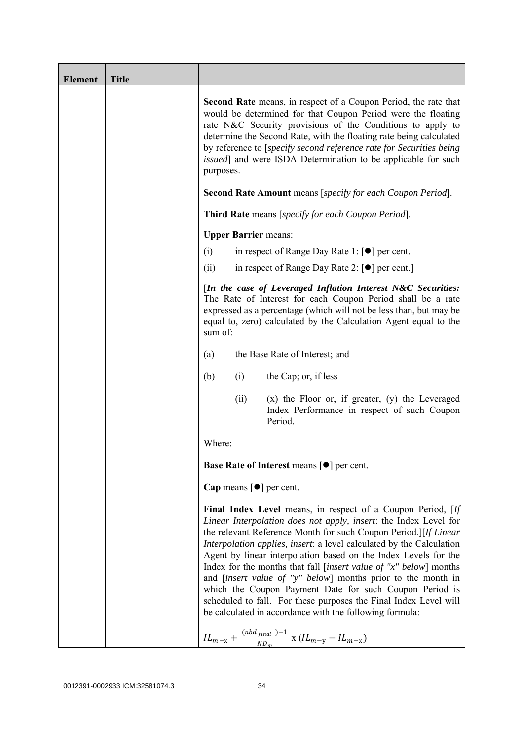| Element | Title | |
|---|---|---|
| | | **Second Rate** means, in respect of a Coupon Period, the rate that would be determined for that Coupon Period were the floating rate N&C Security provisions of the Conditions to apply to determine the Second Rate, with the floating rate being calculated by reference to [*specify second reference rate for Securities being issued*] and were ISDA Determination to be applicable for such purposes.<br><br>**Second Rate Amount** means [*specify for each Coupon Period*].<br><br>**Third Rate** means [*specify for each Coupon Period*].<br><br>**Upper Barrier** means:<br><br>(i) in respect of Range Day Rate 1: [●] per cent.<br><br>(ii) in respect of Range Day Rate 2: [●] per cent.]<br><br>[***In the case of Leveraged Inflation Interest N&C Securities:*** The Rate of Interest for each Coupon Period shall be a rate expressed as a percentage (which will not be less than, but may be equal to, zero) calculated by the Calculation Agent equal to the sum of:<br><br>(a) the Base Rate of Interest; and<br><br>(b) (i) the Cap; or, if less<br><br>(ii) (x) the Floor or, if greater, (y) the Leveraged Index Performance in respect of such Coupon Period.<br><br>Where:<br><br>**Base Rate of Interest** means [●] per cent.<br><br>**Cap** means [●] per cent.<br><br>**Final Index Level** means, in respect of a Coupon Period, [*If Linear Interpolation does not apply, insert*: the Index Level for the relevant Reference Month for such Coupon Period.][*If Linear Interpolation applies, insert*: a level calculated by the Calculation Agent by linear interpolation based on the Index Levels for the Index for the months that fall [*insert value of "x" below*] months and [*insert value of "y" below*] months prior to the month in which the Coupon Payment Date for such Coupon Period is scheduled to fall. For these purposes the Final Index Level will be calculated in accordance with the following formula:<br><br>$IL_{m-x} + \frac{(nbd_{final}) - 1}{ND_m} \text{ x } (IL_{m-y} - IL_{m-x})$ |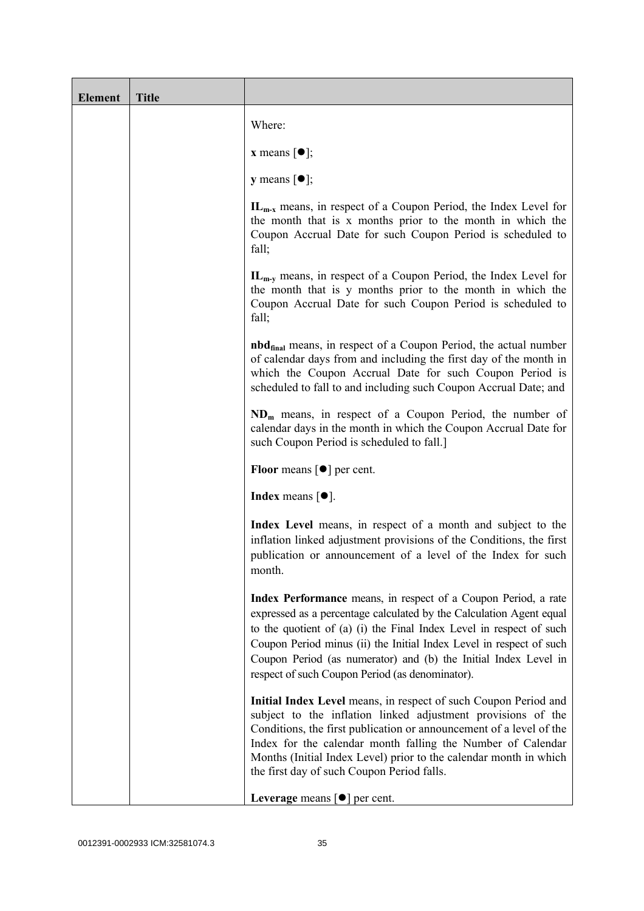| Element | Title | |
|---|---|---|
| | | Where:<br><br>**x** means [●];<br><br>**y** means [●];<br><br>$\mathbf{IL_{m-x}}$ means, in respect of a Coupon Period, the Index Level for the month that is x months prior to the month in which the Coupon Accrual Date for such Coupon Period is scheduled to fall;<br><br>$\mathbf{IL_{m-y}}$ means, in respect of a Coupon Period, the Index Level for the month that is y months prior to the month in which the Coupon Accrual Date for such Coupon Period is scheduled to fall;<br><br>$\mathbf{nbd_{final}}$ means, in respect of a Coupon Period, the actual number of calendar days from and including the first day of the month in which the Coupon Accrual Date for such Coupon Period is scheduled to fall to and including such Coupon Accrual Date; and<br><br>$\mathbf{ND_m}$ means, in respect of a Coupon Period, the number of calendar days in the month in which the Coupon Accrual Date for such Coupon Period is scheduled to fall.]<br><br>**Floor** means [●] per cent.<br><br>**Index** means [●].<br><br>**Index Level** means, in respect of a month and subject to the inflation linked adjustment provisions of the Conditions, the first publication or announcement of a level of the Index for such month.<br><br>**Index Performance** means, in respect of a Coupon Period, a rate expressed as a percentage calculated by the Calculation Agent equal to the quotient of (a) (i) the Final Index Level in respect of such Coupon Period minus (ii) the Initial Index Level in respect of such Coupon Period (as numerator) and (b) the Initial Index Level in respect of such Coupon Period (as denominator).<br><br>**Initial Index Level** means, in respect of such Coupon Period and subject to the inflation linked adjustment provisions of the Conditions, the first publication or announcement of a level of the Index for the calendar month falling the Number of Calendar Months (Initial Index Level) prior to the calendar month in which the first day of such Coupon Period falls.<br><br>**Leverage** means [●] per cent. |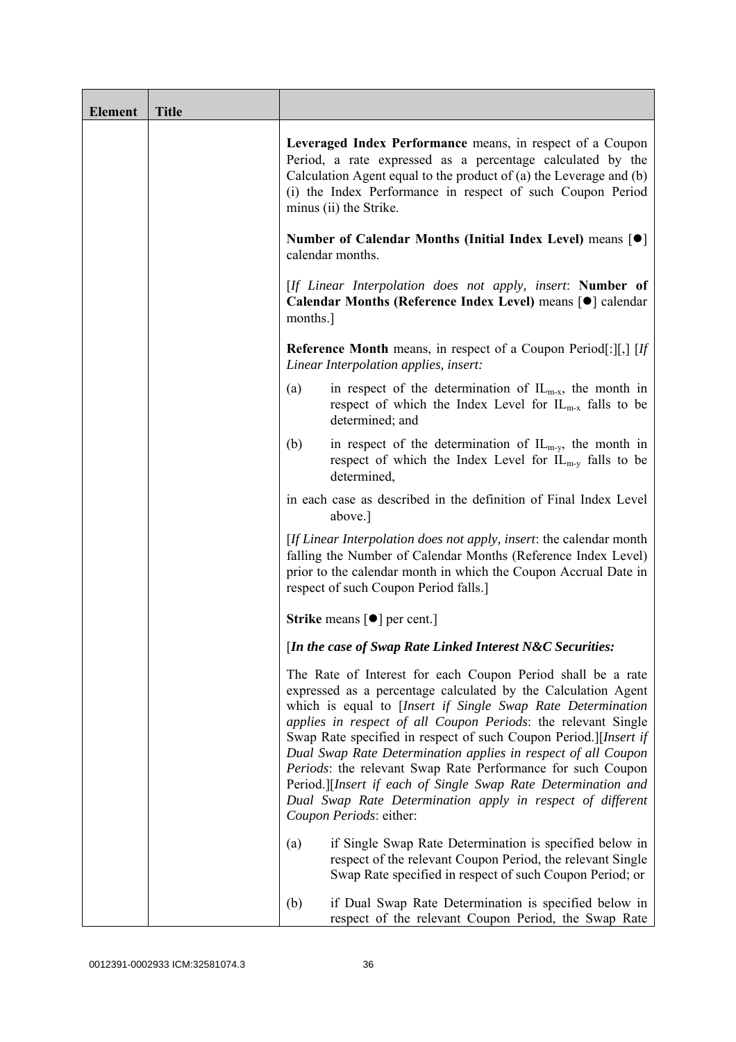| Element | Title | |
|---|---|---|
| | | **Leveraged Index Performance** means, in respect of a Coupon Period, a rate expressed as a percentage calculated by the Calculation Agent equal to the product of (a) the Leverage and (b) (i) the Index Performance in respect of such Coupon Period minus (ii) the Strike.<br><br>**Number of Calendar Months (Initial Index Level)** means [●] calendar months.<br><br>[*If Linear Interpolation does not apply, insert*: **Number of Calendar Months (Reference Index Level)** means [●] calendar months.]<br><br>**Reference Month** means, in respect of a Coupon Period[:][,] [*If Linear Interpolation applies, insert:*<br><br>(a) in respect of the determination of $IL_{m-x}$, the month in respect of which the Index Level for $IL_{m-x}$ falls to be determined; and<br><br>(b) in respect of the determination of $IL_{m-y}$, the month in respect of which the Index Level for $IL_{m-y}$ falls to be determined,<br><br>in each case as described in the definition of Final Index Level above.]<br><br>[*If Linear Interpolation does not apply, insert*: the calendar month falling the Number of Calendar Months (Reference Index Level) prior to the calendar month in which the Coupon Accrual Date in respect of such Coupon Period falls.]<br><br>**Strike** means [●] per cent.]<br><br>[***In the case of Swap Rate Linked Interest N&C Securities:***<br><br>The Rate of Interest for each Coupon Period shall be a rate expressed as a percentage calculated by the Calculation Agent which is equal to [*Insert if Single Swap Rate Determination applies in respect of all Coupon Periods*: the relevant Single Swap Rate specified in respect of such Coupon Period.][*Insert if Dual Swap Rate Determination applies in respect of all Coupon Periods*: the relevant Swap Rate Performance for such Coupon Period.][*Insert if each of Single Swap Rate Determination and Dual Swap Rate Determination apply in respect of different Coupon Periods*: either:<br><br>(a) if Single Swap Rate Determination is specified below in respect of the relevant Coupon Period, the relevant Single Swap Rate specified in respect of such Coupon Period; or<br><br>(b) if Dual Swap Rate Determination is specified below in respect of the relevant Coupon Period, the Swap Rate |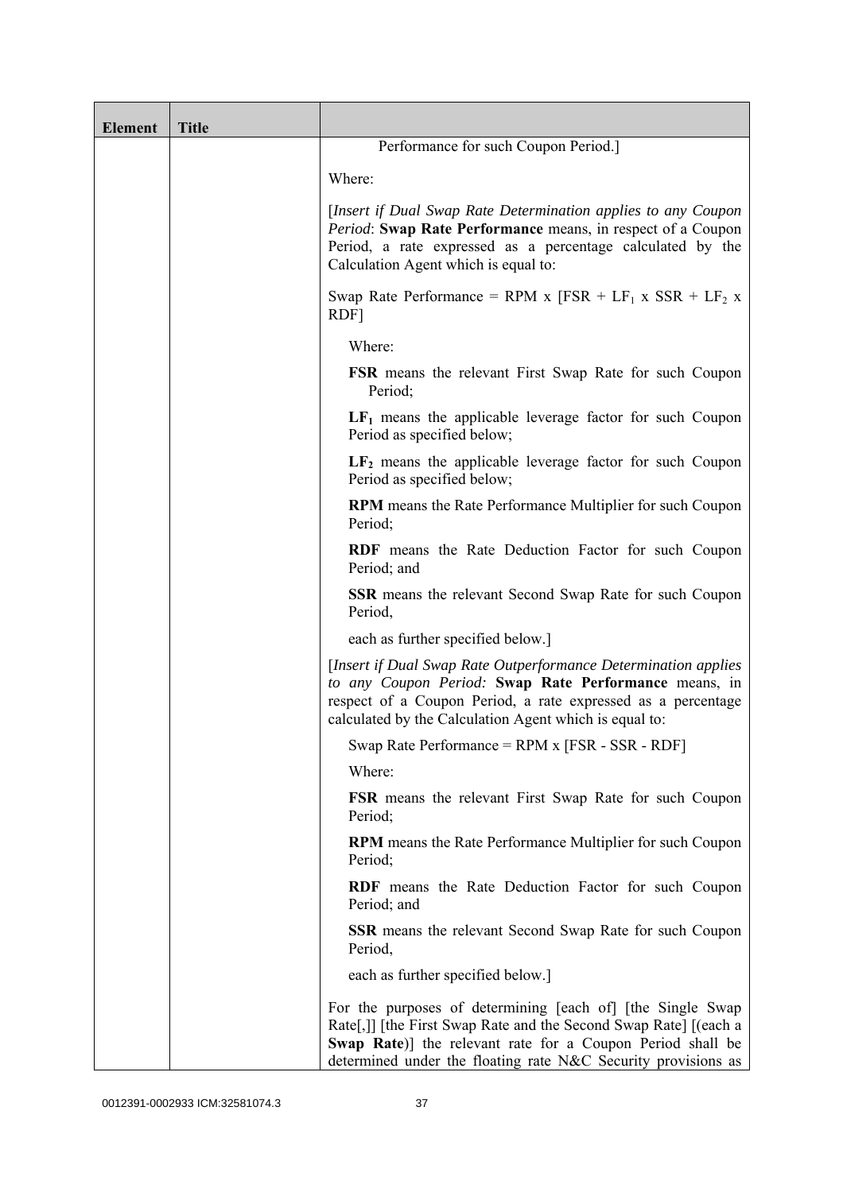| Element | Title | |
|---|---|---|
| | | Performance for such Coupon Period.]<br><br>Where:<br><br>[*Insert if Dual Swap Rate Determination applies to any Coupon Period*: **Swap Rate Performance** means, in respect of a Coupon Period, a rate expressed as a percentage calculated by the Calculation Agent which is equal to:<br><br>Swap Rate Performance = RPM x [FSR + $LF_1$ x SSR + $LF_2$ x RDF]<br><br>Where:<br><br>**FSR** means the relevant First Swap Rate for such Coupon Period;<br><br>**$LF_1$** means the applicable leverage factor for such Coupon Period as specified below;<br><br>**$LF_2$** means the applicable leverage factor for such Coupon Period as specified below;<br><br>**RPM** means the Rate Performance Multiplier for such Coupon Period;<br><br>**RDF** means the Rate Deduction Factor for such Coupon Period; and<br><br>**SSR** means the relevant Second Swap Rate for such Coupon Period,<br><br>each as further specified below.]<br><br>[*Insert if Dual Swap Rate Outperformance Determination applies to any Coupon Period:* **Swap Rate Performance** means, in respect of a Coupon Period, a rate expressed as a percentage calculated by the Calculation Agent which is equal to:<br><br>Swap Rate Performance = RPM x [FSR - SSR - RDF]<br><br>Where:<br><br>**FSR** means the relevant First Swap Rate for such Coupon Period;<br><br>**RPM** means the Rate Performance Multiplier for such Coupon Period;<br><br>**RDF** means the Rate Deduction Factor for such Coupon Period; and<br><br>**SSR** means the relevant Second Swap Rate for such Coupon Period,<br><br>each as further specified below.]<br><br>For the purposes of determining [each of] [the Single Swap Rate[,]] [the First Swap Rate and the Second Swap Rate] [(each a **Swap Rate**)] the relevant rate for a Coupon Period shall be determined under the floating rate N&C Security provisions as |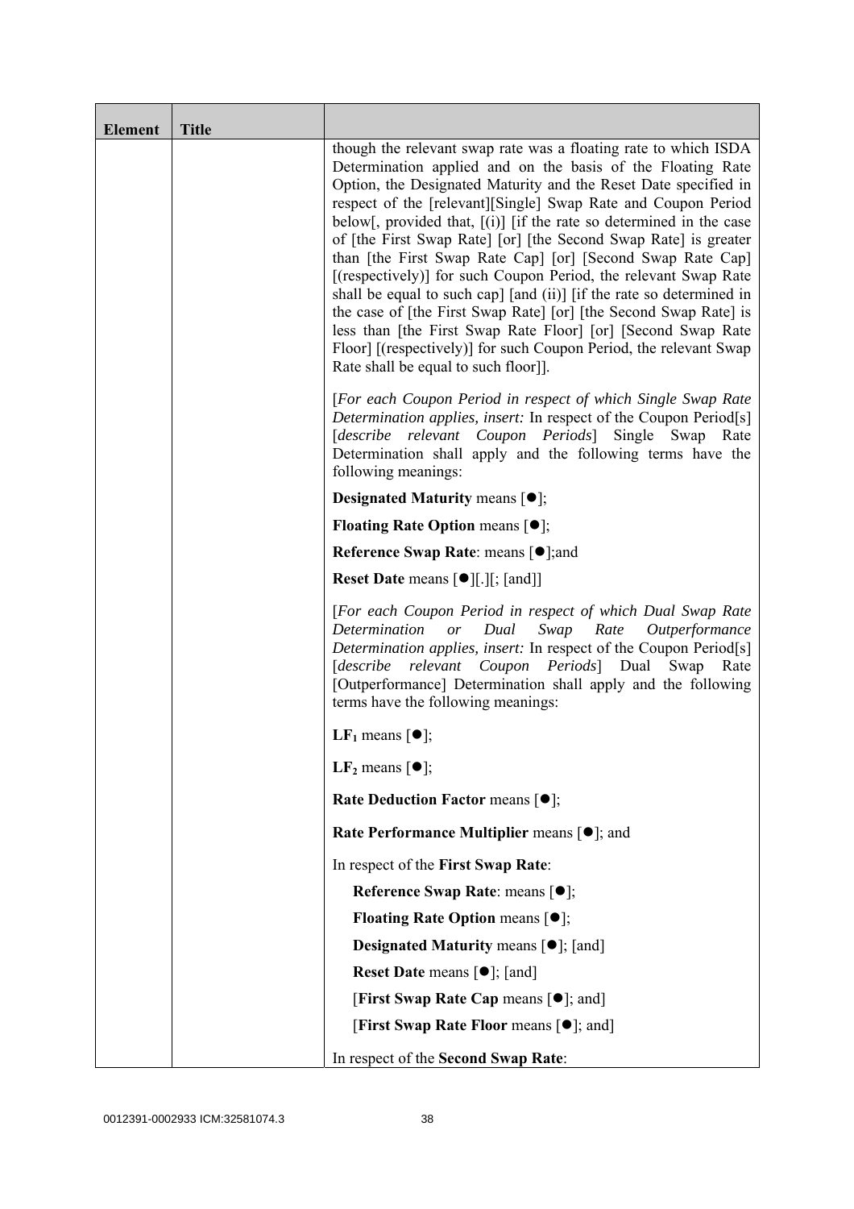| Element | Title | |
|---|---|---|
| | | though the relevant swap rate was a floating rate to which ISDA Determination applied and on the basis of the Floating Rate Option, the Designated Maturity and the Reset Date specified in respect of the [relevant][Single] Swap Rate and Coupon Period below[, provided that, [(i)] [if the rate so determined in the case of [the First Swap Rate] [or] [the Second Swap Rate] is greater than [the First Swap Rate Cap] [or] [Second Swap Rate Cap] [(respectively)] for such Coupon Period, the relevant Swap Rate shall be equal to such cap] [and (ii)] [if the rate so determined in the case of [the First Swap Rate] [or] [the Second Swap Rate] is less than [the First Swap Rate Floor] [or] [Second Swap Rate Floor] [(respectively)] for such Coupon Period, the relevant Swap Rate shall be equal to such floor]].<br><br>[*For each Coupon Period in respect of which Single Swap Rate Determination applies, insert:* In respect of the Coupon Period[s] [*describe relevant Coupon Periods*] Single Swap Rate Determination shall apply and the following terms have the following meanings:<br><br>**Designated Maturity** means [●];<br><br>**Floating Rate Option** means [●];<br><br>**Reference Swap Rate**: means [●];and<br><br>**Reset Date** means [●][.][; [and]]<br><br>[*For each Coupon Period in respect of which Dual Swap Rate Determination or Dual Swap Rate Outperformance Determination applies, insert:* In respect of the Coupon Period[s] [*describe relevant Coupon Periods*] Dual Swap Rate [Outperformance] Determination shall apply and the following terms have the following meanings:<br><br>**$LF_1$** means [●];<br><br>**$LF_2$** means [●];<br><br>**Rate Deduction Factor** means [●];<br><br>**Rate Performance Multiplier** means [●]; and<br><br>In respect of the **First Swap Rate**:<br><br>**Reference Swap Rate**: means [●];<br><br>**Floating Rate Option** means [●];<br><br>**Designated Maturity** means [●]; [and]<br><br>**Reset Date** means [●]; [and]<br><br>[**First Swap Rate Cap** means [●]; and]<br><br>[**First Swap Rate Floor** means [●]; and]<br><br>In respect of the **Second Swap Rate**: |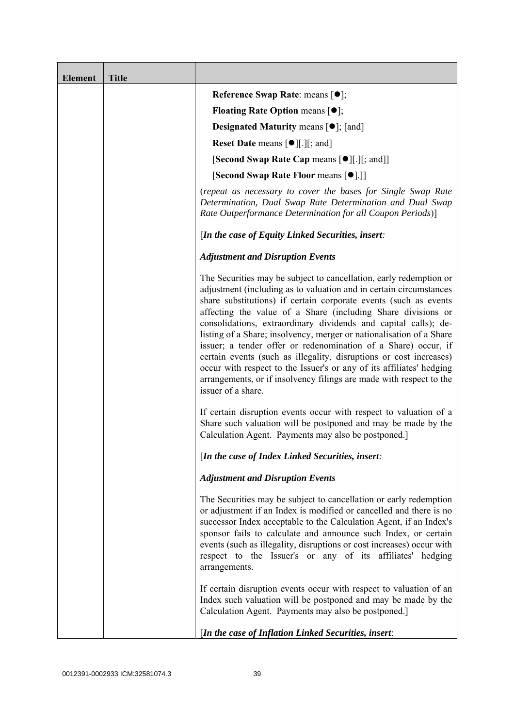| Element | Title | |
|---|---|---|
| | | **Reference Swap Rate**: means [●];<br><br>**Floating Rate Option** means [●];<br><br>**Designated Maturity** means [●]; [and]<br><br>**Reset Date** means [●][.][; and]<br><br>[**Second Swap Rate Cap** means [●][.][; and]]<br><br>[**Second Swap Rate Floor** means [●].]]<br><br>(*repeat as necessary to cover the bases for Single Swap Rate Determination, Dual Swap Rate Determination and Dual Swap Rate Outperformance Determination for all Coupon Periods*)]<br><br>[***In the case of Equity Linked Securities, insert:***<br><br>***Adjustment and Disruption Events***<br><br>The Securities may be subject to cancellation, early redemption or adjustment (including as to valuation and in certain circumstances share substitutions) if certain corporate events (such as events affecting the value of a Share (including Share divisions or consolidations, extraordinary dividends and capital calls); de-listing of a Share; insolvency, merger or nationalisation of a Share issuer; a tender offer or redenomination of a Share) occur, if certain events (such as illegality, disruptions or cost increases) occur with respect to the Issuer's or any of its affiliates' hedging arrangements, or if insolvency filings are made with respect to the issuer of a share.<br><br>If certain disruption events occur with respect to valuation of a Share such valuation will be postponed and may be made by the Calculation Agent. Payments may also be postponed.]<br><br>[***In the case of Index Linked Securities, insert:***<br><br>***Adjustment and Disruption Events***<br><br>The Securities may be subject to cancellation or early redemption or adjustment if an Index is modified or cancelled and there is no successor Index acceptable to the Calculation Agent, if an Index's sponsor fails to calculate and announce such Index, or certain events (such as illegality, disruptions or cost increases) occur with respect to the Issuer's or any of its affiliates' hedging arrangements.<br><br>If certain disruption events occur with respect to valuation of an Index such valuation will be postponed and may be made by the Calculation Agent. Payments may also be postponed.]<br><br>[***In the case of Inflation Linked Securities, insert***: |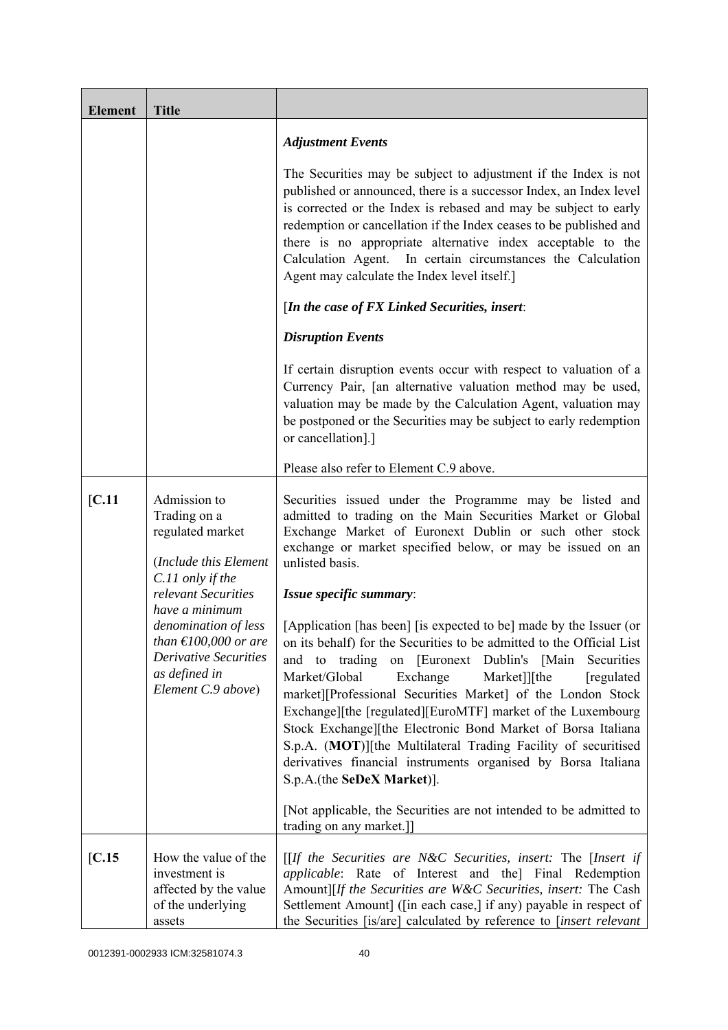| Element | Title | |
|---|---|---|
| | | ***Adjustment Events***<br><br>The Securities may be subject to adjustment if the Index is not published or announced, there is a successor Index, an Index level is corrected or the Index is rebased and may be subject to early redemption or cancellation if the Index ceases to be published and there is no appropriate alternative index acceptable to the Calculation Agent. In certain circumstances the Calculation Agent may calculate the Index level itself.]<br><br>[***In the case of FX Linked Securities, insert***:<br><br>***Disruption Events***<br><br>If certain disruption events occur with respect to valuation of a Currency Pair, [an alternative valuation method may be used, valuation may be made by the Calculation Agent, valuation may be postponed or the Securities may be subject to early redemption or cancellation].]<br><br>Please also refer to Element C.9 above. |
| [**C.11** | Admission to Trading on a regulated market<br><br>(*Include this Element C.11 only if the relevant Securities have a minimum denomination of less than €100,000 or are Derivative Securities as defined in Element C.9 above*) | Securities issued under the Programme may be listed and admitted to trading on the Main Securities Market or Global Exchange Market of Euronext Dublin or such other stock exchange or market specified below, or may be issued on an unlisted basis.<br><br>***Issue specific summary***:<br><br>[Application [has been] [is expected to be] made by the Issuer (or on its behalf) for the Securities to be admitted to the Official List and to trading on [Euronext Dublin's [Main Securities Market/Global Exchange Market]][the [regulated market][Professional Securities Market] of the London Stock Exchange][the [regulated][EuroMTF] market of the Luxembourg Stock Exchange][the Electronic Bond Market of Borsa Italiana S.p.A. (**MOT**)][the Multilateral Trading Facility of securitised derivatives financial instruments organised by Borsa Italiana S.p.A.(the **SeDeX Market**)].<br><br>[Not applicable, the Securities are not intended to be admitted to trading on any market.]] |
| [**C.15** | How the value of the investment is affected by the value of the underlying assets | [[*If the Securities are N&C Securities, insert:* The [*Insert if applicable*: Rate of Interest and the] Final Redemption Amount][*If the Securities are W&C Securities, insert:* The Cash Settlement Amount] ([in each case,] if any) payable in respect of the Securities [is/are] calculated by reference to [*insert relevant* |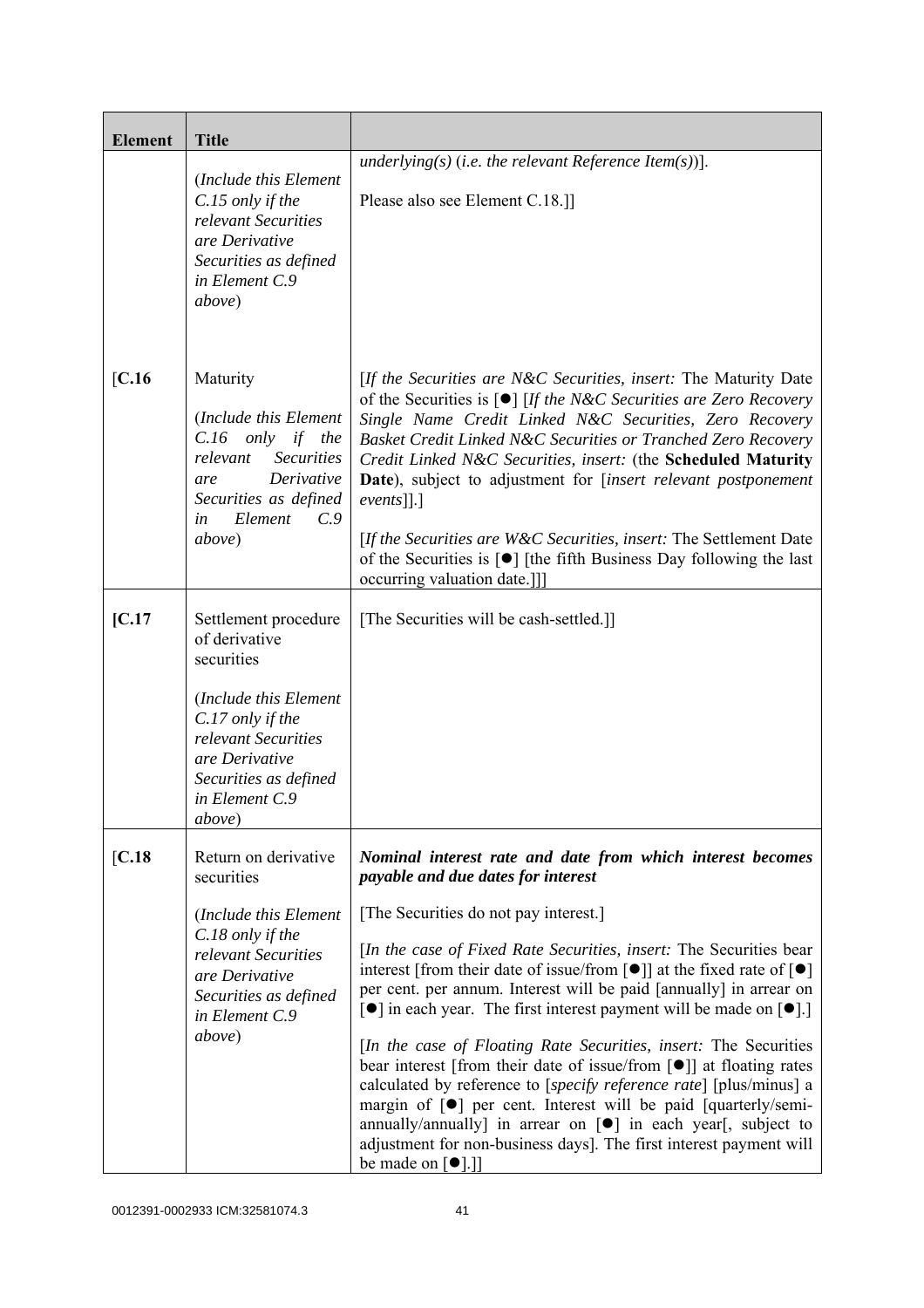| Element | Title | |
|---|---|---|
| | (*Include this Element C.15 only if the relevant Securities are Derivative Securities as defined in Element C.9 above*) | *underlying(s)* (*i.e. the relevant Reference Item(s)*)].<br><br>Please also see Element C.18.]] |
| [C.16 | Maturity<br><br>(*Include this Element C.16 only if the relevant Securities are Derivative Securities as defined in Element C.9 above*) | [*If the Securities are N&C Securities, insert:* The Maturity Date of the Securities is [●] [*If the N&C Securities are Zero Recovery Single Name Credit Linked N&C Securities, Zero Recovery Basket Credit Linked N&C Securities or Tranched Zero Recovery Credit Linked N&C Securities, insert:* (the **Scheduled Maturity Date**), subject to adjustment for [*insert relevant postponement events*]].]<br><br>[*If the Securities are W&C Securities, insert:* The Settlement Date of the Securities is [●] [the fifth Business Day following the last occurring valuation date.]]] |
| [C.17 | Settlement procedure of derivative securities<br><br>(*Include this Element C.17 only if the relevant Securities are Derivative Securities as defined in Element C.9 above*) | [The Securities will be cash-settled.]] |
| [C.18 | Return on derivative securities<br><br>(*Include this Element C.18 only if the relevant Securities are Derivative Securities as defined in Element C.9 above*) | ***Nominal interest rate and date from which interest becomes payable and due dates for interest***<br><br>[The Securities do not pay interest.]<br><br>[*In the case of Fixed Rate Securities, insert:* The Securities bear interest [from their date of issue/from [●]] at the fixed rate of [●] per cent. per annum. Interest will be paid [annually] in arrear on [●] in each year. The first interest payment will be made on [●].]<br><br>[*In the case of Floating Rate Securities, insert:* The Securities bear interest [from their date of issue/from [●]] at floating rates calculated by reference to [*specify reference rate*] [plus/minus] a margin of [●] per cent. Interest will be paid [quarterly/semi-annually/annually] in arrear on [●] in each year[, subject to adjustment for non-business days]. The first interest payment will be made on [●].]] |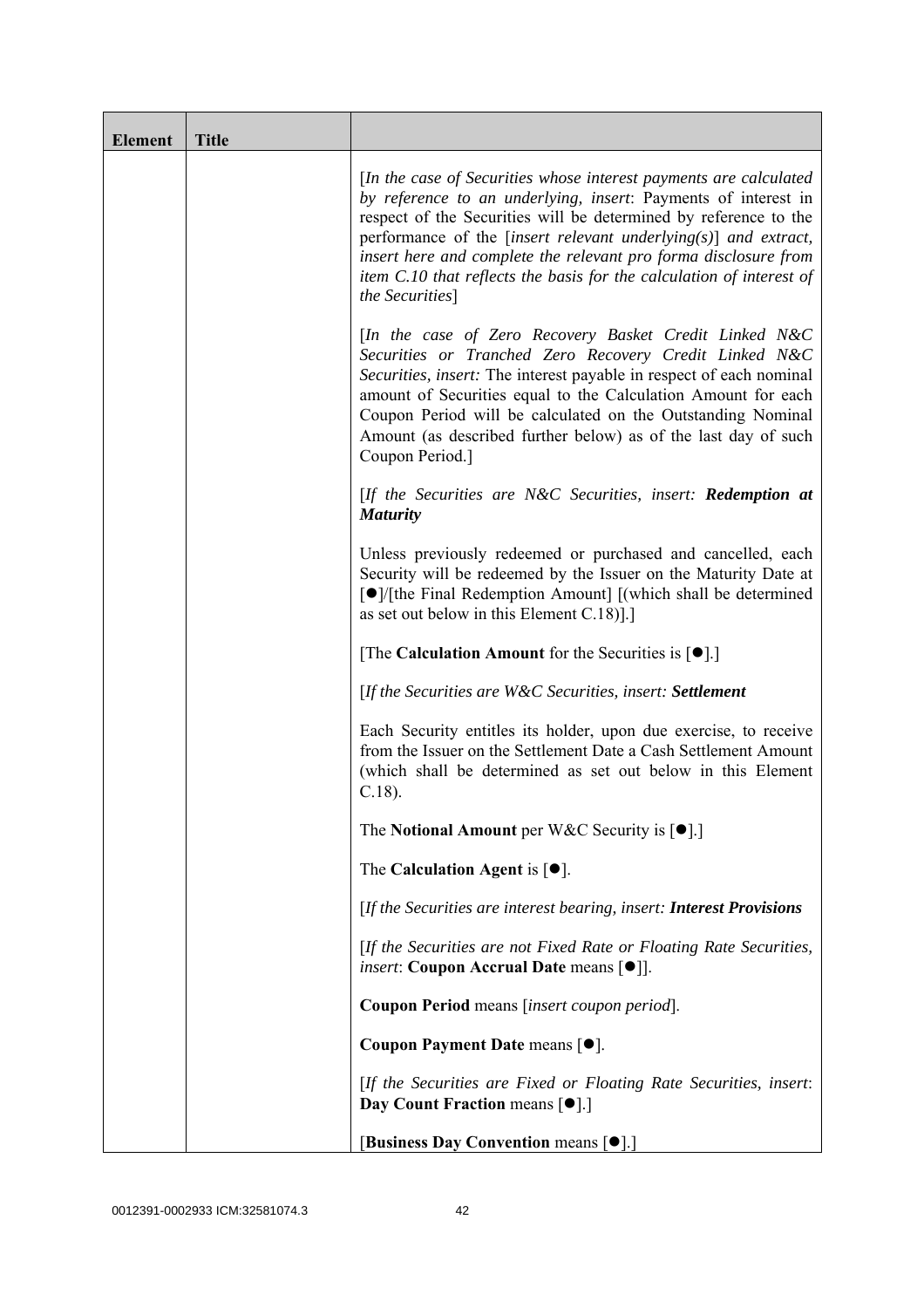| Element | Title | |
|---|---|---|
| | | [*In the case of Securities whose interest payments are calculated by reference to an underlying, insert*: Payments of interest in respect of the Securities will be determined by reference to the performance of the [*insert relevant underlying(s)*] *and extract, insert here and complete the relevant pro forma disclosure from item C.10 that reflects the basis for the calculation of interest of the Securities*]<br><br>[*In the case of Zero Recovery Basket Credit Linked N&C Securities or Tranched Zero Recovery Credit Linked N&C Securities, insert:* The interest payable in respect of each nominal amount of Securities equal to the Calculation Amount for each Coupon Period will be calculated on the Outstanding Nominal Amount (as described further below) as of the last day of such Coupon Period.]<br><br>[*If the Securities are N&C Securities, insert:* ***Redemption at Maturity***<br><br>Unless previously redeemed or purchased and cancelled, each Security will be redeemed by the Issuer on the Maturity Date at [●]/[the Final Redemption Amount] [(which shall be determined as set out below in this Element C.18)].]<br><br>[The **Calculation Amount** for the Securities is [●].]<br><br>[*If the Securities are W&C Securities, insert:* ***Settlement***<br><br>Each Security entitles its holder, upon due exercise, to receive from the Issuer on the Settlement Date a Cash Settlement Amount (which shall be determined as set out below in this Element C.18).<br><br>The **Notional Amount** per W&C Security is [●].]<br><br>The **Calculation Agent** is [●].<br><br>[*If the Securities are interest bearing, insert:* ***Interest Provisions***<br><br>[*If the Securities are not Fixed Rate or Floating Rate Securities, insert*: **Coupon Accrual Date** means [●]].<br><br>**Coupon Period** means [*insert coupon period*].<br><br>**Coupon Payment Date** means [●].<br><br>[*If the Securities are Fixed or Floating Rate Securities, insert*: **Day Count Fraction** means [●].]<br><br>[**Business Day Convention** means [●].] |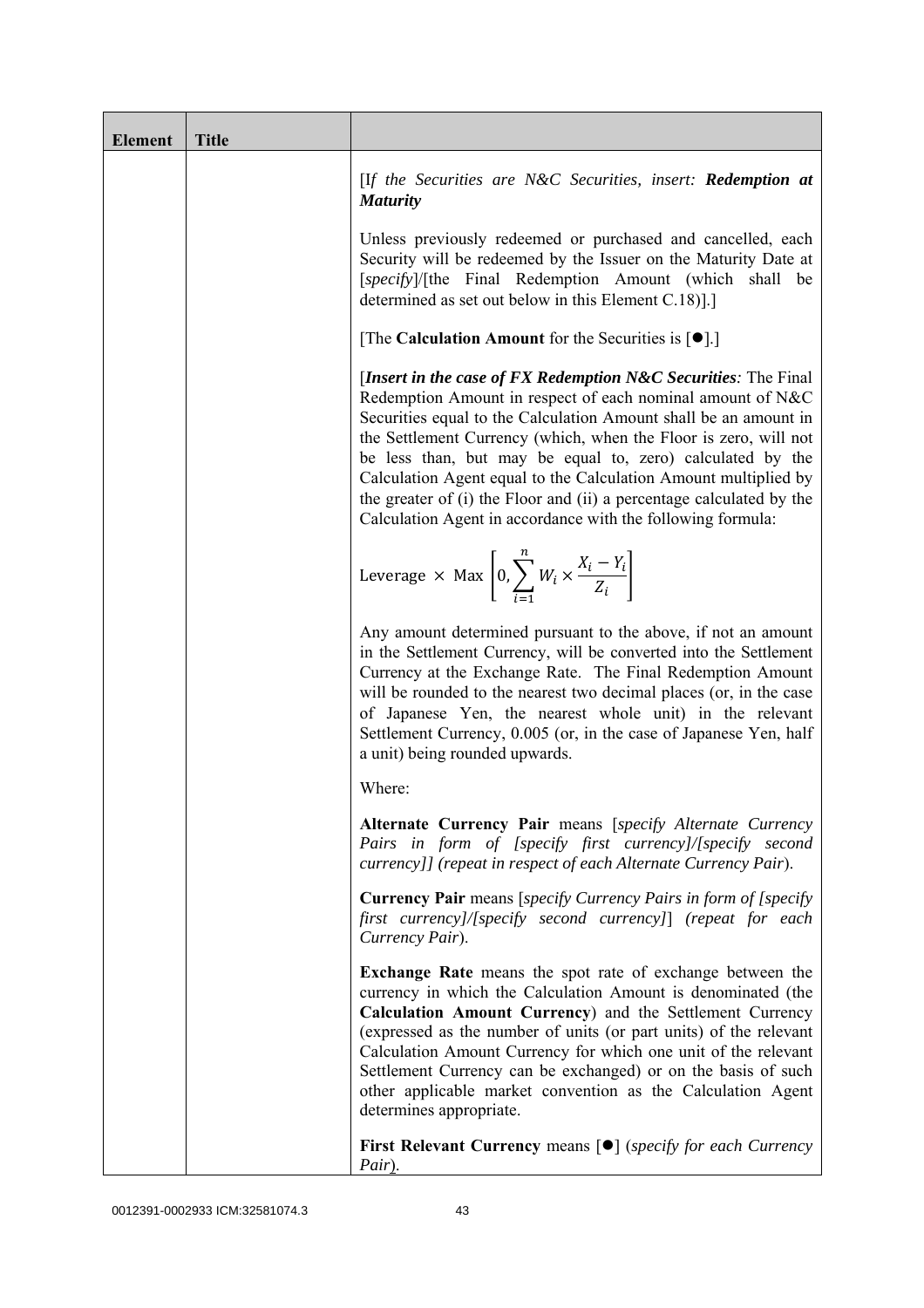| Element | Title | |
|---|---|---|
| | | [*If the Securities are N&C Securities, insert:* ***Redemption at Maturity***<br><br>Unless previously redeemed or purchased and cancelled, each Security will be redeemed by the Issuer on the Maturity Date at [*specify*]/[the Final Redemption Amount (which shall be determined as set out below in this Element C.18)].]<br><br>[The **Calculation Amount** for the Securities is [●].]<br><br>[***Insert in the case of FX Redemption N&C Securities**:* The Final Redemption Amount in respect of each nominal amount of N&C Securities equal to the Calculation Amount shall be an amount in the Settlement Currency (which, when the Floor is zero, will not be less than, but may be equal to, zero) calculated by the Calculation Agent equal to the Calculation Amount multiplied by the greater of (i) the Floor and (ii) a percentage calculated by the Calculation Agent in accordance with the following formula:<br><br>$$\text{Leverage} \times \text{Max}\left[0, \sum_{i=1}^{n} W_i \times \frac{X_i - Y_i}{Z_i}\right]$$<br><br>Any amount determined pursuant to the above, if not an amount in the Settlement Currency, will be converted into the Settlement Currency at the Exchange Rate. The Final Redemption Amount will be rounded to the nearest two decimal places (or, in the case of Japanese Yen, the nearest whole unit) in the relevant Settlement Currency, 0.005 (or, in the case of Japanese Yen, half a unit) being rounded upwards.<br><br>Where:<br><br>**Alternate Currency Pair** means [*specify Alternate Currency Pairs in form of [specify first currency]/[specify second currency]] (repeat in respect of each Alternate Currency Pair*).<br><br>**Currency Pair** means [*specify Currency Pairs in form of [specify first currency]/[specify second currency]*] (*repeat for each Currency Pair*).<br><br>**Exchange Rate** means the spot rate of exchange between the currency in which the Calculation Amount is denominated (the **Calculation Amount Currency**) and the Settlement Currency (expressed as the number of units (or part units) of the relevant Calculation Amount Currency for which one unit of the relevant Settlement Currency can be exchanged) or on the basis of such other applicable market convention as the Calculation Agent determines appropriate.<br><br>**First Relevant Currency** means [●] (*specify for each Currency Pair*). |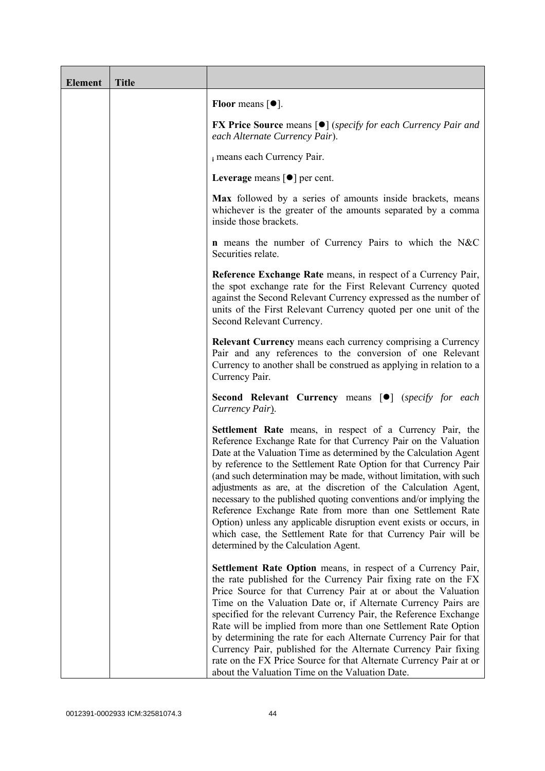| Element | Title | |
|---|---|---|
| | | **Floor** means [●].<br><br>**FX Price Source** means [●] (*specify for each Currency Pair and each Alternate Currency Pair*).<br><br>$_i$ means each Currency Pair.<br><br>**Leverage** means [●] per cent.<br><br>**Max** followed by a series of amounts inside brackets, means whichever is the greater of the amounts separated by a comma inside those brackets.<br><br>**n** means the number of Currency Pairs to which the N&C Securities relate.<br><br>**Reference Exchange Rate** means, in respect of a Currency Pair, the spot exchange rate for the First Relevant Currency quoted against the Second Relevant Currency expressed as the number of units of the First Relevant Currency quoted per one unit of the Second Relevant Currency.<br><br>**Relevant Currency** means each currency comprising a Currency Pair and any references to the conversion of one Relevant Currency to another shall be construed as applying in relation to a Currency Pair.<br><br>**Second Relevant Currency** means [●] (*specify for each Currency Pair*).<br><br>**Settlement Rate** means, in respect of a Currency Pair, the Reference Exchange Rate for that Currency Pair on the Valuation Date at the Valuation Time as determined by the Calculation Agent by reference to the Settlement Rate Option for that Currency Pair (and such determination may be made, without limitation, with such adjustments as are, at the discretion of the Calculation Agent, necessary to the published quoting conventions and/or implying the Reference Exchange Rate from more than one Settlement Rate Option) unless any applicable disruption event exists or occurs, in which case, the Settlement Rate for that Currency Pair will be determined by the Calculation Agent.<br><br>**Settlement Rate Option** means, in respect of a Currency Pair, the rate published for the Currency Pair fixing rate on the FX Price Source for that Currency Pair at or about the Valuation Time on the Valuation Date or, if Alternate Currency Pairs are specified for the relevant Currency Pair, the Reference Exchange Rate will be implied from more than one Settlement Rate Option by determining the rate for each Alternate Currency Pair for that Currency Pair, published for the Alternate Currency Pair fixing rate on the FX Price Source for that Alternate Currency Pair at or about the Valuation Time on the Valuation Date. |

0012391-0002933 ICM:32581074.3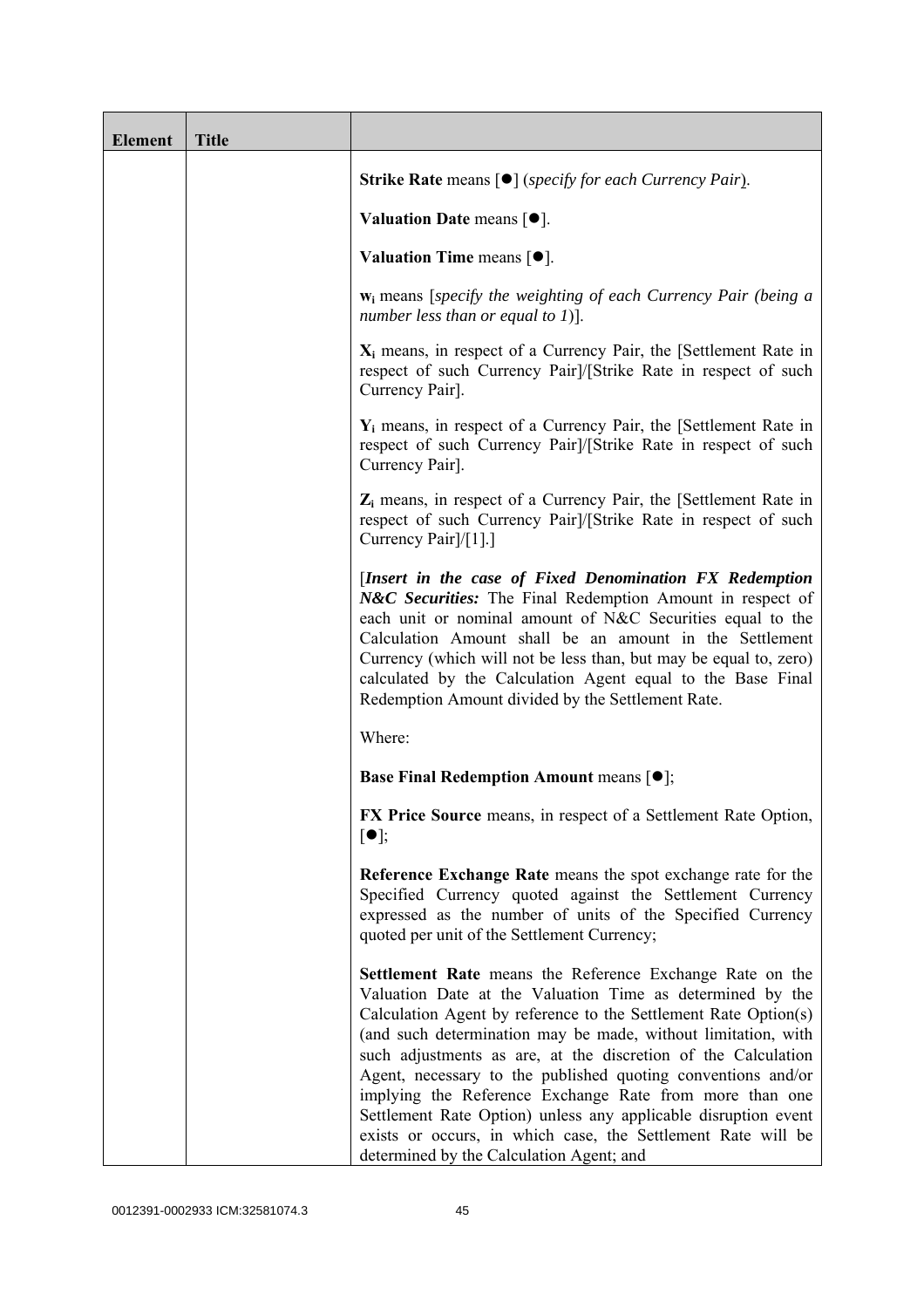| Element | Title | |
|---|---|---|
| | | **Strike Rate** means [●] (*specify for each Currency Pair*).<br><br>**Valuation Date** means [●].<br><br>**Valuation Time** means [●].<br><br>$\mathbf{w_i}$ means [*specify the weighting of each Currency Pair (being a number less than or equal to 1*)].<br><br>$\mathbf{X_i}$ means, in respect of a Currency Pair, the [Settlement Rate in respect of such Currency Pair]/[Strike Rate in respect of such Currency Pair].<br><br>$\mathbf{Y_i}$ means, in respect of a Currency Pair, the [Settlement Rate in respect of such Currency Pair]/[Strike Rate in respect of such Currency Pair].<br><br>$\mathbf{Z_i}$ means, in respect of a Currency Pair, the [Settlement Rate in respect of such Currency Pair]/[1].]<br><br>[***Insert in the case of Fixed Denomination FX Redemption N&C Securities:*** The Final Redemption Amount in respect of each unit or nominal amount of N&C Securities equal to the Calculation Amount shall be an amount in the Settlement Currency (which will not be less than, but may be equal to, zero) calculated by the Calculation Agent equal to the Base Final Redemption Amount divided by the Settlement Rate.<br><br>Where:<br><br>**Base Final Redemption Amount** means [●];<br><br>**FX Price Source** means, in respect of a Settlement Rate Option, [●];<br><br>**Reference Exchange Rate** means the spot exchange rate for the Specified Currency quoted against the Settlement Currency expressed as the number of units of the Specified Currency quoted per unit of the Settlement Currency;<br><br>**Settlement Rate** means the Reference Exchange Rate on the Valuation Date at the Valuation Time as determined by the Calculation Agent by reference to the Settlement Rate Option(s) (and such determination may be made, without limitation, with such adjustments as are, at the discretion of the Calculation Agent, necessary to the published quoting conventions and/or implying the Reference Exchange Rate from more than one Settlement Rate Option) unless any applicable disruption event exists or occurs, in which case, the Settlement Rate will be determined by the Calculation Agent; and |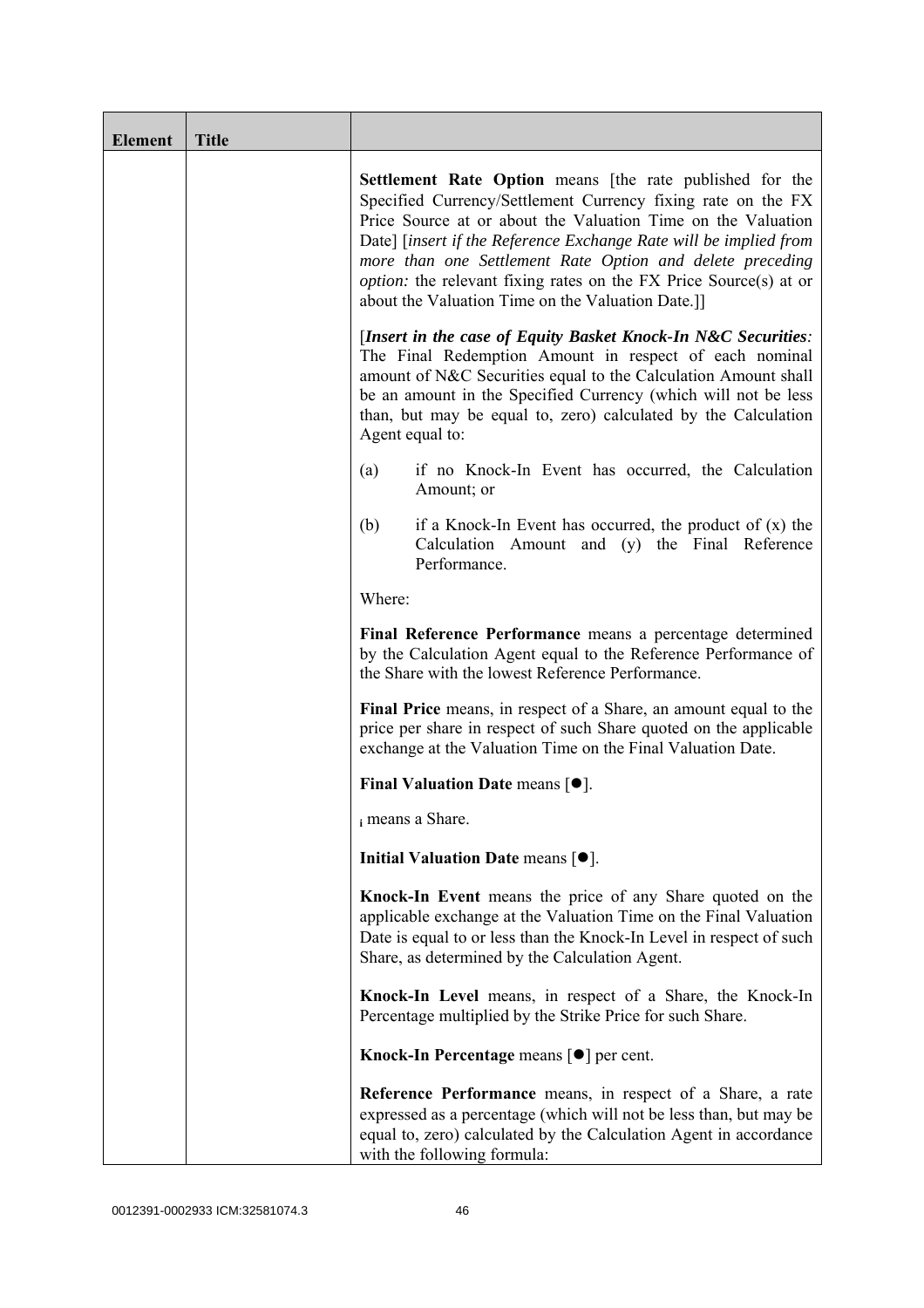| Element | Title | |
|---|---|---|
| | | **Settlement Rate Option** means [the rate published for the Specified Currency/Settlement Currency fixing rate on the FX Price Source at or about the Valuation Time on the Valuation Date] [*insert if the Reference Exchange Rate will be implied from more than one Settlement Rate Option and delete preceding option:* the relevant fixing rates on the FX Price Source(s) at or about the Valuation Time on the Valuation Date.]]<br><br>[***Insert in the case of Equity Basket Knock-In N&C Securities:*** The Final Redemption Amount in respect of each nominal amount of N&C Securities equal to the Calculation Amount shall be an amount in the Specified Currency (which will not be less than, but may be equal to, zero) calculated by the Calculation Agent equal to:<br><br>(a) if no Knock-In Event has occurred, the Calculation Amount; or<br><br>(b) if a Knock-In Event has occurred, the product of (x) the Calculation Amount and (y) the Final Reference Performance.<br><br>Where:<br><br>**Final Reference Performance** means a percentage determined by the Calculation Agent equal to the Reference Performance of the Share with the lowest Reference Performance.<br><br>**Final Price** means, in respect of a Share, an amount equal to the price per share in respect of such Share quoted on the applicable exchange at the Valuation Time on the Final Valuation Date.<br><br>**Final Valuation Date** means [●].<br><br>$_i$ means a Share.<br><br>**Initial Valuation Date** means [●].<br><br>**Knock-In Event** means the price of any Share quoted on the applicable exchange at the Valuation Time on the Final Valuation Date is equal to or less than the Knock-In Level in respect of such Share, as determined by the Calculation Agent.<br><br>**Knock-In Level** means, in respect of a Share, the Knock-In Percentage multiplied by the Strike Price for such Share.<br><br>**Knock-In Percentage** means [●] per cent.<br><br>**Reference Performance** means, in respect of a Share, a rate expressed as a percentage (which will not be less than, but may be equal to, zero) calculated by the Calculation Agent in accordance with the following formula: |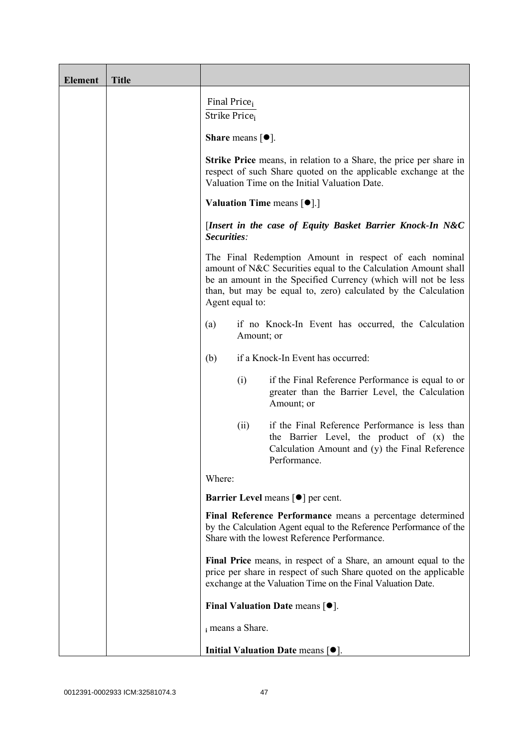| Element | Title | |
|---|---|---|
| | | $\frac{\text{Final Price}_i}{\text{Strike Price}_i}$<br><br>**Share** means [●].<br><br>**Strike Price** means, in relation to a Share, the price per share in respect of such Share quoted on the applicable exchange at the Valuation Time on the Initial Valuation Date.<br><br>**Valuation Time** means [●].]<br><br>[***Insert in the case of Equity Basket Barrier Knock-In N&C Securities****:*<br><br>The Final Redemption Amount in respect of each nominal amount of N&C Securities equal to the Calculation Amount shall be an amount in the Specified Currency (which will not be less than, but may be equal to, zero) calculated by the Calculation Agent equal to:<br><br>(a) if no Knock-In Event has occurred, the Calculation Amount; or<br><br>(b) if a Knock-In Event has occurred:<br><br>(i) if the Final Reference Performance is equal to or greater than the Barrier Level, the Calculation Amount; or<br><br>(ii) if the Final Reference Performance is less than the Barrier Level, the product of (x) the Calculation Amount and (y) the Final Reference Performance.<br><br>Where:<br><br>**Barrier Level** means [●] per cent.<br><br>**Final Reference Performance** means a percentage determined by the Calculation Agent equal to the Reference Performance of the Share with the lowest Reference Performance.<br><br>**Final Price** means, in respect of a Share, an amount equal to the price per share in respect of such Share quoted on the applicable exchange at the Valuation Time on the Final Valuation Date.<br><br>**Final Valuation Date** means [●].<br><br>$_i$ means a Share.<br><br>**Initial Valuation Date** means [●]. |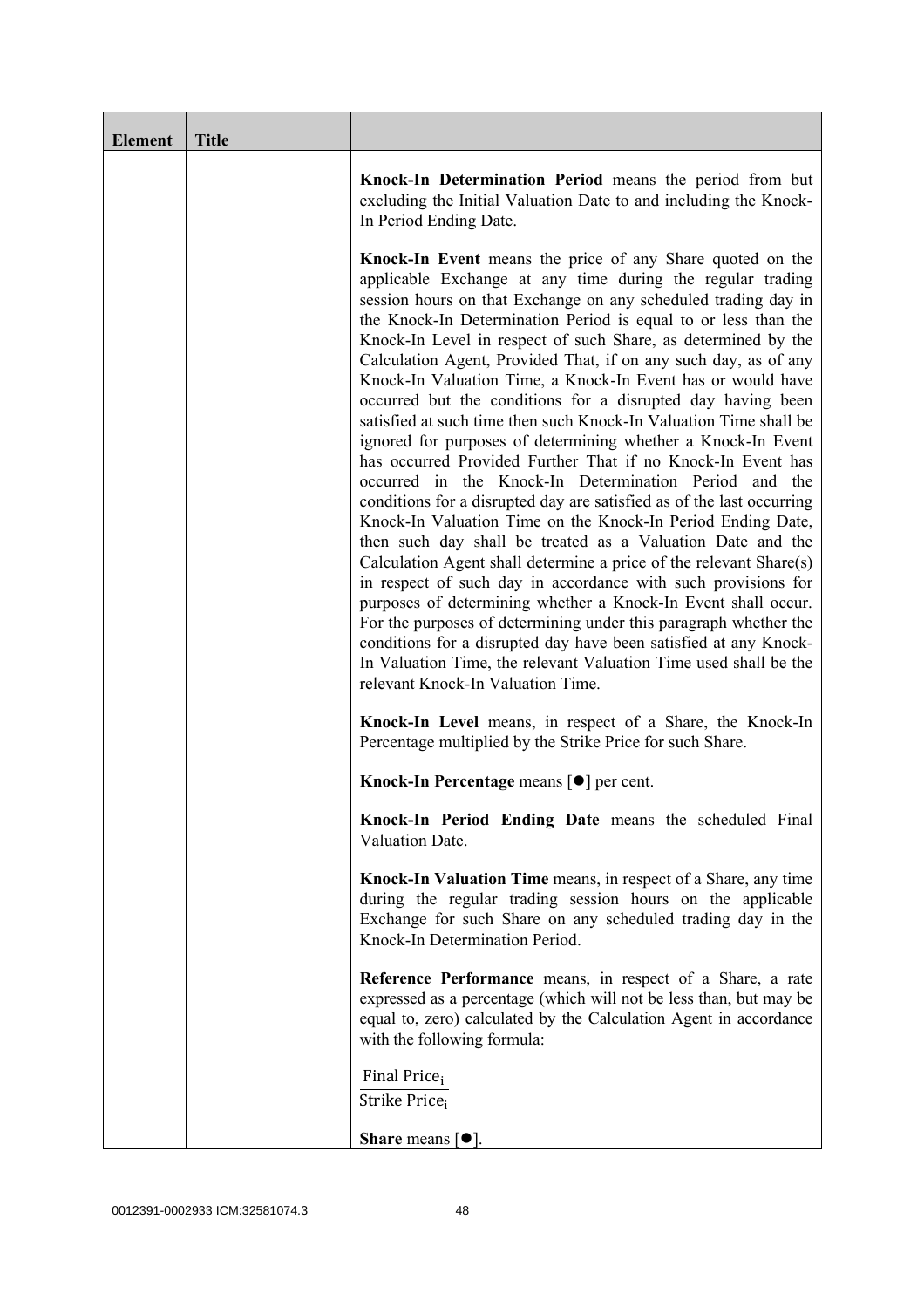| Element | Title | |
|---|---|---|
| | | **Knock-In Determination Period** means the period from but excluding the Initial Valuation Date to and including the Knock-In Period Ending Date.<br><br>**Knock-In Event** means the price of any Share quoted on the applicable Exchange at any time during the regular trading session hours on that Exchange on any scheduled trading day in the Knock-In Determination Period is equal to or less than the Knock-In Level in respect of such Share, as determined by the Calculation Agent, Provided That, if on any such day, as of any Knock-In Valuation Time, a Knock-In Event has or would have occurred but the conditions for a disrupted day having been satisfied at such time then such Knock-In Valuation Time shall be ignored for purposes of determining whether a Knock-In Event has occurred Provided Further That if no Knock-In Event has occurred in the Knock-In Determination Period and the conditions for a disrupted day are satisfied as of the last occurring Knock-In Valuation Time on the Knock-In Period Ending Date, then such day shall be treated as a Valuation Date and the Calculation Agent shall determine a price of the relevant Share(s) in respect of such day in accordance with such provisions for purposes of determining whether a Knock-In Event shall occur. For the purposes of determining under this paragraph whether the conditions for a disrupted day have been satisfied at any Knock-In Valuation Time, the relevant Valuation Time used shall be the relevant Knock-In Valuation Time.<br><br>**Knock-In Level** means, in respect of a Share, the Knock-In Percentage multiplied by the Strike Price for such Share.<br><br>**Knock-In Percentage** means [●] per cent.<br><br>**Knock-In Period Ending Date** means the scheduled Final Valuation Date.<br><br>**Knock-In Valuation Time** means, in respect of a Share, any time during the regular trading session hours on the applicable Exchange for such Share on any scheduled trading day in the Knock-In Determination Period.<br><br>**Reference Performance** means, in respect of a Share, a rate expressed as a percentage (which will not be less than, but may be equal to, zero) calculated by the Calculation Agent in accordance with the following formula:<br><br>$\frac{\text{Final Price}_i}{\text{Strike Price}_i}$<br><br>**Share** means [●]. |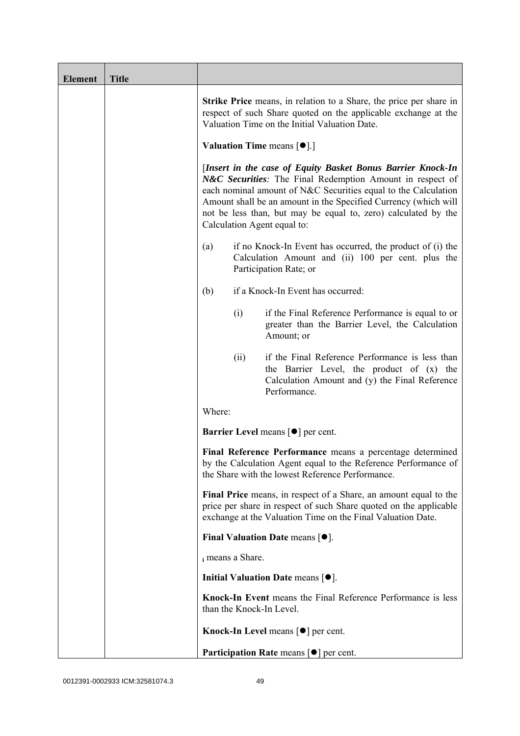| Element | Title | |
|---|---|---|
| | | **Strike Price** means, in relation to a Share, the price per share in respect of such Share quoted on the applicable exchange at the Valuation Time on the Initial Valuation Date.<br><br>**Valuation Time** means [●].]<br><br>[***Insert in the case of Equity Basket Bonus Barrier Knock-In N&C Securities****:* The Final Redemption Amount in respect of each nominal amount of N&C Securities equal to the Calculation Amount shall be an amount in the Specified Currency (which will not be less than, but may be equal to, zero) calculated by the Calculation Agent equal to:<br><br>(a) if no Knock-In Event has occurred, the product of (i) the Calculation Amount and (ii) 100 per cent. plus the Participation Rate; or<br><br>(b) if a Knock-In Event has occurred:<br><br>(i) if the Final Reference Performance is equal to or greater than the Barrier Level, the Calculation Amount; or<br><br>(ii) if the Final Reference Performance is less than the Barrier Level, the product of (x) the Calculation Amount and (y) the Final Reference Performance.<br><br>Where:<br><br>**Barrier Level** means [●] per cent.<br><br>**Final Reference Performance** means a percentage determined by the Calculation Agent equal to the Reference Performance of the Share with the lowest Reference Performance.<br><br>**Final Price** means, in respect of a Share, an amount equal to the price per share in respect of such Share quoted on the applicable exchange at the Valuation Time on the Final Valuation Date.<br><br>**Final Valuation Date** means [●].<br><br>$_i$ means a Share.<br><br>**Initial Valuation Date** means [●].<br><br>**Knock-In Event** means the Final Reference Performance is less than the Knock-In Level.<br><br>**Knock-In Level** means [●] per cent.<br><br>**Participation Rate** means [●] per cent. |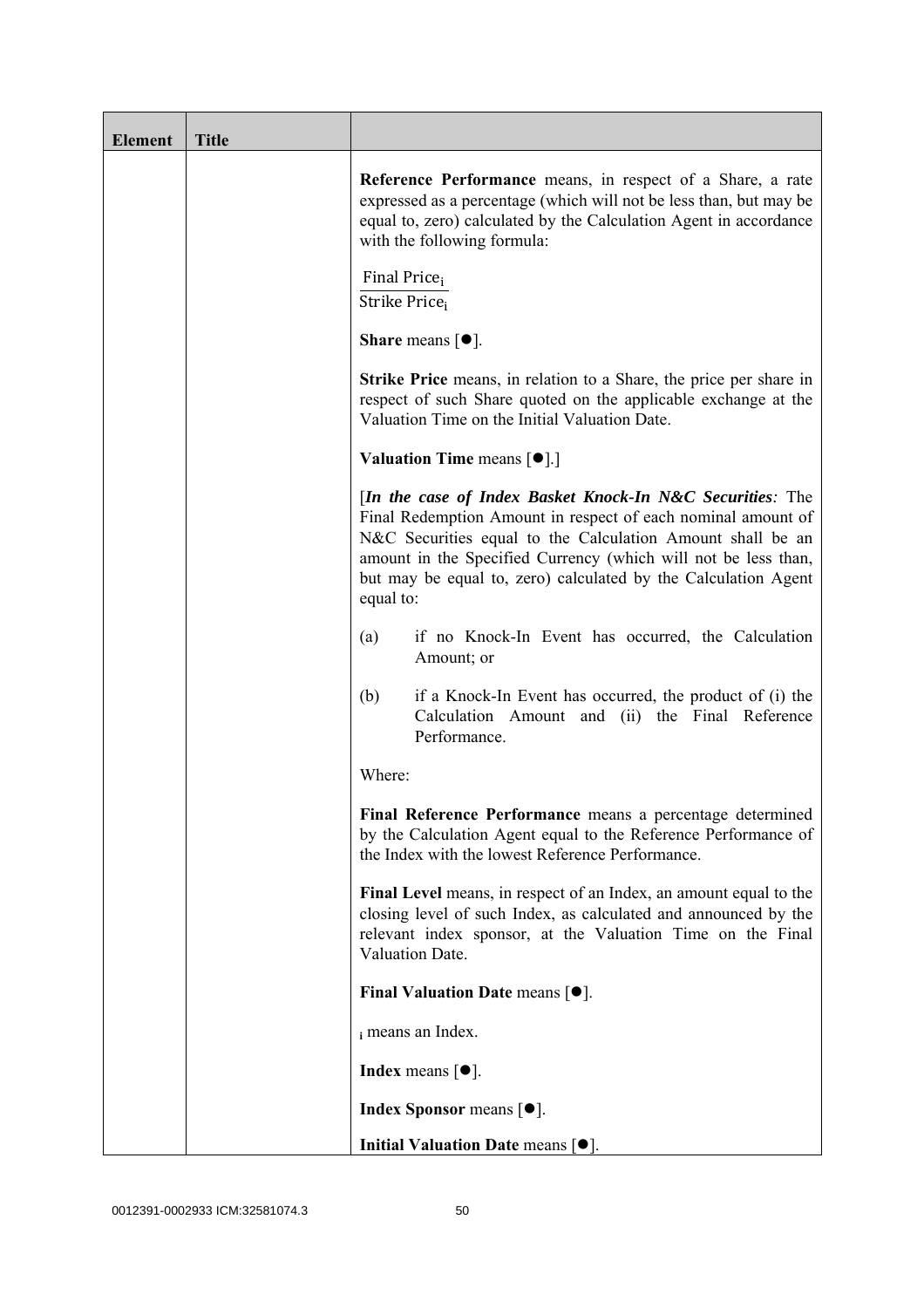| Element | Title | |
|---|---|---|
| | | **Reference Performance** means, in respect of a Share, a rate expressed as a percentage (which will not be less than, but may be equal to, zero) calculated by the Calculation Agent in accordance with the following formula:<br><br>$\frac{\text{Final Price}_i}{\text{Strike Price}_i}$<br><br>**Share** means [●].<br><br>**Strike Price** means, in relation to a Share, the price per share in respect of such Share quoted on the applicable exchange at the Valuation Time on the Initial Valuation Date.<br><br>**Valuation Time** means [●].]<br><br>[***In the case of Index Basket Knock-In N&C Securities:*** The Final Redemption Amount in respect of each nominal amount of N&C Securities equal to the Calculation Amount shall be an amount in the Specified Currency (which will not be less than, but may be equal to, zero) calculated by the Calculation Agent equal to:<br><br>(a) if no Knock-In Event has occurred, the Calculation Amount; or<br><br>(b) if a Knock-In Event has occurred, the product of (i) the Calculation Amount and (ii) the Final Reference Performance.<br><br>Where:<br><br>**Final Reference Performance** means a percentage determined by the Calculation Agent equal to the Reference Performance of the Index with the lowest Reference Performance.<br><br>**Final Level** means, in respect of an Index, an amount equal to the closing level of such Index, as calculated and announced by the relevant index sponsor, at the Valuation Time on the Final Valuation Date.<br><br>**Final Valuation Date** means [●].<br><br>$_i$ means an Index.<br><br>**Index** means [●].<br><br>**Index Sponsor** means [●].<br><br>**Initial Valuation Date** means [●]. |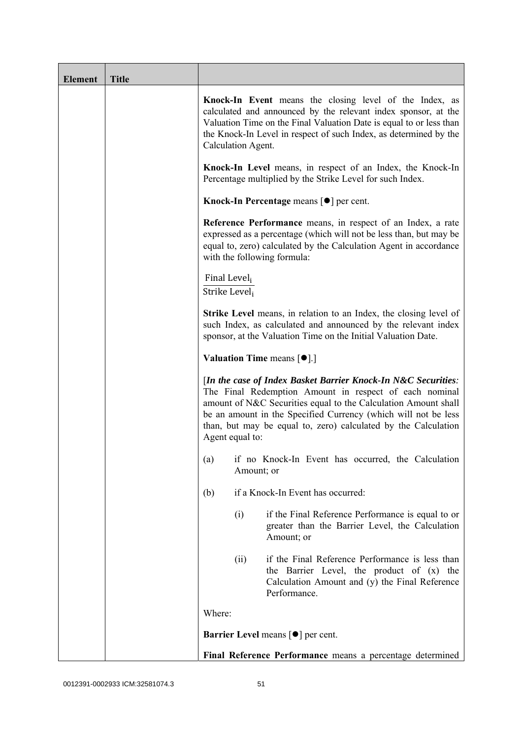| Element | Title |  |
|---|---|---|
| | | **Knock-In Event** means the closing level of the Index, as calculated and announced by the relevant index sponsor, at the Valuation Time on the Final Valuation Date is equal to or less than the Knock-In Level in respect of such Index, as determined by the Calculation Agent. |
| | | **Knock-In Level** means, in respect of an Index, the Knock-In Percentage multiplied by the Strike Level for such Index. |
| | | **Knock-In Percentage** means [●] per cent. |
| | | **Reference Performance** means, in respect of an Index, a rate expressed as a percentage (which will not be less than, but may be equal to, zero) calculated by the Calculation Agent in accordance with the following formula: |
| | | $\frac{\text{Final Level}_i}{\text{Strike Level}_i}$ |
| | | **Strike Level** means, in relation to an Index, the closing level of such Index, as calculated and announced by the relevant index sponsor, at the Valuation Time on the Initial Valuation Date. |
| | | **Valuation Time** means [●].] |
| | | [***In the case of Index Basket Barrier Knock-In N&C Securities:*** The Final Redemption Amount in respect of each nominal amount of N&C Securities equal to the Calculation Amount shall be an amount in the Specified Currency (which will not be less than, but may be equal to, zero) calculated by the Calculation Agent equal to: |
| | | (a) if no Knock-In Event has occurred, the Calculation Amount; or |
| | | (b) if a Knock-In Event has occurred: |
| | | (i) if the Final Reference Performance is equal to or greater than the Barrier Level, the Calculation Amount; or |
| | | (ii) if the Final Reference Performance is less than the Barrier Level, the product of (x) the Calculation Amount and (y) the Final Reference Performance. |
| | | Where: |
| | | **Barrier Level** means [●] per cent. |
| | | **Final Reference Performance** means a percentage determined |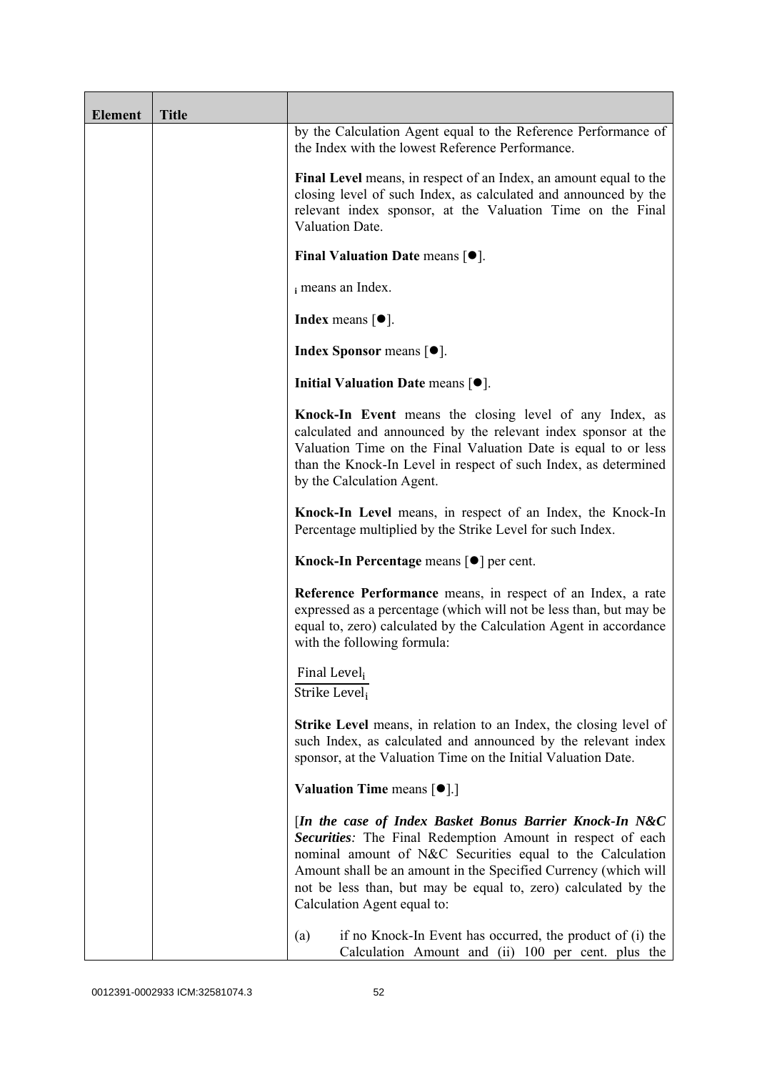| Element | Title | |
|---|---|---|
| | | by the Calculation Agent equal to the Reference Performance of the Index with the lowest Reference Performance.<br><br>**Final Level** means, in respect of an Index, an amount equal to the closing level of such Index, as calculated and announced by the relevant index sponsor, at the Valuation Time on the Final Valuation Date.<br><br>**Final Valuation Date** means [●].<br><br>$_i$ means an Index.<br><br>**Index** means [●].<br><br>**Index Sponsor** means [●].<br><br>**Initial Valuation Date** means [●].<br><br>**Knock-In Event** means the closing level of any Index, as calculated and announced by the relevant index sponsor at the Valuation Time on the Final Valuation Date is equal to or less than the Knock-In Level in respect of such Index, as determined by the Calculation Agent.<br><br>**Knock-In Level** means, in respect of an Index, the Knock-In Percentage multiplied by the Strike Level for such Index.<br><br>**Knock-In Percentage** means [●] per cent.<br><br>**Reference Performance** means, in respect of an Index, a rate expressed as a percentage (which will not be less than, but may be equal to, zero) calculated by the Calculation Agent in accordance with the following formula:<br><br>$\frac{\text{Final Level}_i}{\text{Strike Level}_i}$<br><br>**Strike Level** means, in relation to an Index, the closing level of such Index, as calculated and announced by the relevant index sponsor, at the Valuation Time on the Initial Valuation Date.<br><br>**Valuation Time** means [●].]<br><br>[***In the case of Index Basket Bonus Barrier Knock-In N&C Securities:*** The Final Redemption Amount in respect of each nominal amount of N&C Securities equal to the Calculation Amount shall be an amount in the Specified Currency (which will not be less than, but may be equal to, zero) calculated by the Calculation Agent equal to:<br><br>(a) if no Knock-In Event has occurred, the product of (i) the Calculation Amount and (ii) 100 per cent. plus the |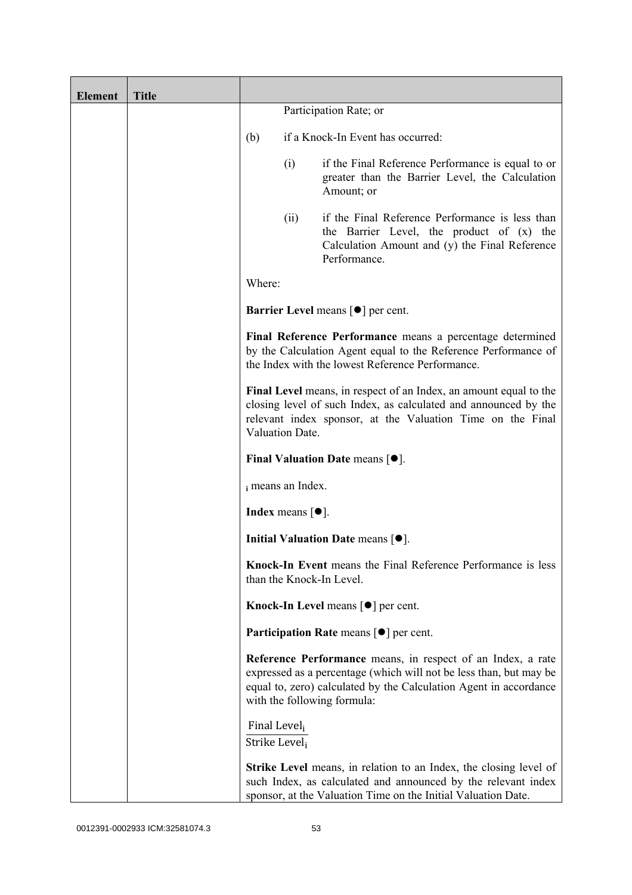| Element | Title | |
|---|---|---|
| | | Participation Rate; or<br><br>(b) if a Knock-In Event has occurred:<br><br>(i) if the Final Reference Performance is equal to or greater than the Barrier Level, the Calculation Amount; or<br><br>(ii) if the Final Reference Performance is less than the Barrier Level, the product of (x) the Calculation Amount and (y) the Final Reference Performance.<br><br>Where:<br><br>**Barrier Level** means [●] per cent.<br><br>**Final Reference Performance** means a percentage determined by the Calculation Agent equal to the Reference Performance of the Index with the lowest Reference Performance.<br><br>**Final Level** means, in respect of an Index, an amount equal to the closing level of such Index, as calculated and announced by the relevant index sponsor, at the Valuation Time on the Final Valuation Date.<br><br>**Final Valuation Date** means [●].<br><br>$_i$ means an Index.<br><br>**Index** means [●].<br><br>**Initial Valuation Date** means [●].<br><br>**Knock-In Event** means the Final Reference Performance is less than the Knock-In Level.<br><br>**Knock-In Level** means [●] per cent.<br><br>**Participation Rate** means [●] per cent.<br><br>**Reference Performance** means, in respect of an Index, a rate expressed as a percentage (which will not be less than, but may be equal to, zero) calculated by the Calculation Agent in accordance with the following formula:<br><br>$\frac{\text{Final Level}_i}{\text{Strike Level}_i}$<br><br>**Strike Level** means, in relation to an Index, the closing level of such Index, as calculated and announced by the relevant index sponsor, at the Valuation Time on the Initial Valuation Date. |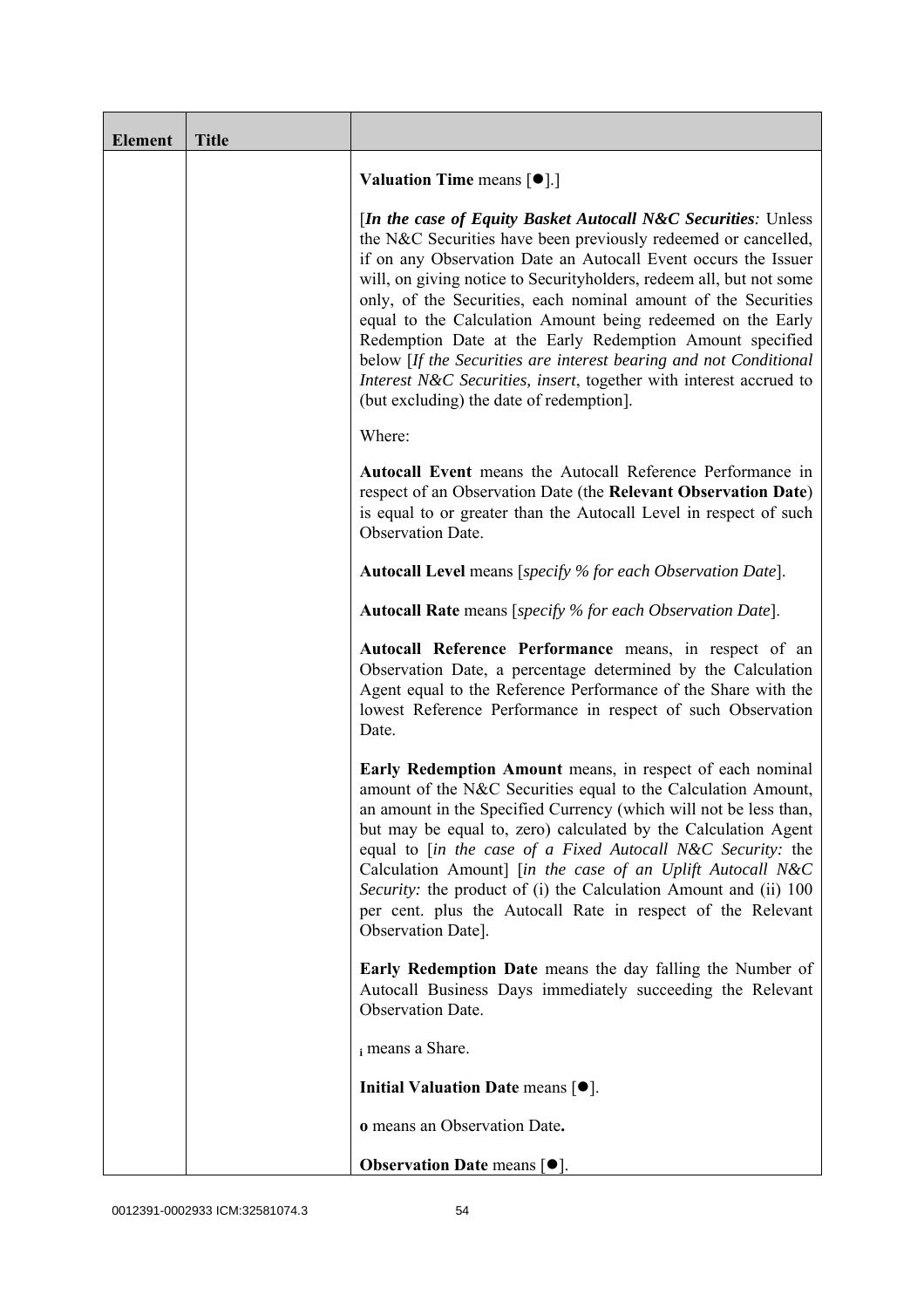| Element | Title | |
|---|---|---|
| | | **Valuation Time** means [●].]<br><br>[***In the case of Equity Basket Autocall N&C Securities****:* Unless the N&C Securities have been previously redeemed or cancelled, if on any Observation Date an Autocall Event occurs the Issuer will, on giving notice to Securityholders, redeem all, but not some only, of the Securities, each nominal amount of the Securities equal to the Calculation Amount being redeemed on the Early Redemption Date at the Early Redemption Amount specified below [*If the Securities are interest bearing and not Conditional Interest N&C Securities, insert*, together with interest accrued to (but excluding) the date of redemption].<br><br>Where:<br><br>**Autocall Event** means the Autocall Reference Performance in respect of an Observation Date (the **Relevant Observation Date**) is equal to or greater than the Autocall Level in respect of such Observation Date.<br><br>**Autocall Level** means [*specify % for each Observation Date*].<br><br>**Autocall Rate** means [*specify % for each Observation Date*].<br><br>**Autocall Reference Performance** means, in respect of an Observation Date, a percentage determined by the Calculation Agent equal to the Reference Performance of the Share with the lowest Reference Performance in respect of such Observation Date.<br><br>**Early Redemption Amount** means, in respect of each nominal amount of the N&C Securities equal to the Calculation Amount, an amount in the Specified Currency (which will not be less than, but may be equal to, zero) calculated by the Calculation Agent equal to [*in the case of a Fixed Autocall N&C Security:* the Calculation Amount] [*in the case of an Uplift Autocall N&C Security:* the product of (i) the Calculation Amount and (ii) 100 per cent. plus the Autocall Rate in respect of the Relevant Observation Date].<br><br>**Early Redemption Date** means the day falling the Number of Autocall Business Days immediately succeeding the Relevant Observation Date.<br><br>$_{\mathbf{i}}$ means a Share.<br><br>**Initial Valuation Date** means [●].<br><br>**o** means an Observation Date**.**<br><br>**Observation Date** means [●]. |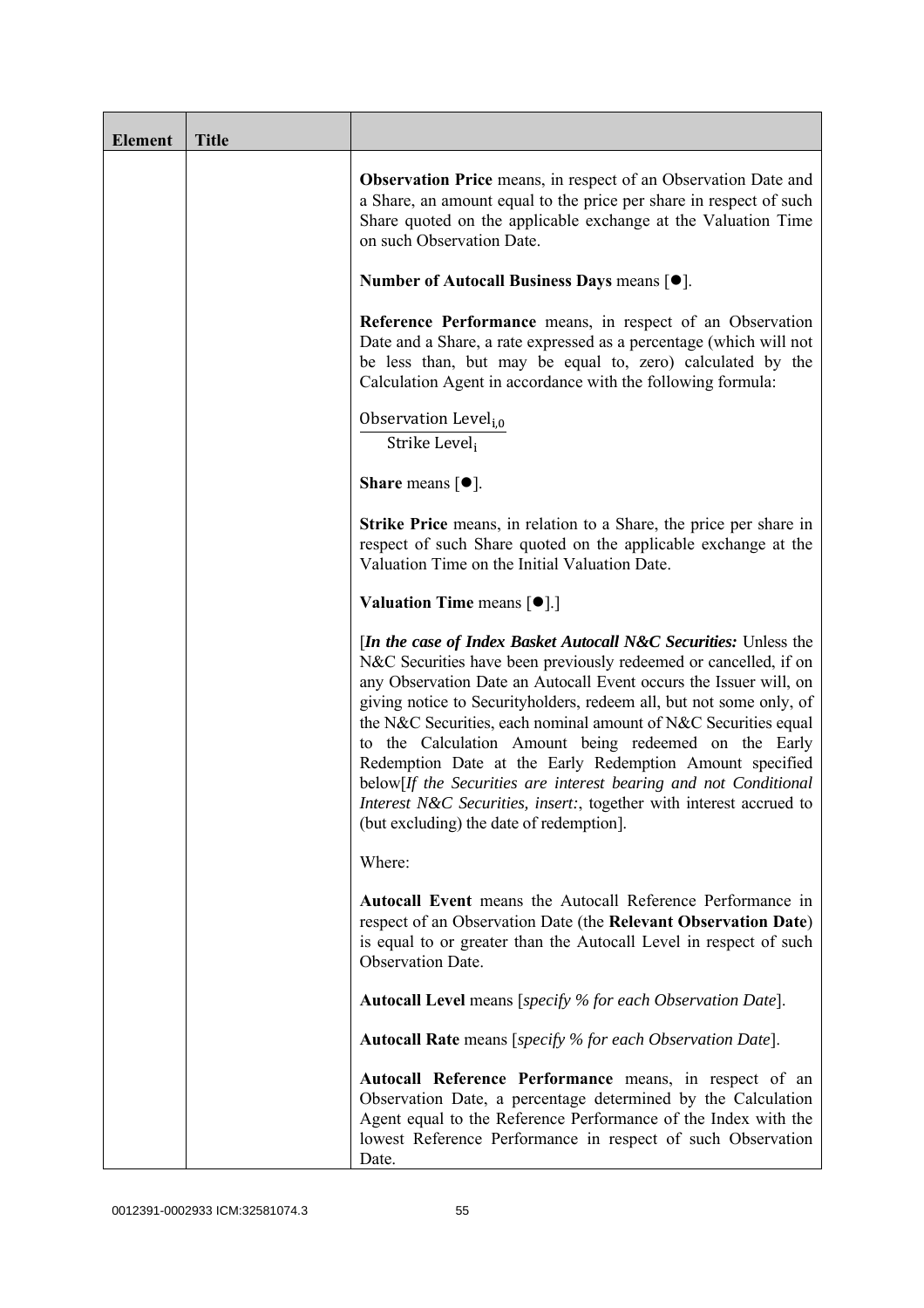| Element | Title | |
|---|---|---|
| | | **Observation Price** means, in respect of an Observation Date and a Share, an amount equal to the price per share in respect of such Share quoted on the applicable exchange at the Valuation Time on such Observation Date.<br><br>**Number of Autocall Business Days** means [●].<br><br>**Reference Performance** means, in respect of an Observation Date and a Share, a rate expressed as a percentage (which will not be less than, but may be equal to, zero) calculated by the Calculation Agent in accordance with the following formula:<br><br>$\frac{\text{Observation Level}_{i,0}}{\text{Strike Level}_i}$<br><br>**Share** means [●].<br><br>**Strike Price** means, in relation to a Share, the price per share in respect of such Share quoted on the applicable exchange at the Valuation Time on the Initial Valuation Date.<br><br>**Valuation Time** means [●].]<br><br>[***In the case of Index Basket Autocall N&C Securities:*** Unless the N&C Securities have been previously redeemed or cancelled, if on any Observation Date an Autocall Event occurs the Issuer will, on giving notice to Securityholders, redeem all, but not some only, of the N&C Securities, each nominal amount of N&C Securities equal to the Calculation Amount being redeemed on the Early Redemption Date at the Early Redemption Amount specified below[*If the Securities are interest bearing and not Conditional Interest N&C Securities, insert:*, together with interest accrued to (but excluding) the date of redemption].<br><br>Where:<br><br>**Autocall Event** means the Autocall Reference Performance in respect of an Observation Date (the **Relevant Observation Date**) is equal to or greater than the Autocall Level in respect of such Observation Date.<br><br>**Autocall Level** means [*specify % for each Observation Date*].<br><br>**Autocall Rate** means [*specify % for each Observation Date*].<br><br>**Autocall Reference Performance** means, in respect of an Observation Date, a percentage determined by the Calculation Agent equal to the Reference Performance of the Index with the lowest Reference Performance in respect of such Observation Date. |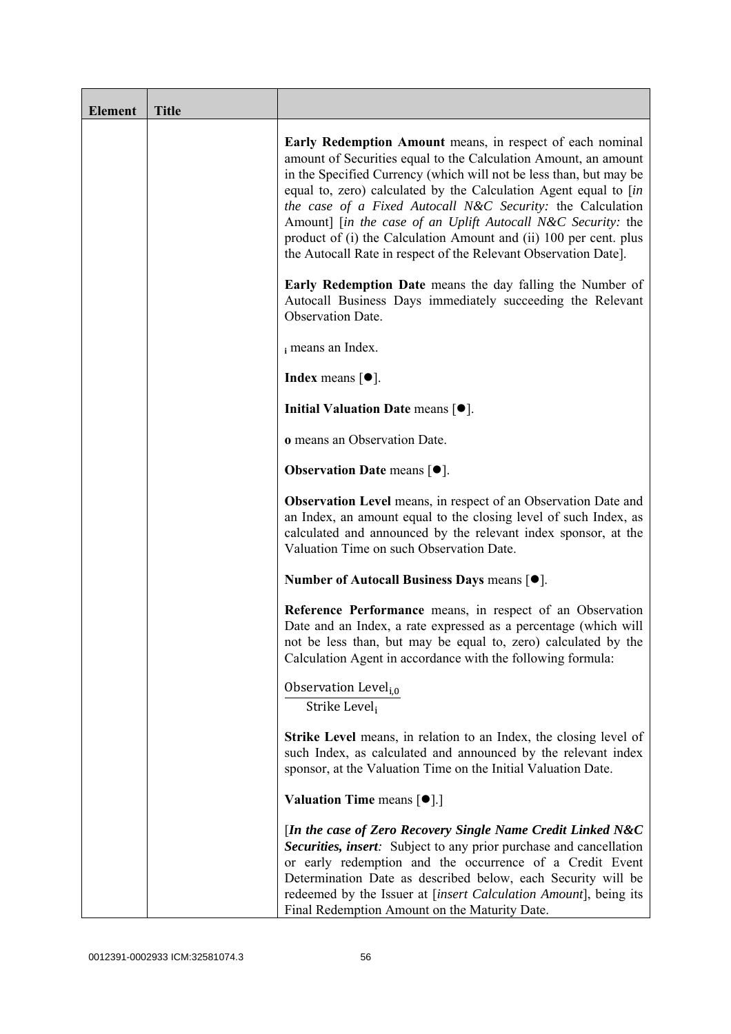| Element | Title | |
|---|---|---|
| | | **Early Redemption Amount** means, in respect of each nominal amount of Securities equal to the Calculation Amount, an amount in the Specified Currency (which will not be less than, but may be equal to, zero) calculated by the Calculation Agent equal to [*in the case of a Fixed Autocall N&C Security:* the Calculation Amount] [*in the case of an Uplift Autocall N&C Security:* the product of (i) the Calculation Amount and (ii) 100 per cent. plus the Autocall Rate in respect of the Relevant Observation Date].<br><br>**Early Redemption Date** means the day falling the Number of Autocall Business Days immediately succeeding the Relevant Observation Date.<br><br>$_{\text{i}}$ means an Index.<br><br>**Index** means [●].<br><br>**Initial Valuation Date** means [●].<br><br>**o** means an Observation Date.<br><br>**Observation Date** means [●].<br><br>**Observation Level** means, in respect of an Observation Date and an Index, an amount equal to the closing level of such Index, as calculated and announced by the relevant index sponsor, at the Valuation Time on such Observation Date.<br><br>**Number of Autocall Business Days** means [●].<br><br>**Reference Performance** means, in respect of an Observation Date and an Index, a rate expressed as a percentage (which will not be less than, but may be equal to, zero) calculated by the Calculation Agent in accordance with the following formula:<br><br>$$\frac{\text{Observation Level}_{i,0}}{\text{Strike Level}_i}$$<br><br>**Strike Level** means, in relation to an Index, the closing level of such Index, as calculated and announced by the relevant index sponsor, at the Valuation Time on the Initial Valuation Date.<br><br>**Valuation Time** means [●].]<br><br>[***In the case of Zero Recovery Single Name Credit Linked N&C Securities, insert****:* Subject to any prior purchase and cancellation or early redemption and the occurrence of a Credit Event Determination Date as described below, each Security will be redeemed by the Issuer at [*insert Calculation Amount*], being its Final Redemption Amount on the Maturity Date. |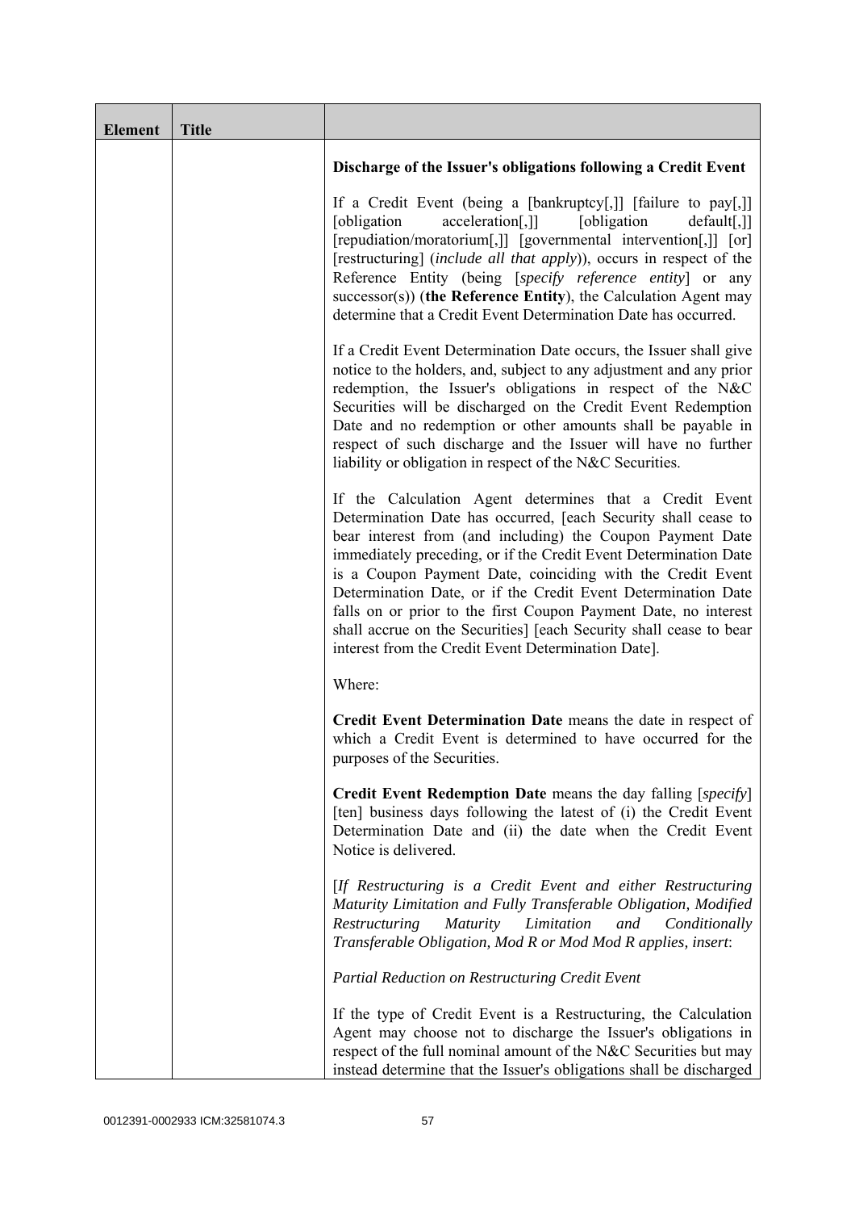| Element | Title | |
|---|---|---|
| | | **Discharge of the Issuer's obligations following a Credit Event**<br><br>If a Credit Event (being a [bankruptcy[,]] [failure to pay[,]] [obligation acceleration[,]] [obligation default[,]] [repudiation/moratorium[,]] [governmental intervention[,]] [or] [restructuring] (*include all that apply*)), occurs in respect of the Reference Entity (being [*specify reference entity*] or any successor(s)) (**the Reference Entity**), the Calculation Agent may determine that a Credit Event Determination Date has occurred.<br><br>If a Credit Event Determination Date occurs, the Issuer shall give notice to the holders, and, subject to any adjustment and any prior redemption, the Issuer's obligations in respect of the N&C Securities will be discharged on the Credit Event Redemption Date and no redemption or other amounts shall be payable in respect of such discharge and the Issuer will have no further liability or obligation in respect of the N&C Securities.<br><br>If the Calculation Agent determines that a Credit Event Determination Date has occurred, [each Security shall cease to bear interest from (and including) the Coupon Payment Date immediately preceding, or if the Credit Event Determination Date is a Coupon Payment Date, coinciding with the Credit Event Determination Date, or if the Credit Event Determination Date falls on or prior to the first Coupon Payment Date, no interest shall accrue on the Securities] [each Security shall cease to bear interest from the Credit Event Determination Date].<br><br>Where:<br><br>**Credit Event Determination Date** means the date in respect of which a Credit Event is determined to have occurred for the purposes of the Securities.<br><br>**Credit Event Redemption Date** means the day falling [*specify*] [ten] business days following the latest of (i) the Credit Event Determination Date and (ii) the date when the Credit Event Notice is delivered.<br><br>[*If Restructuring is a Credit Event and either Restructuring Maturity Limitation and Fully Transferable Obligation, Modified Restructuring Maturity Limitation and Conditionally Transferable Obligation, Mod R or Mod Mod R applies, insert*:<br><br>*Partial Reduction on Restructuring Credit Event*<br><br>If the type of Credit Event is a Restructuring, the Calculation Agent may choose not to discharge the Issuer's obligations in respect of the full nominal amount of the N&C Securities but may instead determine that the Issuer's obligations shall be discharged |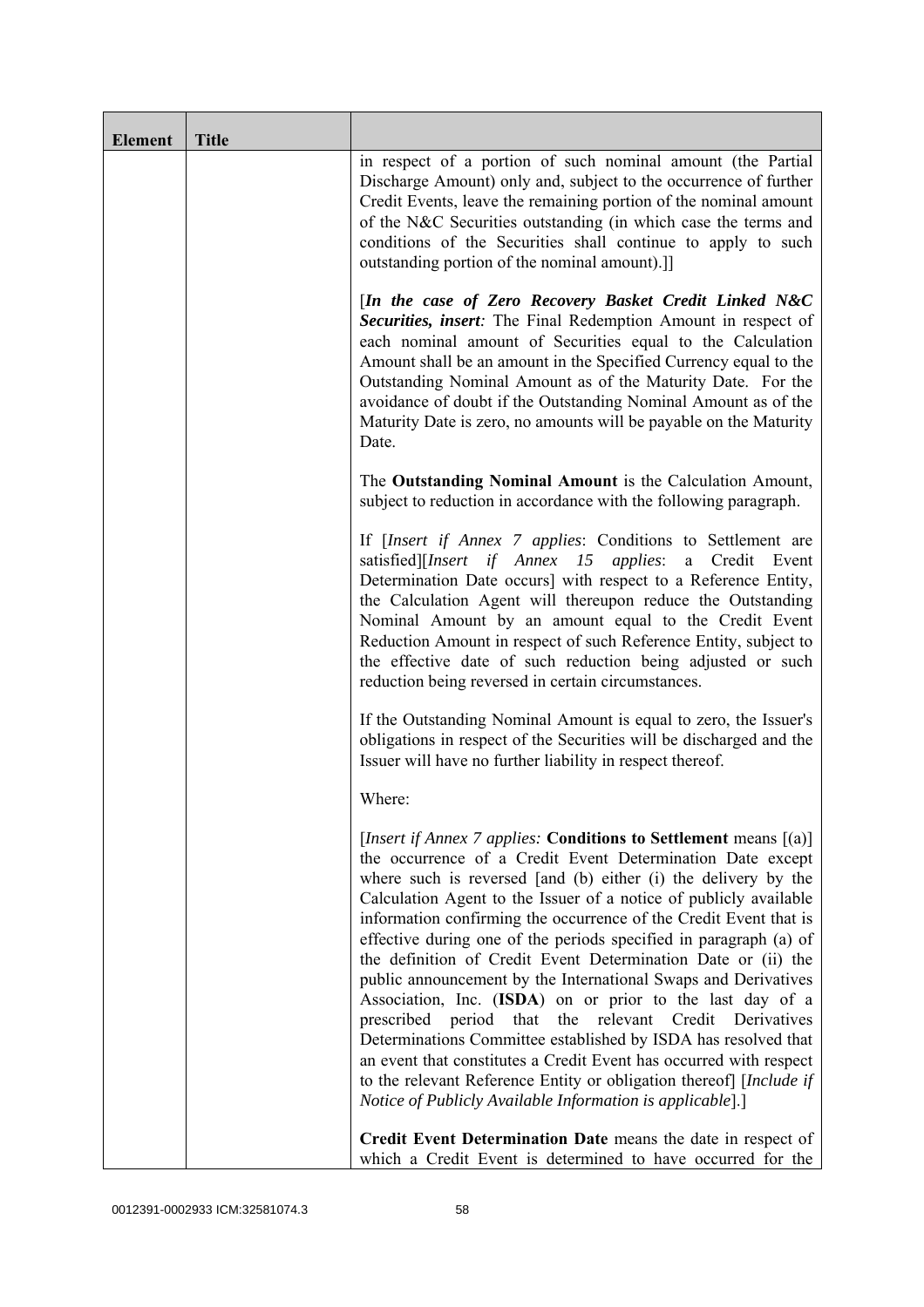| Element | Title | |
|---|---|---|
| | | in respect of a portion of such nominal amount (the Partial Discharge Amount) only and, subject to the occurrence of further Credit Events, leave the remaining portion of the nominal amount of the N&C Securities outstanding (in which case the terms and conditions of the Securities shall continue to apply to such outstanding portion of the nominal amount).]]<br><br>[***In the case of Zero Recovery Basket Credit Linked N&C Securities, insert****:* The Final Redemption Amount in respect of each nominal amount of Securities equal to the Calculation Amount shall be an amount in the Specified Currency equal to the Outstanding Nominal Amount as of the Maturity Date. For the avoidance of doubt if the Outstanding Nominal Amount as of the Maturity Date is zero, no amounts will be payable on the Maturity Date.<br><br>The **Outstanding Nominal Amount** is the Calculation Amount, subject to reduction in accordance with the following paragraph.<br><br>If [*Insert if Annex 7 applies*: Conditions to Settlement are satisfied][*Insert if Annex 15 applies*: a Credit Event Determination Date occurs] with respect to a Reference Entity, the Calculation Agent will thereupon reduce the Outstanding Nominal Amount by an amount equal to the Credit Event Reduction Amount in respect of such Reference Entity, subject to the effective date of such reduction being adjusted or such reduction being reversed in certain circumstances.<br><br>If the Outstanding Nominal Amount is equal to zero, the Issuer's obligations in respect of the Securities will be discharged and the Issuer will have no further liability in respect thereof.<br><br>Where:<br><br>[*Insert if Annex 7 applies:* **Conditions to Settlement** means [(a)] the occurrence of a Credit Event Determination Date except where such is reversed [and (b) either (i) the delivery by the Calculation Agent to the Issuer of a notice of publicly available information confirming the occurrence of the Credit Event that is effective during one of the periods specified in paragraph (a) of the definition of Credit Event Determination Date or (ii) the public announcement by the International Swaps and Derivatives Association, Inc. (**ISDA**) on or prior to the last day of a prescribed period that the relevant Credit Derivatives Determinations Committee established by ISDA has resolved that an event that constitutes a Credit Event has occurred with respect to the relevant Reference Entity or obligation thereof] [*Include if Notice of Publicly Available Information is applicable*].]<br><br>**Credit Event Determination Date** means the date in respect of which a Credit Event is determined to have occurred for the |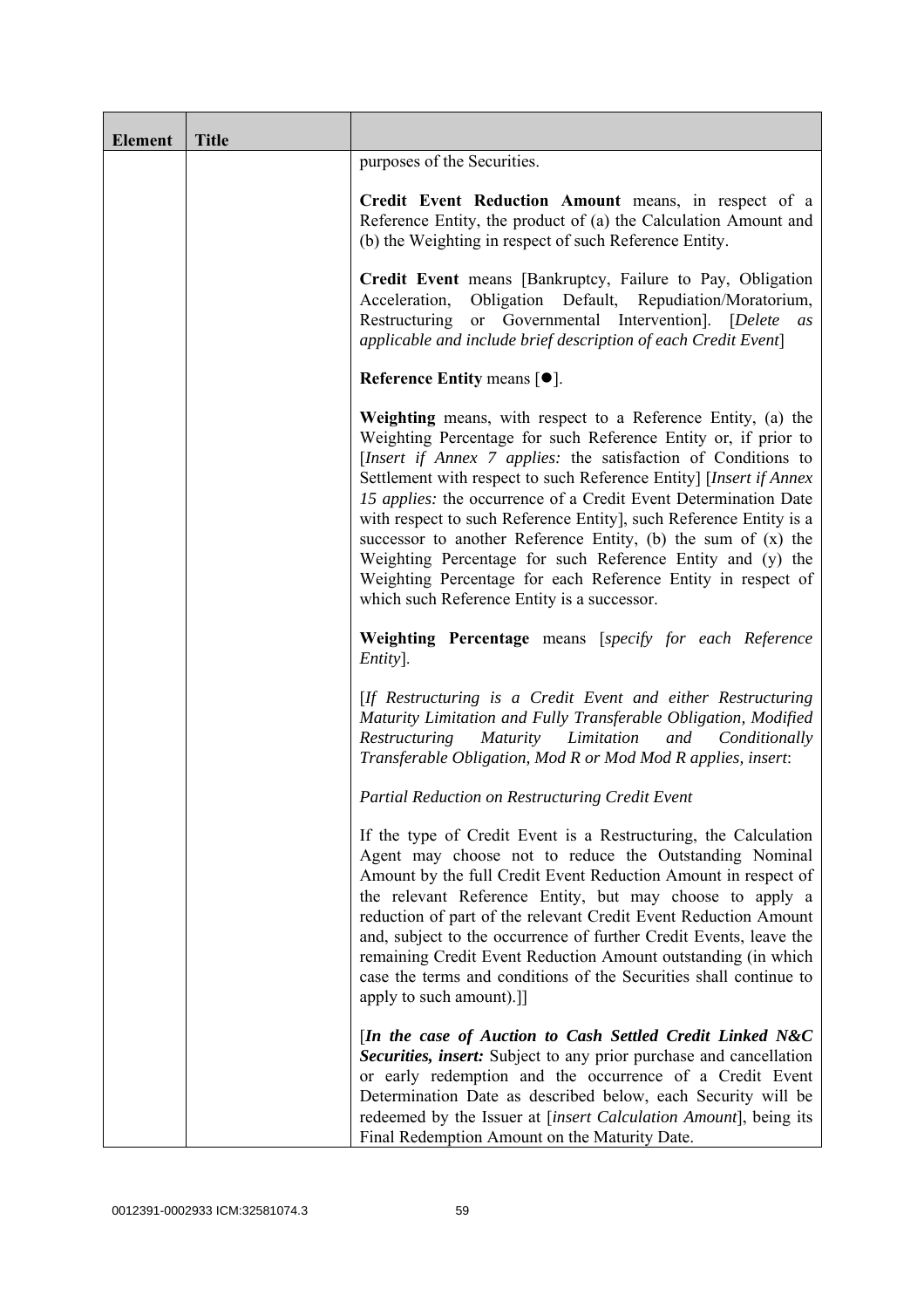| Element | Title | |
|---|---|---|
| | | purposes of the Securities.<br><br>**Credit Event Reduction Amount** means, in respect of a Reference Entity, the product of (a) the Calculation Amount and (b) the Weighting in respect of such Reference Entity.<br><br>**Credit Event** means [Bankruptcy, Failure to Pay, Obligation Acceleration, Obligation Default, Repudiation/Moratorium, Restructuring or Governmental Intervention]. [*Delete as applicable and include brief description of each Credit Event*]<br><br>**Reference Entity** means [●].<br><br>**Weighting** means, with respect to a Reference Entity, (a) the Weighting Percentage for such Reference Entity or, if prior to [*Insert if Annex 7 applies:* the satisfaction of Conditions to Settlement with respect to such Reference Entity] [*Insert if Annex 15 applies:* the occurrence of a Credit Event Determination Date with respect to such Reference Entity], such Reference Entity is a successor to another Reference Entity, (b) the sum of (x) the Weighting Percentage for such Reference Entity and (y) the Weighting Percentage for each Reference Entity in respect of which such Reference Entity is a successor.<br><br>**Weighting Percentage** means [*specify for each Reference Entity*].<br><br>[*If Restructuring is a Credit Event and either Restructuring Maturity Limitation and Fully Transferable Obligation, Modified Restructuring Maturity Limitation and Conditionally Transferable Obligation, Mod R or Mod Mod R applies, insert*:<br><br>*Partial Reduction on Restructuring Credit Event*<br><br>If the type of Credit Event is a Restructuring, the Calculation Agent may choose not to reduce the Outstanding Nominal Amount by the full Credit Event Reduction Amount in respect of the relevant Reference Entity, but may choose to apply a reduction of part of the relevant Credit Event Reduction Amount and, subject to the occurrence of further Credit Events, leave the remaining Credit Event Reduction Amount outstanding (in which case the terms and conditions of the Securities shall continue to apply to such amount).]]<br><br>[***In the case of Auction to Cash Settled Credit Linked N&C Securities, insert:*** Subject to any prior purchase and cancellation or early redemption and the occurrence of a Credit Event Determination Date as described below, each Security will be redeemed by the Issuer at [*insert Calculation Amount*], being its Final Redemption Amount on the Maturity Date. |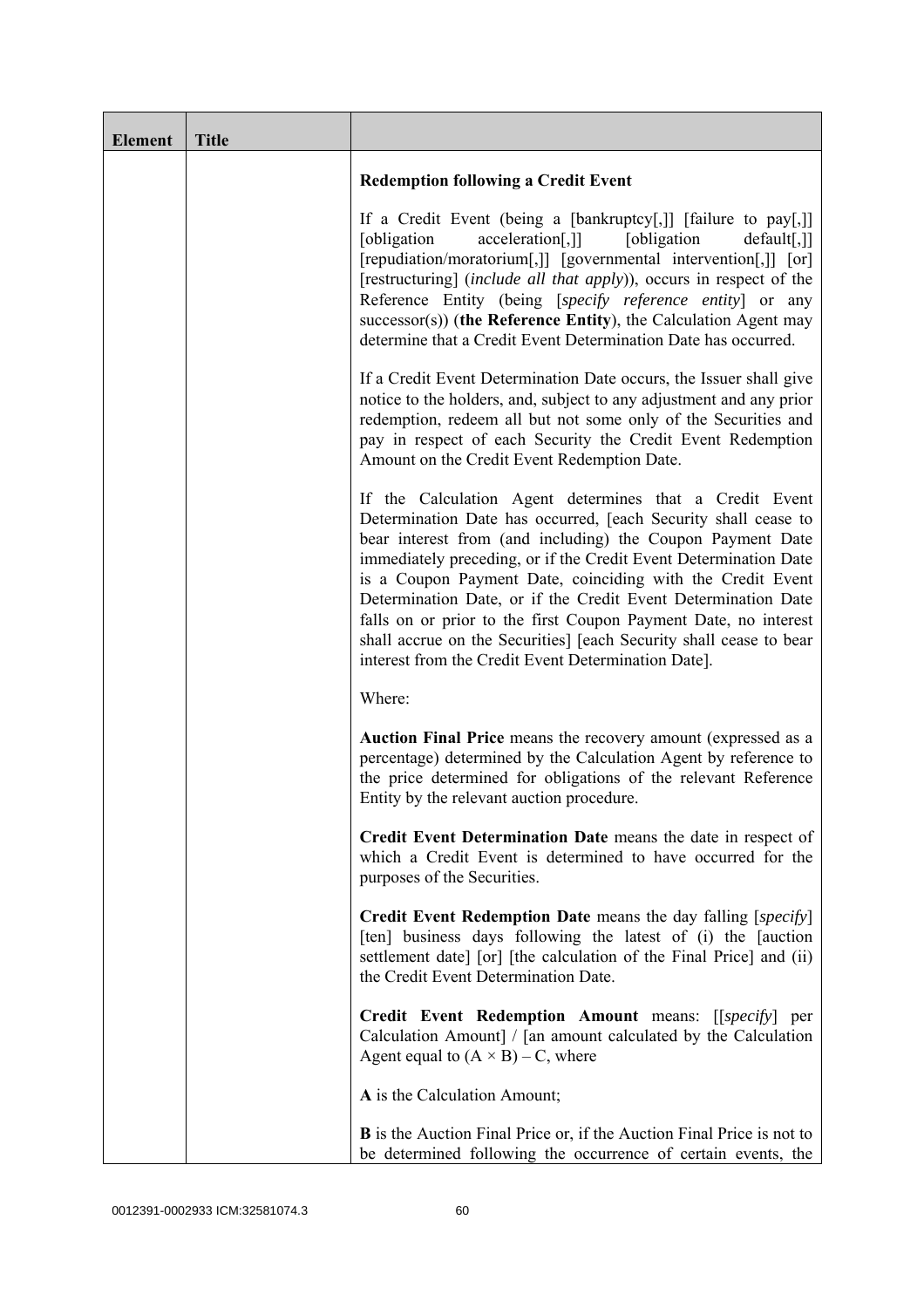| Element | Title | |
|---|---|---|
| | | **Redemption following a Credit Event**<br><br>If a Credit Event (being a [bankruptcy[,]] [failure to pay[,]] [obligation acceleration[,]] [obligation default[,]] [repudiation/moratorium[,]] [governmental intervention[,]] [or] [restructuring] (*include all that apply*)), occurs in respect of the Reference Entity (being [*specify reference entity*] or any successor(s)) (**the Reference Entity**), the Calculation Agent may determine that a Credit Event Determination Date has occurred.<br><br>If a Credit Event Determination Date occurs, the Issuer shall give notice to the holders, and, subject to any adjustment and any prior redemption, redeem all but not some only of the Securities and pay in respect of each Security the Credit Event Redemption Amount on the Credit Event Redemption Date.<br><br>If the Calculation Agent determines that a Credit Event Determination Date has occurred, [each Security shall cease to bear interest from (and including) the Coupon Payment Date immediately preceding, or if the Credit Event Determination Date is a Coupon Payment Date, coinciding with the Credit Event Determination Date, or if the Credit Event Determination Date falls on or prior to the first Coupon Payment Date, no interest shall accrue on the Securities] [each Security shall cease to bear interest from the Credit Event Determination Date].<br><br>Where:<br><br>**Auction Final Price** means the recovery amount (expressed as a percentage) determined by the Calculation Agent by reference to the price determined for obligations of the relevant Reference Entity by the relevant auction procedure.<br><br>**Credit Event Determination Date** means the date in respect of which a Credit Event is determined to have occurred for the purposes of the Securities.<br><br>**Credit Event Redemption Date** means the day falling [*specify*] [ten] business days following the latest of (i) the [auction settlement date] [or] [the calculation of the Final Price] and (ii) the Credit Event Determination Date.<br><br>**Credit Event Redemption Amount** means: [[*specify*] per Calculation Amount] / [an amount calculated by the Calculation Agent equal to $(A \times B) - C$, where<br><br>**A** is the Calculation Amount;<br><br>**B** is the Auction Final Price or, if the Auction Final Price is not to be determined following the occurrence of certain events, the |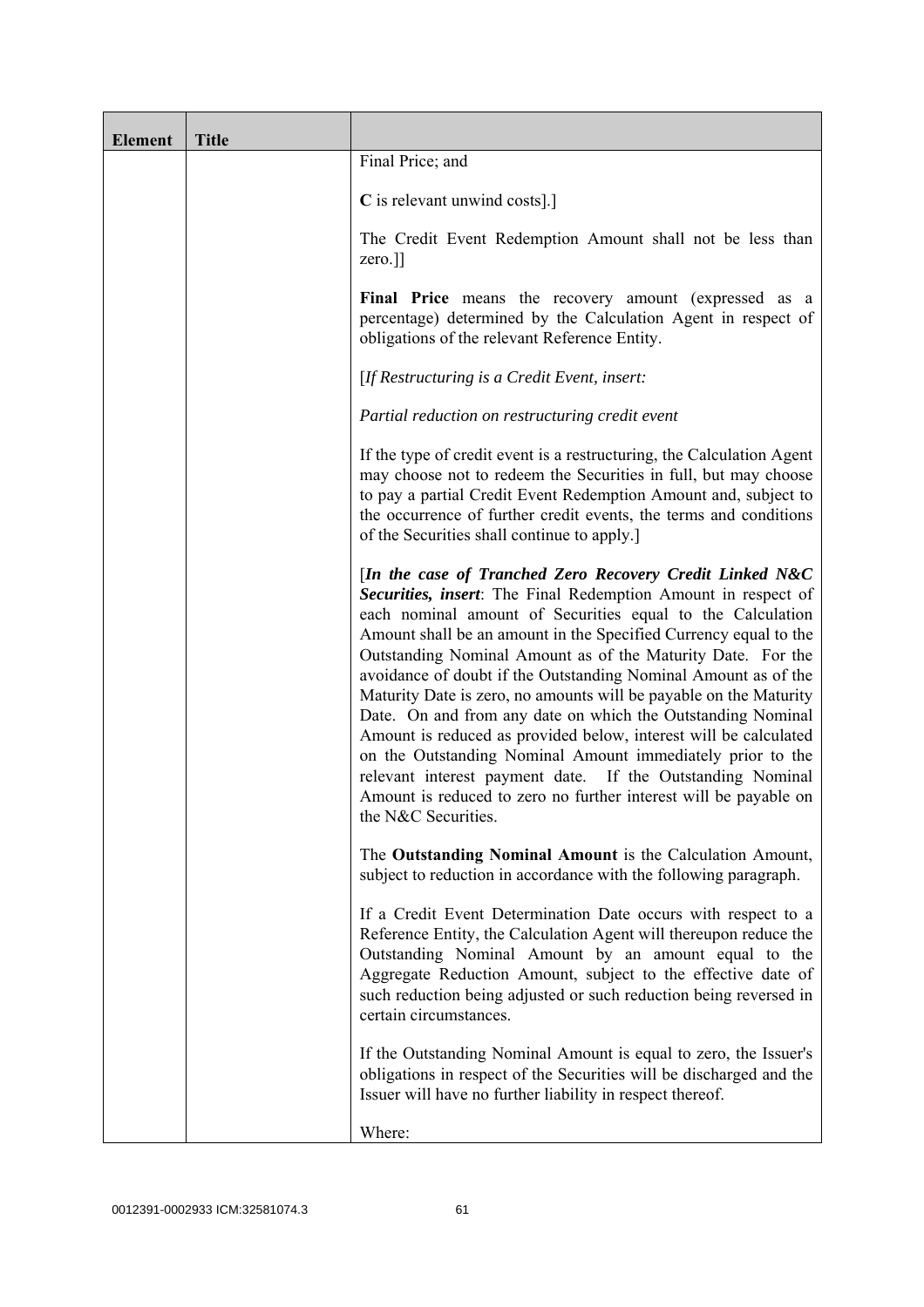| Element | Title | |
|---|---|---|
| | | Final Price; and<br><br>**C** is relevant unwind costs].]<br><br>The Credit Event Redemption Amount shall not be less than zero.]]<br><br>**Final Price** means the recovery amount (expressed as a percentage) determined by the Calculation Agent in respect of obligations of the relevant Reference Entity.<br><br>[*If Restructuring is a Credit Event, insert:*<br><br>*Partial reduction on restructuring credit event*<br><br>If the type of credit event is a restructuring, the Calculation Agent may choose not to redeem the Securities in full, but may choose to pay a partial Credit Event Redemption Amount and, subject to the occurrence of further credit events, the terms and conditions of the Securities shall continue to apply.]<br><br>[***In the case of Tranched Zero Recovery Credit Linked N&C Securities, insert***: The Final Redemption Amount in respect of each nominal amount of Securities equal to the Calculation Amount shall be an amount in the Specified Currency equal to the Outstanding Nominal Amount as of the Maturity Date. For the avoidance of doubt if the Outstanding Nominal Amount as of the Maturity Date is zero, no amounts will be payable on the Maturity Date. On and from any date on which the Outstanding Nominal Amount is reduced as provided below, interest will be calculated on the Outstanding Nominal Amount immediately prior to the relevant interest payment date. If the Outstanding Nominal Amount is reduced to zero no further interest will be payable on the N&C Securities.<br><br>The **Outstanding Nominal Amount** is the Calculation Amount, subject to reduction in accordance with the following paragraph.<br><br>If a Credit Event Determination Date occurs with respect to a Reference Entity, the Calculation Agent will thereupon reduce the Outstanding Nominal Amount by an amount equal to the Aggregate Reduction Amount, subject to the effective date of such reduction being adjusted or such reduction being reversed in certain circumstances.<br><br>If the Outstanding Nominal Amount is equal to zero, the Issuer's obligations in respect of the Securities will be discharged and the Issuer will have no further liability in respect thereof.<br><br>Where: |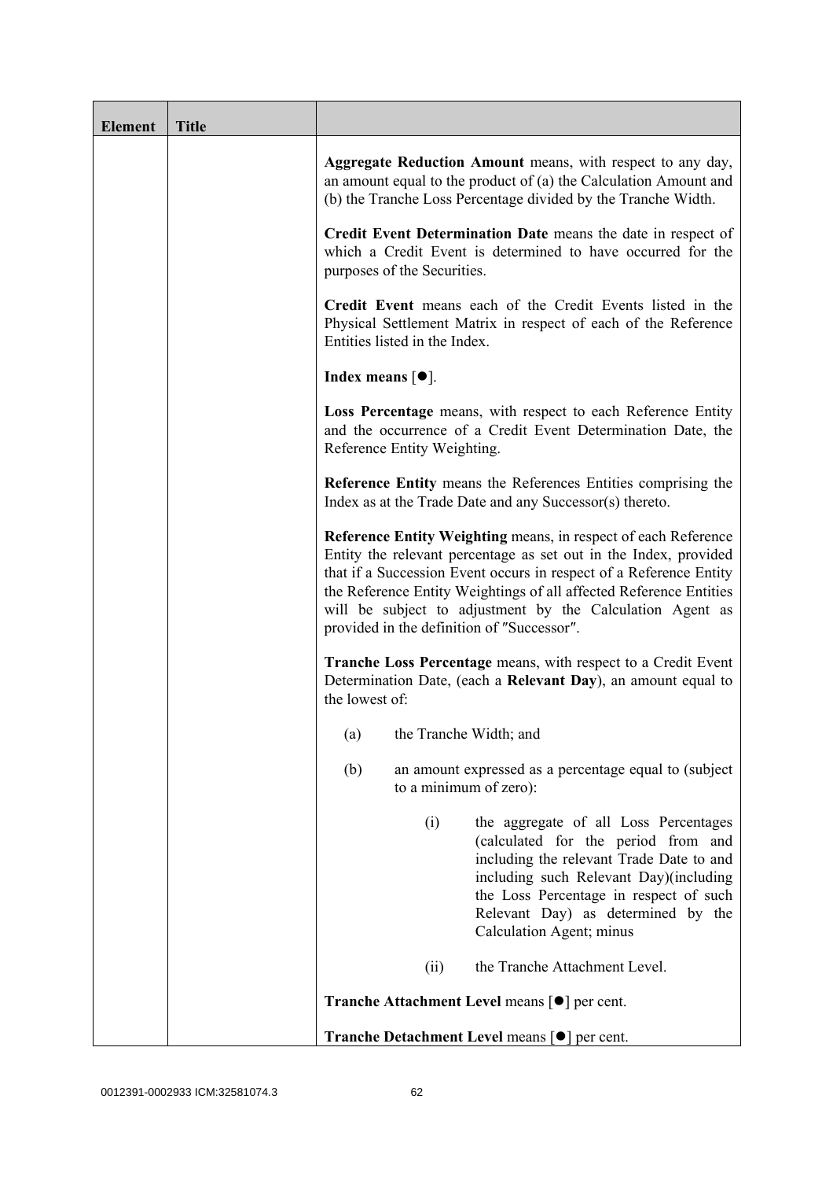| Element | Title | |
|---|---|---|
| | | **Aggregate Reduction Amount** means, with respect to any day, an amount equal to the product of (a) the Calculation Amount and (b) the Tranche Loss Percentage divided by the Tranche Width.<br><br>**Credit Event Determination Date** means the date in respect of which a Credit Event is determined to have occurred for the purposes of the Securities.<br><br>**Credit Event** means each of the Credit Events listed in the Physical Settlement Matrix in respect of each of the Reference Entities listed in the Index.<br><br>**Index means** [●].<br><br>**Loss Percentage** means, with respect to each Reference Entity and the occurrence of a Credit Event Determination Date, the Reference Entity Weighting.<br><br>**Reference Entity** means the References Entities comprising the Index as at the Trade Date and any Successor(s) thereto.<br><br>**Reference Entity Weighting** means, in respect of each Reference Entity the relevant percentage as set out in the Index, provided that if a Succession Event occurs in respect of a Reference Entity the Reference Entity Weightings of all affected Reference Entities will be subject to adjustment by the Calculation Agent as provided in the definition of ″Successor″.<br><br>**Tranche Loss Percentage** means, with respect to a Credit Event Determination Date, (each a **Relevant Day**), an amount equal to the lowest of:<br><br>(a) the Tranche Width; and<br><br>(b) an amount expressed as a percentage equal to (subject to a minimum of zero):<br><br>(i) the aggregate of all Loss Percentages (calculated for the period from and including the relevant Trade Date to and including such Relevant Day)(including the Loss Percentage in respect of such Relevant Day) as determined by the Calculation Agent; minus<br><br>(ii) the Tranche Attachment Level.<br><br>**Tranche Attachment Level** means [●] per cent.<br><br>**Tranche Detachment Level** means [●] per cent. |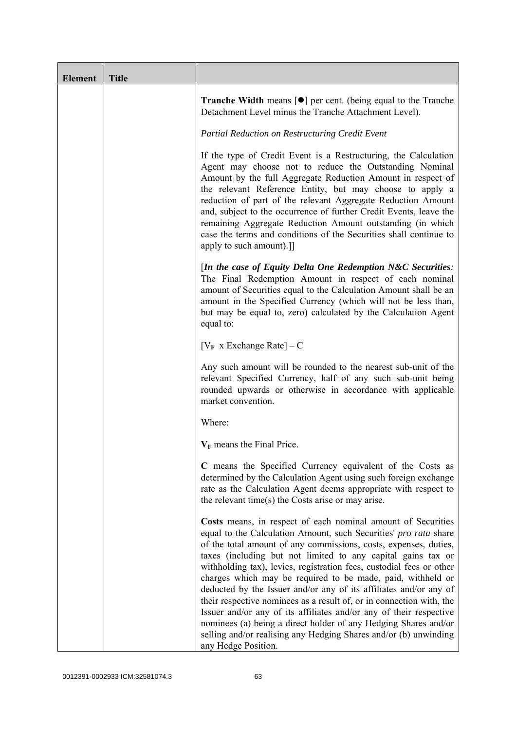| Element | Title | |
|---|---|---|
| | | **Tranche Width** means [●] per cent. (being equal to the Tranche Detachment Level minus the Tranche Attachment Level).<br><br>*Partial Reduction on Restructuring Credit Event*<br><br>If the type of Credit Event is a Restructuring, the Calculation Agent may choose not to reduce the Outstanding Nominal Amount by the full Aggregate Reduction Amount in respect of the relevant Reference Entity, but may choose to apply a reduction of part of the relevant Aggregate Reduction Amount and, subject to the occurrence of further Credit Events, leave the remaining Aggregate Reduction Amount outstanding (in which case the terms and conditions of the Securities shall continue to apply to such amount).]]<br><br>[***In the case of Equity Delta One Redemption N&C Securities****:* The Final Redemption Amount in respect of each nominal amount of Securities equal to the Calculation Amount shall be an amount in the Specified Currency (which will not be less than, but may be equal to, zero) calculated by the Calculation Agent equal to:<br><br>$[V_F \text{ x Exchange Rate}] - C$<br><br>Any such amount will be rounded to the nearest sub-unit of the relevant Specified Currency, half of any such sub-unit being rounded upwards or otherwise in accordance with applicable market convention.<br><br>Where:<br><br>$\mathbf{V_F}$ means the Final Price.<br><br>**C** means the Specified Currency equivalent of the Costs as determined by the Calculation Agent using such foreign exchange rate as the Calculation Agent deems appropriate with respect to the relevant time(s) the Costs arise or may arise.<br><br>**Costs** means, in respect of each nominal amount of Securities equal to the Calculation Amount, such Securities' *pro rata* share of the total amount of any commissions, costs, expenses, duties, taxes (including but not limited to any capital gains tax or withholding tax), levies, registration fees, custodial fees or other charges which may be required to be made, paid, withheld or deducted by the Issuer and/or any of its affiliates and/or any of their respective nominees as a result of, or in connection with, the Issuer and/or any of its affiliates and/or any of their respective nominees (a) being a direct holder of any Hedging Shares and/or selling and/or realising any Hedging Shares and/or (b) unwinding any Hedge Position. |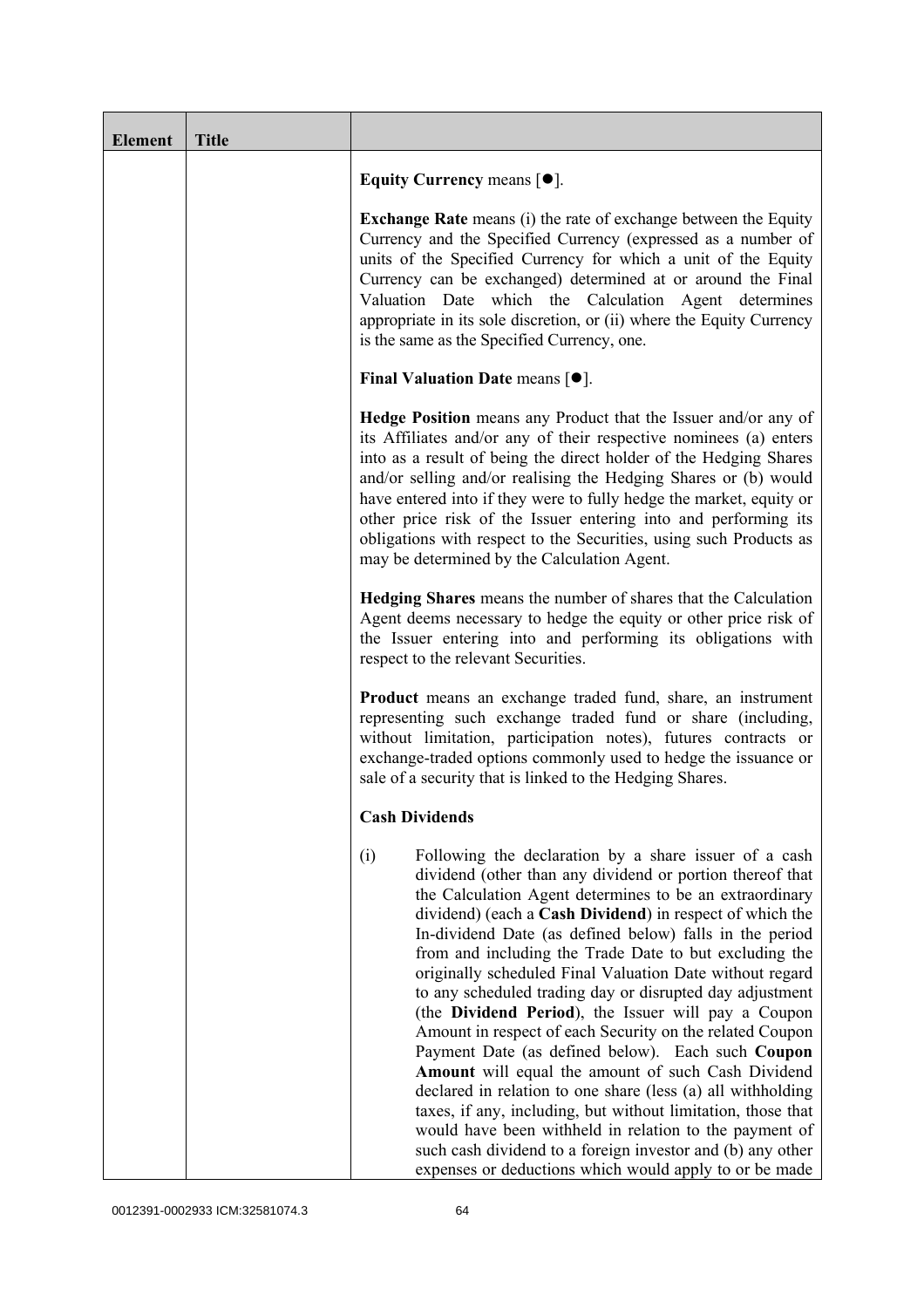| Element | Title | |
|---|---|---|
| | | **Equity Currency** means [●].<br><br>**Exchange Rate** means (i) the rate of exchange between the Equity Currency and the Specified Currency (expressed as a number of units of the Specified Currency for which a unit of the Equity Currency can be exchanged) determined at or around the Final Valuation Date which the Calculation Agent determines appropriate in its sole discretion, or (ii) where the Equity Currency is the same as the Specified Currency, one.<br><br>**Final Valuation Date** means [●].<br><br>**Hedge Position** means any Product that the Issuer and/or any of its Affiliates and/or any of their respective nominees (a) enters into as a result of being the direct holder of the Hedging Shares and/or selling and/or realising the Hedging Shares or (b) would have entered into if they were to fully hedge the market, equity or other price risk of the Issuer entering into and performing its obligations with respect to the Securities, using such Products as may be determined by the Calculation Agent.<br><br>**Hedging Shares** means the number of shares that the Calculation Agent deems necessary to hedge the equity or other price risk of the Issuer entering into and performing its obligations with respect to the relevant Securities.<br><br>**Product** means an exchange traded fund, share, an instrument representing such exchange traded fund or share (including, without limitation, participation notes), futures contracts or exchange-traded options commonly used to hedge the issuance or sale of a security that is linked to the Hedging Shares.<br><br>**Cash Dividends**<br><br>(i) Following the declaration by a share issuer of a cash dividend (other than any dividend or portion thereof that the Calculation Agent determines to be an extraordinary dividend) (each a **Cash Dividend**) in respect of which the In-dividend Date (as defined below) falls in the period from and including the Trade Date to but excluding the originally scheduled Final Valuation Date without regard to any scheduled trading day or disrupted day adjustment (the **Dividend Period**), the Issuer will pay a Coupon Amount in respect of each Security on the related Coupon Payment Date (as defined below). Each such **Coupon Amount** will equal the amount of such Cash Dividend declared in relation to one share (less (a) all withholding taxes, if any, including, but without limitation, those that would have been withheld in relation to the payment of such cash dividend to a foreign investor and (b) any other expenses or deductions which would apply to or be made |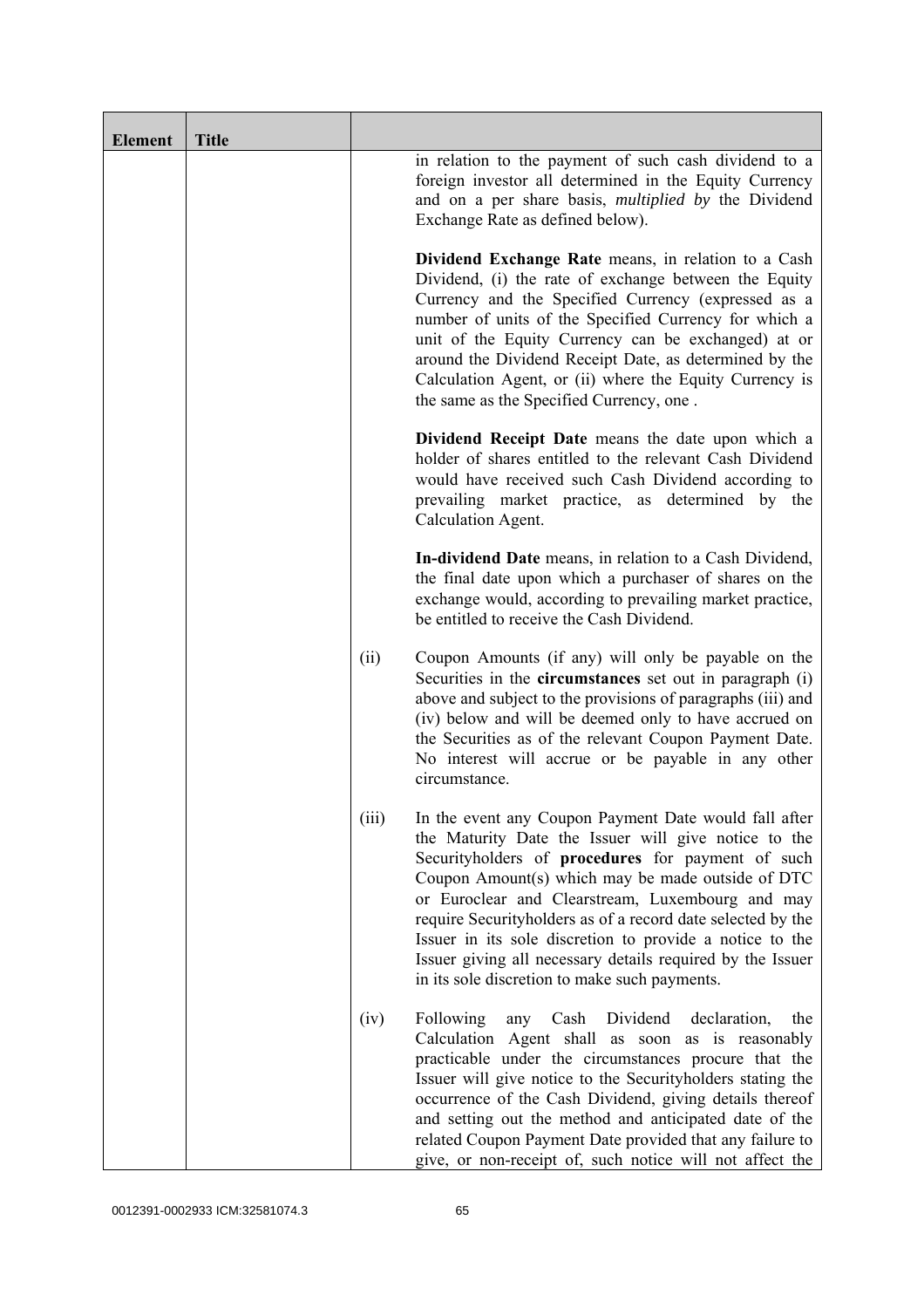| Element | Title | | |
|---|---|---|---|
| | | | in relation to the payment of such cash dividend to a foreign investor all determined in the Equity Currency and on a per share basis, *multiplied by* the Dividend Exchange Rate as defined below).<br><br>**Dividend Exchange Rate** means, in relation to a Cash Dividend, (i) the rate of exchange between the Equity Currency and the Specified Currency (expressed as a number of units of the Specified Currency for which a unit of the Equity Currency can be exchanged) at or around the Dividend Receipt Date, as determined by the Calculation Agent, or (ii) where the Equity Currency is the same as the Specified Currency, one .<br><br>**Dividend Receipt Date** means the date upon which a holder of shares entitled to the relevant Cash Dividend would have received such Cash Dividend according to prevailing market practice, as determined by the Calculation Agent.<br><br>**In-dividend Date** means, in relation to a Cash Dividend, the final date upon which a purchaser of shares on the exchange would, according to prevailing market practice, be entitled to receive the Cash Dividend. |
| | | (ii) | Coupon Amounts (if any) will only be payable on the Securities in the **circumstances** set out in paragraph (i) above and subject to the provisions of paragraphs (iii) and (iv) below and will be deemed only to have accrued on the Securities as of the relevant Coupon Payment Date. No interest will accrue or be payable in any other circumstance. |
| | | (iii) | In the event any Coupon Payment Date would fall after the Maturity Date the Issuer will give notice to the Securityholders of **procedures** for payment of such Coupon Amount(s) which may be made outside of DTC or Euroclear and Clearstream, Luxembourg and may require Securityholders as of a record date selected by the Issuer in its sole discretion to provide a notice to the Issuer giving all necessary details required by the Issuer in its sole discretion to make such payments. |
| | | (iv) | Following any Cash Dividend declaration, the Calculation Agent shall as soon as is reasonably practicable under the circumstances procure that the Issuer will give notice to the Securityholders stating the occurrence of the Cash Dividend, giving details thereof and setting out the method and anticipated date of the related Coupon Payment Date provided that any failure to give, or non-receipt of, such notice will not affect the |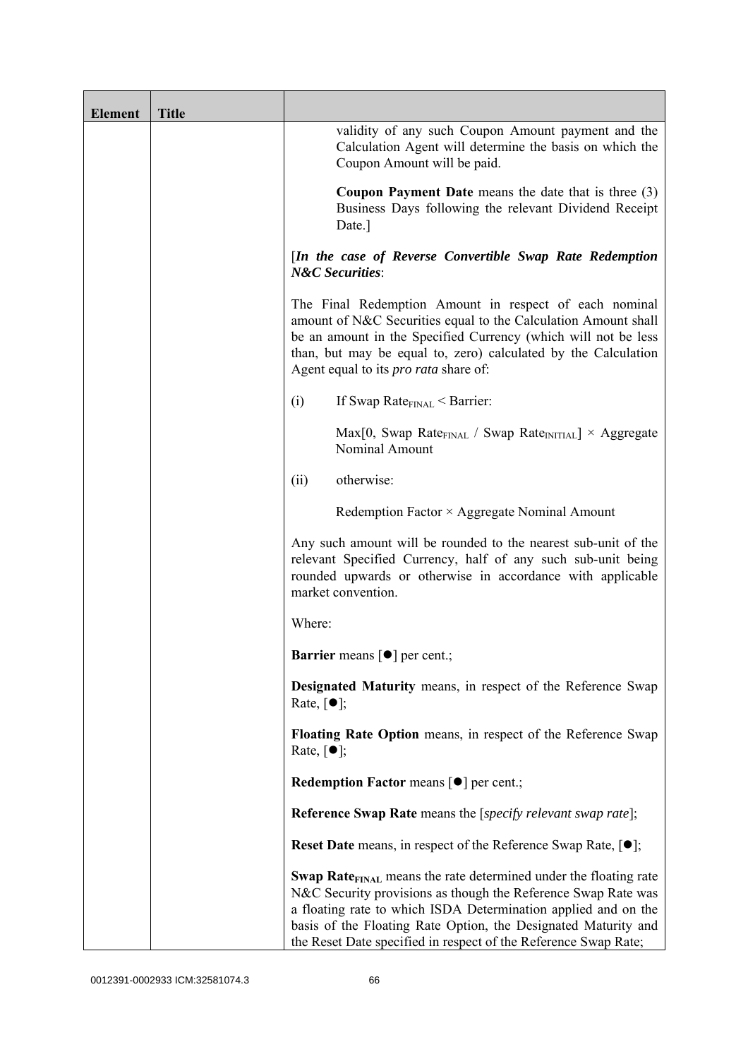| Element | Title | |
|---|---|---|
| | | validity of any such Coupon Amount payment and the Calculation Agent will determine the basis on which the Coupon Amount will be paid.<br><br>**Coupon Payment Date** means the date that is three (3) Business Days following the relevant Dividend Receipt Date.]<br><br>[***In the case of Reverse Convertible Swap Rate Redemption N&C Securities***:<br><br>The Final Redemption Amount in respect of each nominal amount of N&C Securities equal to the Calculation Amount shall be an amount in the Specified Currency (which will not be less than, but may be equal to, zero) calculated by the Calculation Agent equal to its *pro rata* share of:<br><br>(i) If Swap $Rate_{FINAL}$ < Barrier:<br><br>Max[0, Swap $Rate_{FINAL}$ / Swap $Rate_{INITIAL}$] × Aggregate Nominal Amount<br><br>(ii) otherwise:<br><br>Redemption Factor × Aggregate Nominal Amount<br><br>Any such amount will be rounded to the nearest sub-unit of the relevant Specified Currency, half of any such sub-unit being rounded upwards or otherwise in accordance with applicable market convention.<br><br>Where:<br><br>**Barrier** means [●] per cent.;<br><br>**Designated Maturity** means, in respect of the Reference Swap Rate, [●];<br><br>**Floating Rate Option** means, in respect of the Reference Swap Rate, [●];<br><br>**Redemption Factor** means [●] per cent.;<br><br>**Reference Swap Rate** means the [*specify relevant swap rate*];<br><br>**Reset Date** means, in respect of the Reference Swap Rate, [●];<br><br>**Swap $Rate_{FINAL}$** means the rate determined under the floating rate N&C Security provisions as though the Reference Swap Rate was a floating rate to which ISDA Determination applied and on the basis of the Floating Rate Option, the Designated Maturity and the Reset Date specified in respect of the Reference Swap Rate; |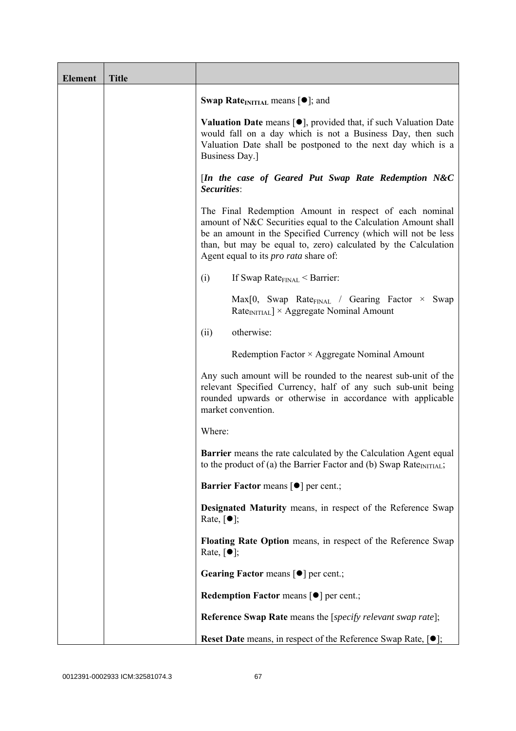| Element | Title | |
|---|---|---|
| | | **Swap Rate$_{INITIAL}$** means [●]; and<br><br>**Valuation Date** means [●], provided that, if such Valuation Date would fall on a day which is not a Business Day, then such Valuation Date shall be postponed to the next day which is a Business Day.]<br><br>[***In the case of Geared Put Swap Rate Redemption N&C Securities***:<br><br>The Final Redemption Amount in respect of each nominal amount of N&C Securities equal to the Calculation Amount shall be an amount in the Specified Currency (which will not be less than, but may be equal to, zero) calculated by the Calculation Agent equal to its *pro rata* share of:<br><br>(i) If Swap Rate$_{FINAL}$ < Barrier:<br><br>Max[0, Swap Rate$_{FINAL}$ / Gearing Factor × Swap Rate$_{INITIAL}$] × Aggregate Nominal Amount<br><br>(ii) otherwise:<br><br>Redemption Factor × Aggregate Nominal Amount<br><br>Any such amount will be rounded to the nearest sub-unit of the relevant Specified Currency, half of any such sub-unit being rounded upwards or otherwise in accordance with applicable market convention.<br><br>Where:<br><br>**Barrier** means the rate calculated by the Calculation Agent equal to the product of (a) the Barrier Factor and (b) Swap Rate$_{INITIAL}$;<br><br>**Barrier Factor** means [●] per cent.;<br><br>**Designated Maturity** means, in respect of the Reference Swap Rate, [●];<br><br>**Floating Rate Option** means, in respect of the Reference Swap Rate, [●];<br><br>**Gearing Factor** means [●] per cent.;<br><br>**Redemption Factor** means [●] per cent.;<br><br>**Reference Swap Rate** means the [*specify relevant swap rate*];<br><br>**Reset Date** means, in respect of the Reference Swap Rate, [●]; |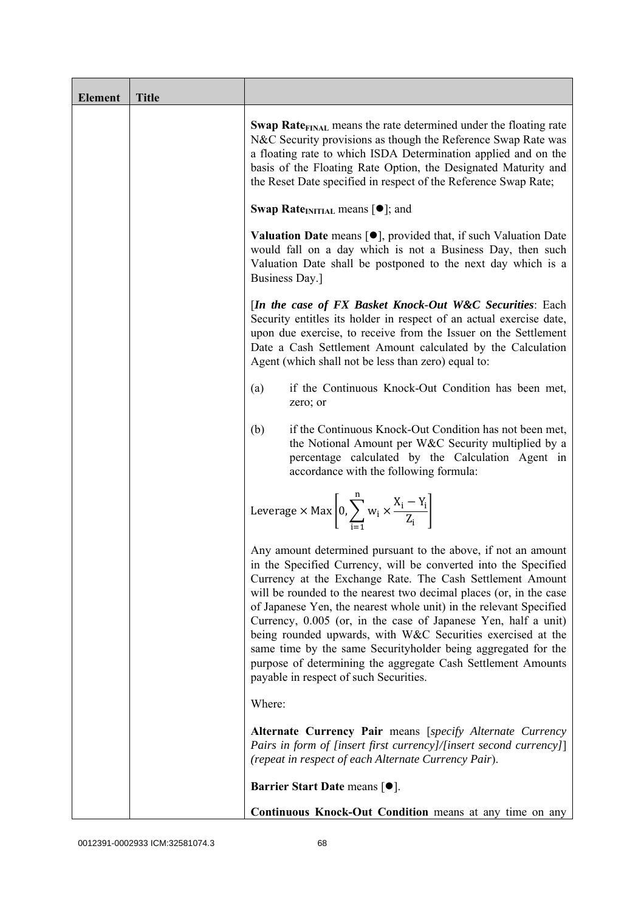| Element | Title | |
|---|---|---|
| | | **Swap Rate$_{FINAL}$** means the rate determined under the floating rate N&C Security provisions as though the Reference Swap Rate was a floating rate to which ISDA Determination applied and on the basis of the Floating Rate Option, the Designated Maturity and the Reset Date specified in respect of the Reference Swap Rate;<br><br>**Swap Rate$_{INITIAL}$** means [●]; and<br><br>**Valuation Date** means [●], provided that, if such Valuation Date would fall on a day which is not a Business Day, then such Valuation Date shall be postponed to the next day which is a Business Day.]<br><br>[***In the case of FX Basket Knock-Out W&C Securities***: Each Security entitles its holder in respect of an actual exercise date, upon due exercise, to receive from the Issuer on the Settlement Date a Cash Settlement Amount calculated by the Calculation Agent (which shall not be less than zero) equal to:<br><br>(a) if the Continuous Knock-Out Condition has been met, zero; or<br><br>(b) if the Continuous Knock-Out Condition has not been met, the Notional Amount per W&C Security multiplied by a percentage calculated by the Calculation Agent in accordance with the following formula:<br><br>$$\text{Leverage} \times \text{Max}\left[0, \sum_{i=1}^{n} w_i \times \frac{X_i - Y_i}{Z_i}\right]$$<br><br>Any amount determined pursuant to the above, if not an amount in the Specified Currency, will be converted into the Specified Currency at the Exchange Rate. The Cash Settlement Amount will be rounded to the nearest two decimal places (or, in the case of Japanese Yen, the nearest whole unit) in the relevant Specified Currency, 0.005 (or, in the case of Japanese Yen, half a unit) being rounded upwards, with W&C Securities exercised at the same time by the same Securityholder being aggregated for the purpose of determining the aggregate Cash Settlement Amounts payable in respect of such Securities.<br><br>Where:<br><br>**Alternate Currency Pair** means [*specify Alternate Currency Pairs in form of [insert first currency]/[insert second currency]*] (*repeat in respect of each Alternate Currency Pair*).<br><br>**Barrier Start Date** means [●].<br><br>**Continuous Knock-Out Condition** means at any time on any |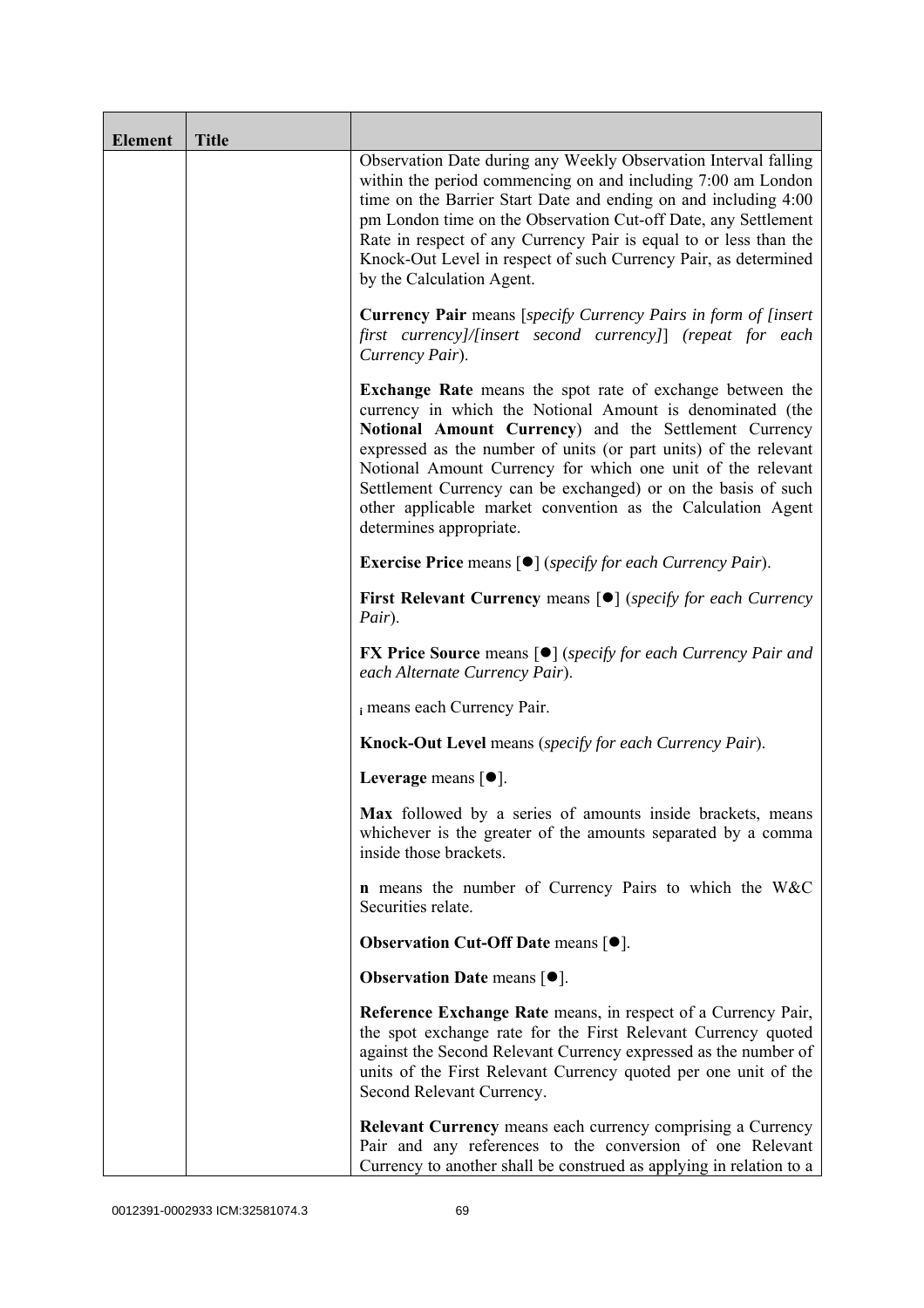| Element | Title | |
|---|---|---|
| | | Observation Date during any Weekly Observation Interval falling within the period commencing on and including 7:00 am London time on the Barrier Start Date and ending on and including 4:00 pm London time on the Observation Cut-off Date, any Settlement Rate in respect of any Currency Pair is equal to or less than the Knock-Out Level in respect of such Currency Pair, as determined by the Calculation Agent.<br><br>**Currency Pair** means [*specify Currency Pairs in form of [insert first currency]/[insert second currency]*] *(repeat for each Currency Pair)*.<br><br>**Exchange Rate** means the spot rate of exchange between the currency in which the Notional Amount is denominated (the **Notional Amount Currency**) and the Settlement Currency expressed as the number of units (or part units) of the relevant Notional Amount Currency for which one unit of the relevant Settlement Currency can be exchanged) or on the basis of such other applicable market convention as the Calculation Agent determines appropriate.<br><br>**Exercise Price** means [●] (*specify for each Currency Pair*).<br><br>**First Relevant Currency** means [●] (*specify for each Currency Pair*).<br><br>**FX Price Source** means [●] (*specify for each Currency Pair and each Alternate Currency Pair*).<br><br>$_{i}$ means each Currency Pair.<br><br>**Knock-Out Level** means (*specify for each Currency Pair*).<br><br>**Leverage** means [●].<br><br>**Max** followed by a series of amounts inside brackets, means whichever is the greater of the amounts separated by a comma inside those brackets.<br><br>**n** means the number of Currency Pairs to which the W&C Securities relate.<br><br>**Observation Cut-Off Date** means [●].<br><br>**Observation Date** means [●].<br><br>**Reference Exchange Rate** means, in respect of a Currency Pair, the spot exchange rate for the First Relevant Currency quoted against the Second Relevant Currency expressed as the number of units of the First Relevant Currency quoted per one unit of the Second Relevant Currency.<br><br>**Relevant Currency** means each currency comprising a Currency Pair and any references to the conversion of one Relevant Currency to another shall be construed as applying in relation to a |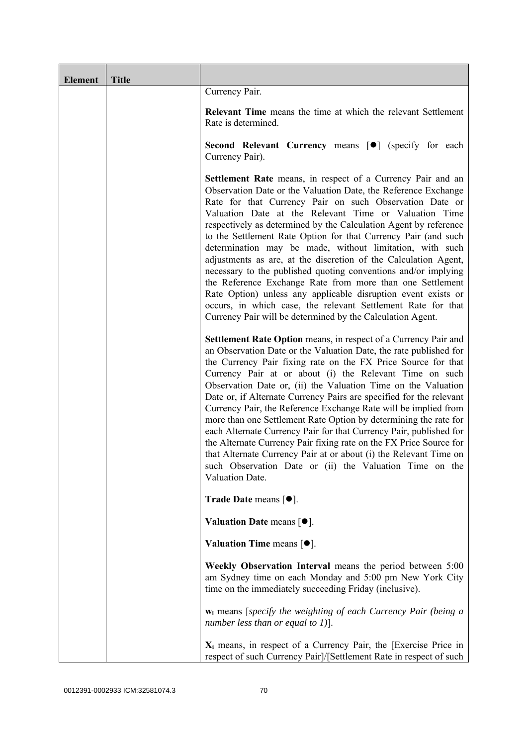| Element | Title | |
|---|---|---|
| | | Currency Pair.<br><br>**Relevant Time** means the time at which the relevant Settlement Rate is determined.<br><br>**Second Relevant Currency** means [●] (specify for each Currency Pair).<br><br>**Settlement Rate** means, in respect of a Currency Pair and an Observation Date or the Valuation Date, the Reference Exchange Rate for that Currency Pair on such Observation Date or Valuation Date at the Relevant Time or Valuation Time respectively as determined by the Calculation Agent by reference to the Settlement Rate Option for that Currency Pair (and such determination may be made, without limitation, with such adjustments as are, at the discretion of the Calculation Agent, necessary to the published quoting conventions and/or implying the Reference Exchange Rate from more than one Settlement Rate Option) unless any applicable disruption event exists or occurs, in which case, the relevant Settlement Rate for that Currency Pair will be determined by the Calculation Agent.<br><br>**Settlement Rate Option** means, in respect of a Currency Pair and an Observation Date or the Valuation Date, the rate published for the Currency Pair fixing rate on the FX Price Source for that Currency Pair at or about (i) the Relevant Time on such Observation Date or, (ii) the Valuation Time on the Valuation Date or, if Alternate Currency Pairs are specified for the relevant Currency Pair, the Reference Exchange Rate will be implied from more than one Settlement Rate Option by determining the rate for each Alternate Currency Pair for that Currency Pair, published for the Alternate Currency Pair fixing rate on the FX Price Source for that Alternate Currency Pair at or about (i) the Relevant Time on such Observation Date or (ii) the Valuation Time on the Valuation Date.<br><br>**Trade Date** means [●].<br><br>**Valuation Date** means [●].<br><br>**Valuation Time** means [●].<br><br>**Weekly Observation Interval** means the period between 5:00 am Sydney time on each Monday and 5:00 pm New York City time on the immediately succeeding Friday (inclusive).<br><br>$\mathbf{w_i}$ means [*specify the weighting of each Currency Pair (being a number less than or equal to 1)*].<br><br>$\mathbf{X_i}$ means, in respect of a Currency Pair, the [Exercise Price in respect of such Currency Pair]/[Settlement Rate in respect of such |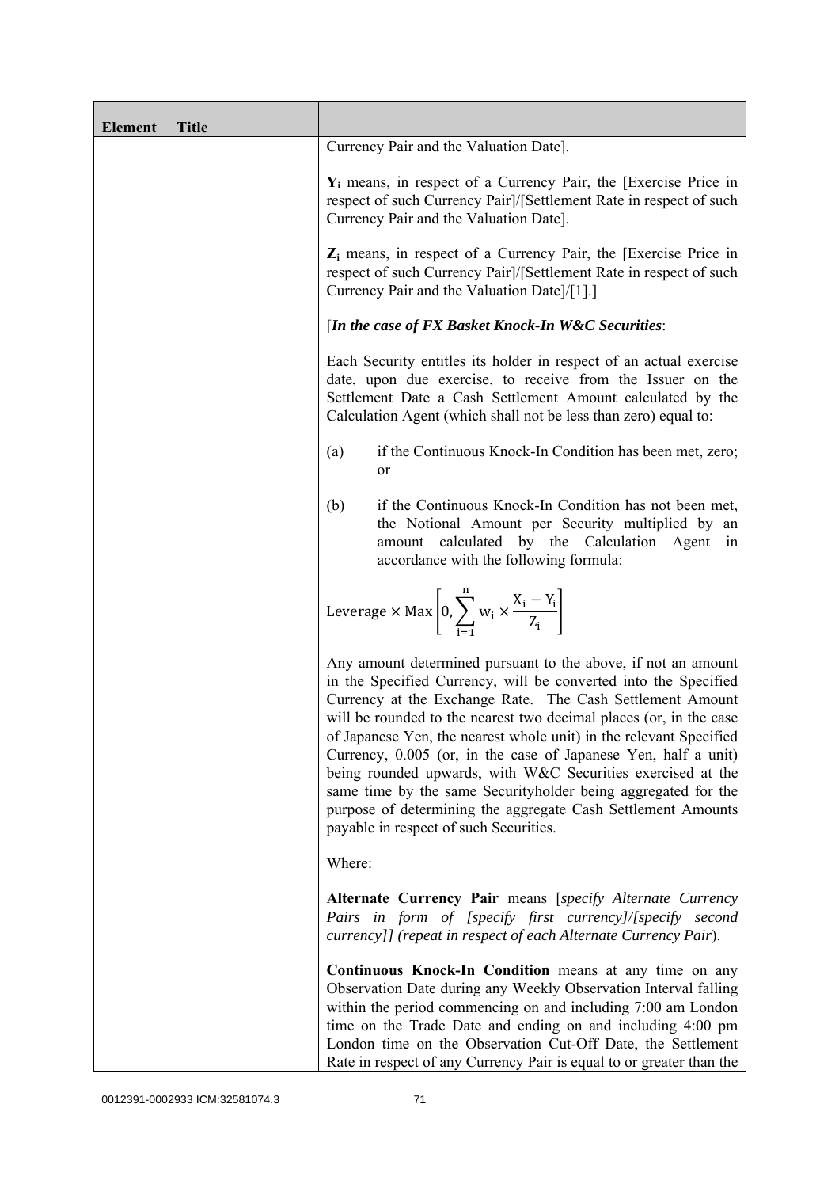| Element | Title | |
|---|---|---|
| | | Currency Pair and the Valuation Date].<br><br>$\mathbf{Y_i}$ means, in respect of a Currency Pair, the [Exercise Price in respect of such Currency Pair]/[Settlement Rate in respect of such Currency Pair and the Valuation Date].<br><br>$\mathbf{Z_i}$ means, in respect of a Currency Pair, the [Exercise Price in respect of such Currency Pair]/[Settlement Rate in respect of such Currency Pair and the Valuation Date]/[1].]<br><br>[***In the case of FX Basket Knock-In W&C Securities***:<br><br>Each Security entitles its holder in respect of an actual exercise date, upon due exercise, to receive from the Issuer on the Settlement Date a Cash Settlement Amount calculated by the Calculation Agent (which shall not be less than zero) equal to:<br><br>(a) if the Continuous Knock-In Condition has been met, zero; or<br><br>(b) if the Continuous Knock-In Condition has not been met, the Notional Amount per Security multiplied by an amount calculated by the Calculation Agent in accordance with the following formula:<br><br>$$\text{Leverage} \times \text{Max}\left[0, \sum_{i=1}^{n} w_i \times \frac{X_i - Y_i}{Z_i}\right]$$<br><br>Any amount determined pursuant to the above, if not an amount in the Specified Currency, will be converted into the Specified Currency at the Exchange Rate. The Cash Settlement Amount will be rounded to the nearest two decimal places (or, in the case of Japanese Yen, the nearest whole unit) in the relevant Specified Currency, 0.005 (or, in the case of Japanese Yen, half a unit) being rounded upwards, with W&C Securities exercised at the same time by the same Securityholder being aggregated for the purpose of determining the aggregate Cash Settlement Amounts payable in respect of such Securities.<br><br>Where:<br><br>**Alternate Currency Pair** means [*specify Alternate Currency Pairs in form of [specify first currency]/[specify second currency]] (repeat in respect of each Alternate Currency Pair*).<br><br>**Continuous Knock-In Condition** means at any time on any Observation Date during any Weekly Observation Interval falling within the period commencing on and including 7:00 am London time on the Trade Date and ending on and including 4:00 pm London time on the Observation Cut-Off Date, the Settlement Rate in respect of any Currency Pair is equal to or greater than the |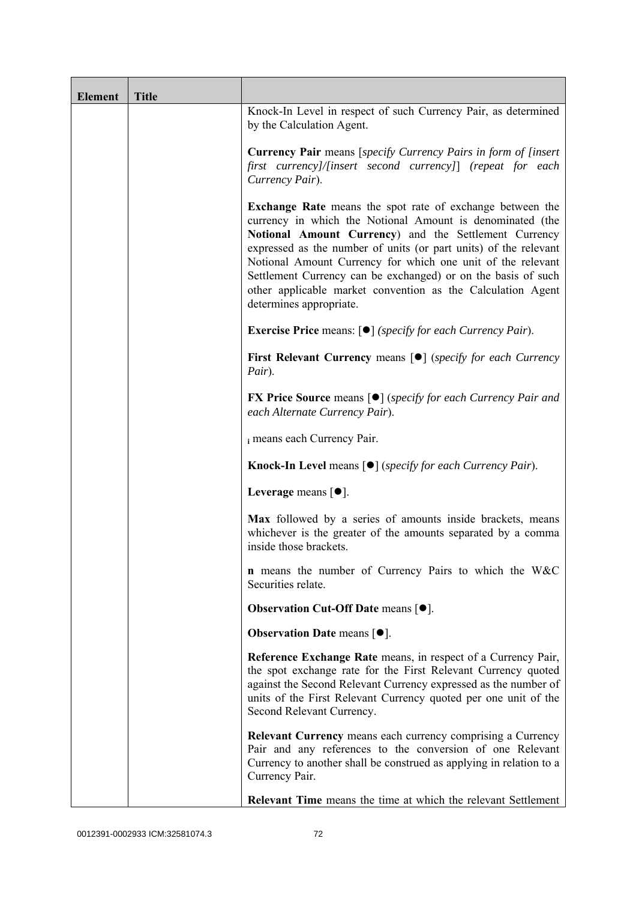| Element | Title | |
|---|---|---|
| | | Knock-In Level in respect of such Currency Pair, as determined by the Calculation Agent.<br><br>**Currency Pair** means [*specify Currency Pairs in form of [insert first currency]/[insert second currency]*] *(repeat for each Currency Pair*).<br><br>**Exchange Rate** means the spot rate of exchange between the currency in which the Notional Amount is denominated (the **Notional Amount Currency**) and the Settlement Currency expressed as the number of units (or part units) of the relevant Notional Amount Currency for which one unit of the relevant Settlement Currency can be exchanged) or on the basis of such other applicable market convention as the Calculation Agent determines appropriate.<br><br>**Exercise Price** means: [●] *(specify for each Currency Pair*).<br><br>**First Relevant Currency** means [●] (*specify for each Currency Pair*).<br><br>**FX Price Source** means [●] (*specify for each Currency Pair and each Alternate Currency Pair*).<br><br>$_i$ means each Currency Pair.<br><br>**Knock-In Level** means [●] (*specify for each Currency Pair*).<br><br>**Leverage** means [●].<br><br>**Max** followed by a series of amounts inside brackets, means whichever is the greater of the amounts separated by a comma inside those brackets.<br><br>**n** means the number of Currency Pairs to which the W&C Securities relate.<br><br>**Observation Cut-Off Date** means [●].<br><br>**Observation Date** means [●].<br><br>**Reference Exchange Rate** means, in respect of a Currency Pair, the spot exchange rate for the First Relevant Currency quoted against the Second Relevant Currency expressed as the number of units of the First Relevant Currency quoted per one unit of the Second Relevant Currency.<br><br>**Relevant Currency** means each currency comprising a Currency Pair and any references to the conversion of one Relevant Currency to another shall be construed as applying in relation to a Currency Pair.<br><br>**Relevant Time** means the time at which the relevant Settlement |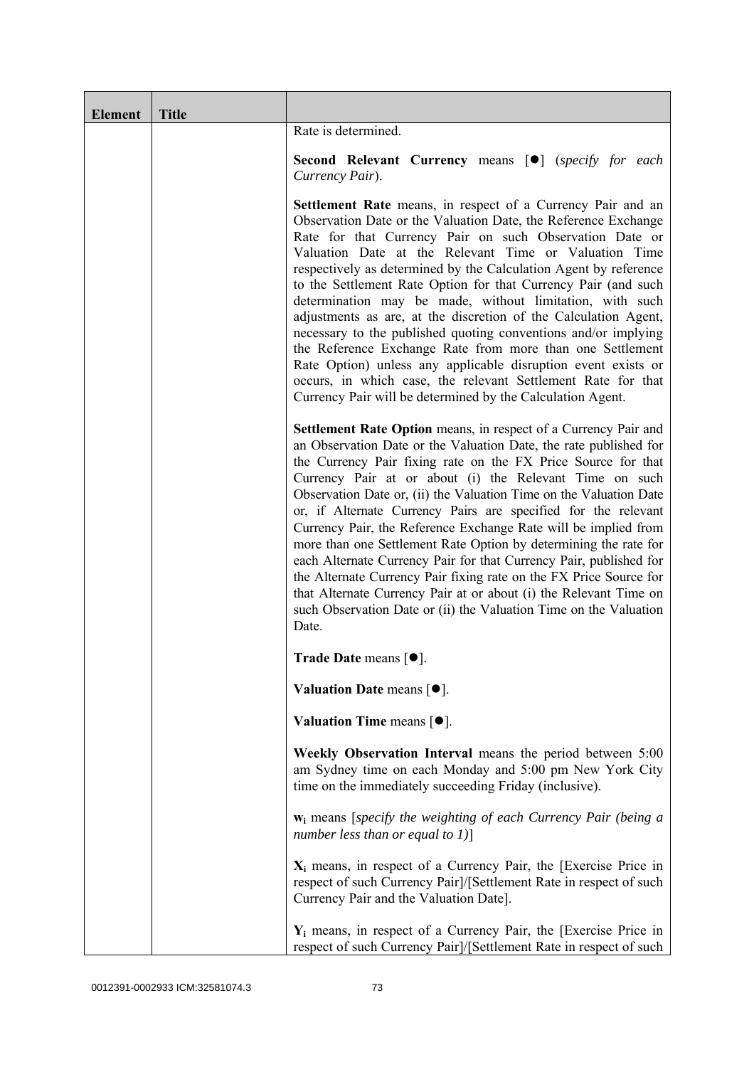| Element | Title | |
|---|---|---|
| | | Rate is determined.<br><br>**Second Relevant Currency** means [●] (*specify for each Currency Pair*).<br><br>**Settlement Rate** means, in respect of a Currency Pair and an Observation Date or the Valuation Date, the Reference Exchange Rate for that Currency Pair on such Observation Date or Valuation Date at the Relevant Time or Valuation Time respectively as determined by the Calculation Agent by reference to the Settlement Rate Option for that Currency Pair (and such determination may be made, without limitation, with such adjustments as are, at the discretion of the Calculation Agent, necessary to the published quoting conventions and/or implying the Reference Exchange Rate from more than one Settlement Rate Option) unless any applicable disruption event exists or occurs, in which case, the relevant Settlement Rate for that Currency Pair will be determined by the Calculation Agent.<br><br>**Settlement Rate Option** means, in respect of a Currency Pair and an Observation Date or the Valuation Date, the rate published for the Currency Pair fixing rate on the FX Price Source for that Currency Pair at or about (i) the Relevant Time on such Observation Date or, (ii) the Valuation Time on the Valuation Date or, if Alternate Currency Pairs are specified for the relevant Currency Pair, the Reference Exchange Rate will be implied from more than one Settlement Rate Option by determining the rate for each Alternate Currency Pair for that Currency Pair, published for the Alternate Currency Pair fixing rate on the FX Price Source for that Alternate Currency Pair at or about (i) the Relevant Time on such Observation Date or (ii) the Valuation Time on the Valuation Date.<br><br>**Trade Date** means [●].<br><br>**Valuation Date** means [●].<br><br>**Valuation Time** means [●].<br><br>**Weekly Observation Interval** means the period between 5:00 am Sydney time on each Monday and 5:00 pm New York City time on the immediately succeeding Friday (inclusive).<br><br>$\mathbf{w_i}$ means [*specify the weighting of each Currency Pair (being a number less than or equal to 1)*]<br><br>$\mathbf{X_i}$ means, in respect of a Currency Pair, the [Exercise Price in respect of such Currency Pair]/[Settlement Rate in respect of such Currency Pair and the Valuation Date].<br><br>$\mathbf{Y_i}$ means, in respect of a Currency Pair, the [Exercise Price in respect of such Currency Pair]/[Settlement Rate in respect of such |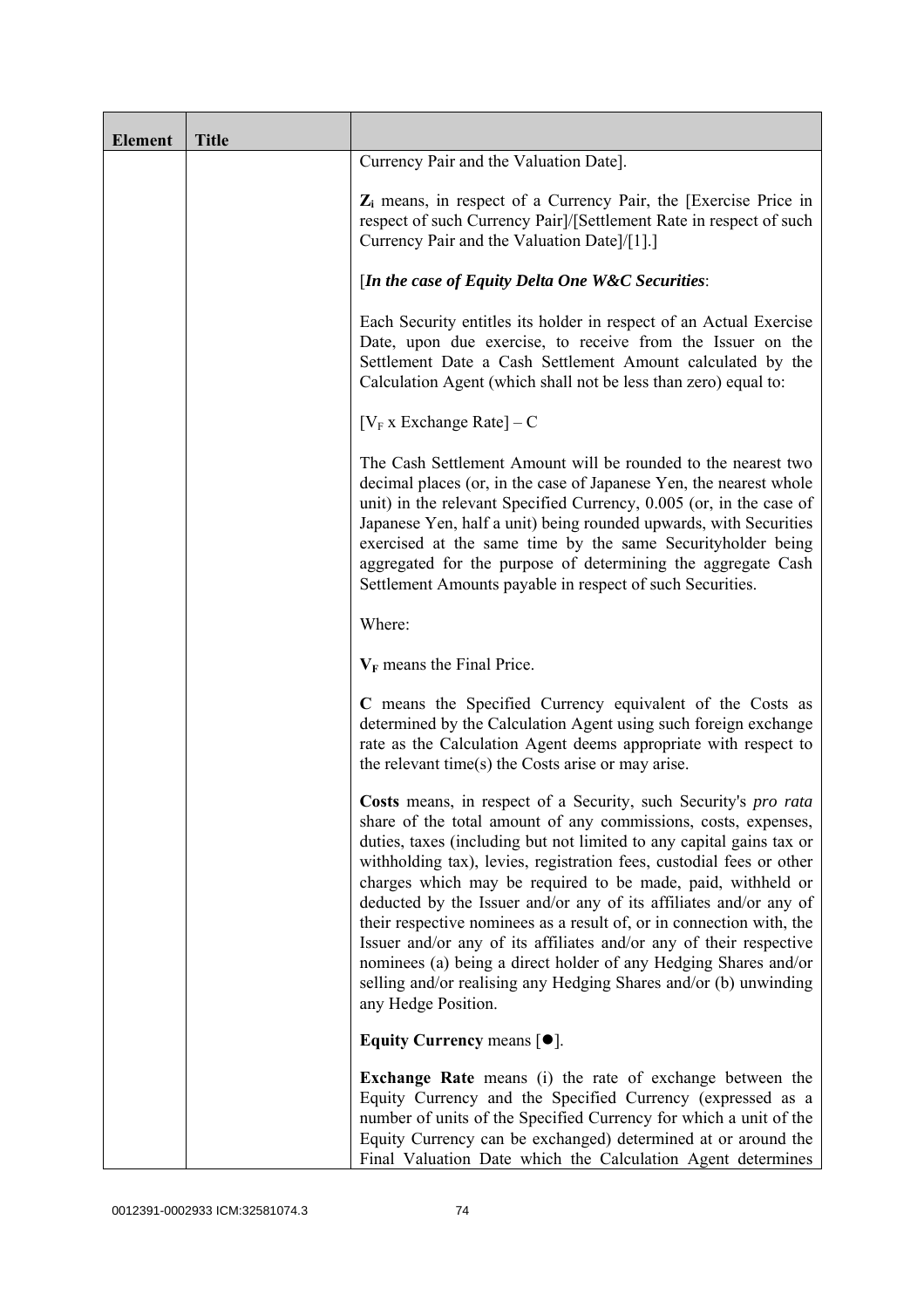| Element | Title | |
|---|---|---|
| | | Currency Pair and the Valuation Date].<br><br>**$Z_i$** means, in respect of a Currency Pair, the [Exercise Price in respect of such Currency Pair]/[Settlement Rate in respect of such Currency Pair and the Valuation Date]/[1].]<br><br>[***In the case of Equity Delta One W&C Securities***:<br><br>Each Security entitles its holder in respect of an Actual Exercise Date, upon due exercise, to receive from the Issuer on the Settlement Date a Cash Settlement Amount calculated by the Calculation Agent (which shall not be less than zero) equal to:<br><br>[$V_F$ x Exchange Rate] – C<br><br>The Cash Settlement Amount will be rounded to the nearest two decimal places (or, in the case of Japanese Yen, the nearest whole unit) in the relevant Specified Currency, 0.005 (or, in the case of Japanese Yen, half a unit) being rounded upwards, with Securities exercised at the same time by the same Securityholder being aggregated for the purpose of determining the aggregate Cash Settlement Amounts payable in respect of such Securities.<br><br>Where:<br><br>**$V_F$** means the Final Price.<br><br>**C** means the Specified Currency equivalent of the Costs as determined by the Calculation Agent using such foreign exchange rate as the Calculation Agent deems appropriate with respect to the relevant time(s) the Costs arise or may arise.<br><br>**Costs** means, in respect of a Security, such Security's *pro rata* share of the total amount of any commissions, costs, expenses, duties, taxes (including but not limited to any capital gains tax or withholding tax), levies, registration fees, custodial fees or other charges which may be required to be made, paid, withheld or deducted by the Issuer and/or any of its affiliates and/or any of their respective nominees as a result of, or in connection with, the Issuer and/or any of its affiliates and/or any of their respective nominees (a) being a direct holder of any Hedging Shares and/or selling and/or realising any Hedging Shares and/or (b) unwinding any Hedge Position.<br><br>**Equity Currency** means [●].<br><br>**Exchange Rate** means (i) the rate of exchange between the Equity Currency and the Specified Currency (expressed as a number of units of the Specified Currency for which a unit of the Equity Currency can be exchanged) determined at or around the Final Valuation Date which the Calculation Agent determines |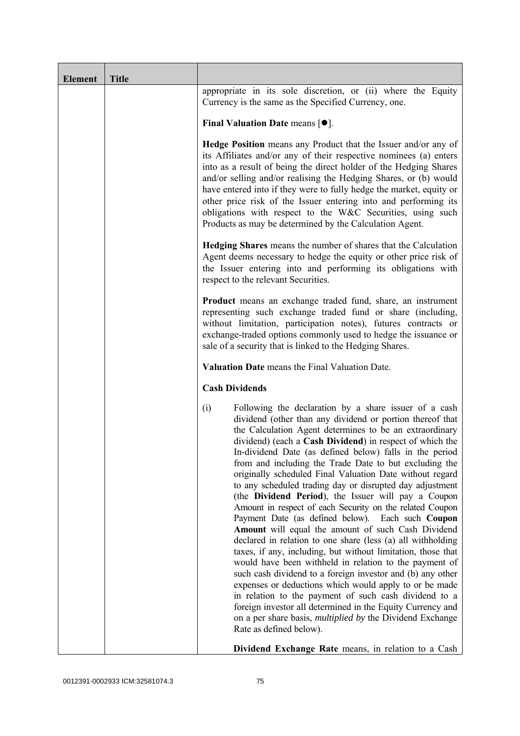| Element | Title | |
|---|---|---|
| | | appropriate in its sole discretion, or (ii) where the Equity Currency is the same as the Specified Currency, one.<br><br>**Final Valuation Date** means [●].<br><br>**Hedge Position** means any Product that the Issuer and/or any of its Affiliates and/or any of their respective nominees (a) enters into as a result of being the direct holder of the Hedging Shares and/or selling and/or realising the Hedging Shares, or (b) would have entered into if they were to fully hedge the market, equity or other price risk of the Issuer entering into and performing its obligations with respect to the W&C Securities, using such Products as may be determined by the Calculation Agent.<br><br>**Hedging Shares** means the number of shares that the Calculation Agent deems necessary to hedge the equity or other price risk of the Issuer entering into and performing its obligations with respect to the relevant Securities.<br><br>**Product** means an exchange traded fund, share, an instrument representing such exchange traded fund or share (including, without limitation, participation notes), futures contracts or exchange-traded options commonly used to hedge the issuance or sale of a security that is linked to the Hedging Shares.<br><br>**Valuation Date** means the Final Valuation Date.<br><br>**Cash Dividends**<br><br>(i) Following the declaration by a share issuer of a cash dividend (other than any dividend or portion thereof that the Calculation Agent determines to be an extraordinary dividend) (each a **Cash Dividend**) in respect of which the In-dividend Date (as defined below) falls in the period from and including the Trade Date to but excluding the originally scheduled Final Valuation Date without regard to any scheduled trading day or disrupted day adjustment (the **Dividend Period**), the Issuer will pay a Coupon Amount in respect of each Security on the related Coupon Payment Date (as defined below). Each such **Coupon Amount** will equal the amount of such Cash Dividend declared in relation to one share (less (a) all withholding taxes, if any, including, but without limitation, those that would have been withheld in relation to the payment of such cash dividend to a foreign investor and (b) any other expenses or deductions which would apply to or be made in relation to the payment of such cash dividend to a foreign investor all determined in the Equity Currency and on a per share basis, *multiplied by* the Dividend Exchange Rate as defined below).<br><br>**Dividend Exchange Rate** means, in relation to a Cash |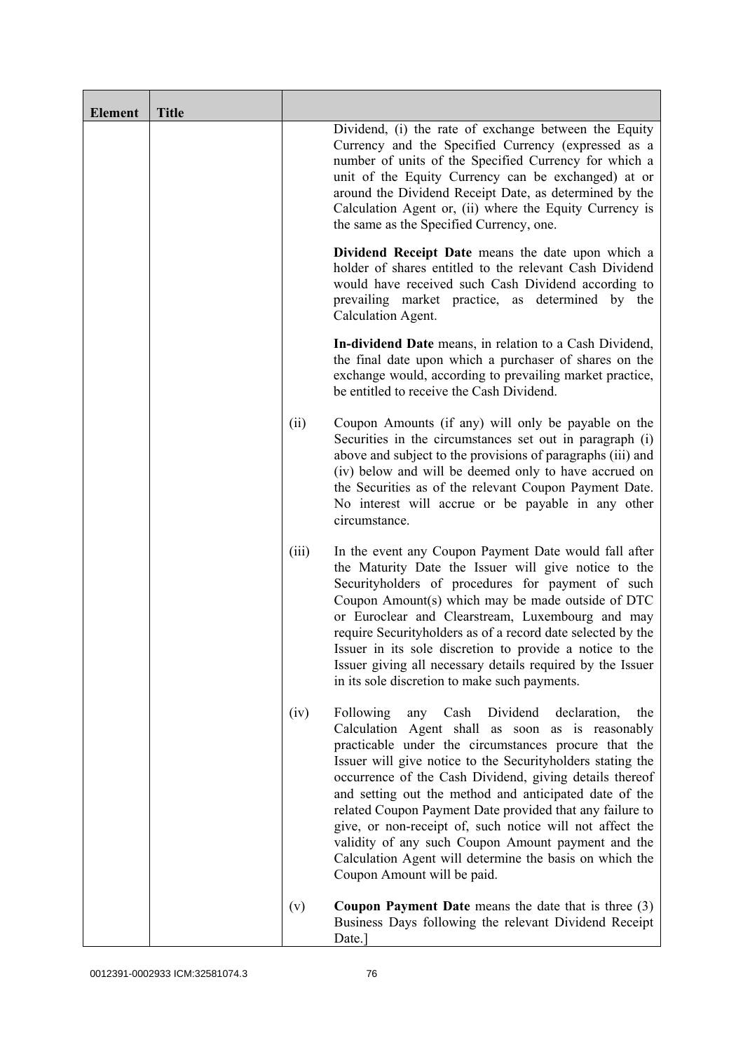| Element | Title | | |
|---|---|---|---|
| | | | Dividend, (i) the rate of exchange between the Equity Currency and the Specified Currency (expressed as a number of units of the Specified Currency for which a unit of the Equity Currency can be exchanged) at or around the Dividend Receipt Date, as determined by the Calculation Agent or, (ii) where the Equity Currency is the same as the Specified Currency, one.<br><br>**Dividend Receipt Date** means the date upon which a holder of shares entitled to the relevant Cash Dividend would have received such Cash Dividend according to prevailing market practice, as determined by the Calculation Agent.<br><br>**In-dividend Date** means, in relation to a Cash Dividend, the final date upon which a purchaser of shares on the exchange would, according to prevailing market practice, be entitled to receive the Cash Dividend. |
| | | (ii) | Coupon Amounts (if any) will only be payable on the Securities in the circumstances set out in paragraph (i) above and subject to the provisions of paragraphs (iii) and (iv) below and will be deemed only to have accrued on the Securities as of the relevant Coupon Payment Date. No interest will accrue or be payable in any other circumstance. |
| | | (iii) | In the event any Coupon Payment Date would fall after the Maturity Date the Issuer will give notice to the Securityholders of procedures for payment of such Coupon Amount(s) which may be made outside of DTC or Euroclear and Clearstream, Luxembourg and may require Securityholders as of a record date selected by the Issuer in its sole discretion to provide a notice to the Issuer giving all necessary details required by the Issuer in its sole discretion to make such payments. |
| | | (iv) | Following any Cash Dividend declaration, the Calculation Agent shall as soon as is reasonably practicable under the circumstances procure that the Issuer will give notice to the Securityholders stating the occurrence of the Cash Dividend, giving details thereof and setting out the method and anticipated date of the related Coupon Payment Date provided that any failure to give, or non-receipt of, such notice will not affect the validity of any such Coupon Amount payment and the Calculation Agent will determine the basis on which the Coupon Amount will be paid. |
| | | (v) | **Coupon Payment Date** means the date that is three (3) Business Days following the relevant Dividend Receipt Date.] |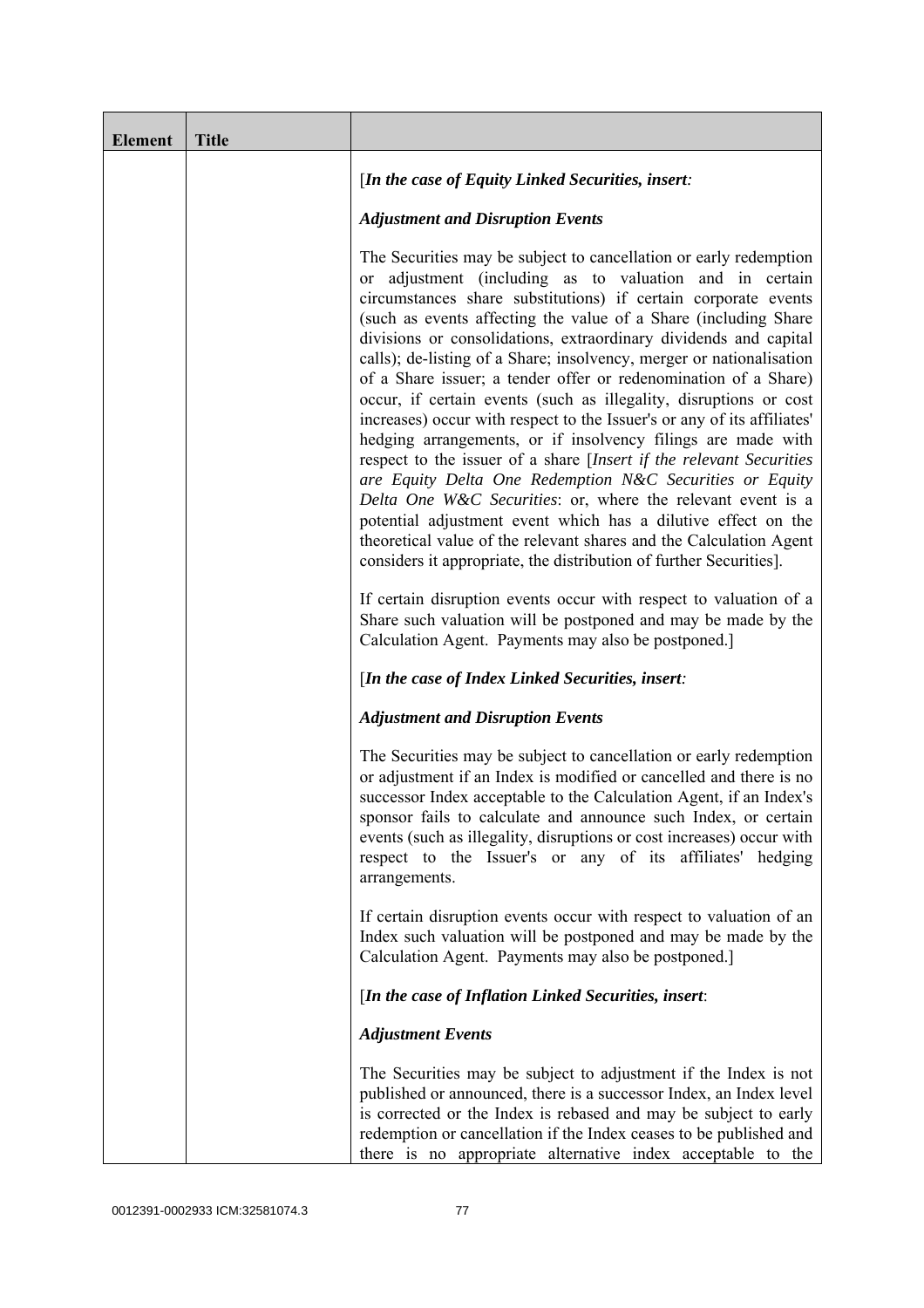| Element | Title | |
|---|---|---|
| | | [*In the case of Equity Linked Securities, insert:*<br><br>***Adjustment and Disruption Events***<br><br>The Securities may be subject to cancellation or early redemption or adjustment (including as to valuation and in certain circumstances share substitutions) if certain corporate events (such as events affecting the value of a Share (including Share divisions or consolidations, extraordinary dividends and capital calls); de-listing of a Share; insolvency, merger or nationalisation of a Share issuer; a tender offer or redenomination of a Share) occur, if certain events (such as illegality, disruptions or cost increases) occur with respect to the Issuer's or any of its affiliates' hedging arrangements, or if insolvency filings are made with respect to the issuer of a share [*Insert if the relevant Securities are Equity Delta One Redemption N&C Securities or Equity Delta One W&C Securities*: or, where the relevant event is a potential adjustment event which has a dilutive effect on the theoretical value of the relevant shares and the Calculation Agent considers it appropriate, the distribution of further Securities].<br><br>If certain disruption events occur with respect to valuation of a Share such valuation will be postponed and may be made by the Calculation Agent. Payments may also be postponed.]<br><br>[*In the case of Index Linked Securities, insert:*<br><br>***Adjustment and Disruption Events***<br><br>The Securities may be subject to cancellation or early redemption or adjustment if an Index is modified or cancelled and there is no successor Index acceptable to the Calculation Agent, if an Index's sponsor fails to calculate and announce such Index, or certain events (such as illegality, disruptions or cost increases) occur with respect to the Issuer's or any of its affiliates' hedging arrangements.<br><br>If certain disruption events occur with respect to valuation of an Index such valuation will be postponed and may be made by the Calculation Agent. Payments may also be postponed.]<br><br>[*In the case of Inflation Linked Securities, insert*:<br><br>***Adjustment Events***<br><br>The Securities may be subject to adjustment if the Index is not published or announced, there is a successor Index, an Index level is corrected or the Index is rebased and may be subject to early redemption or cancellation if the Index ceases to be published and there is no appropriate alternative index acceptable to the |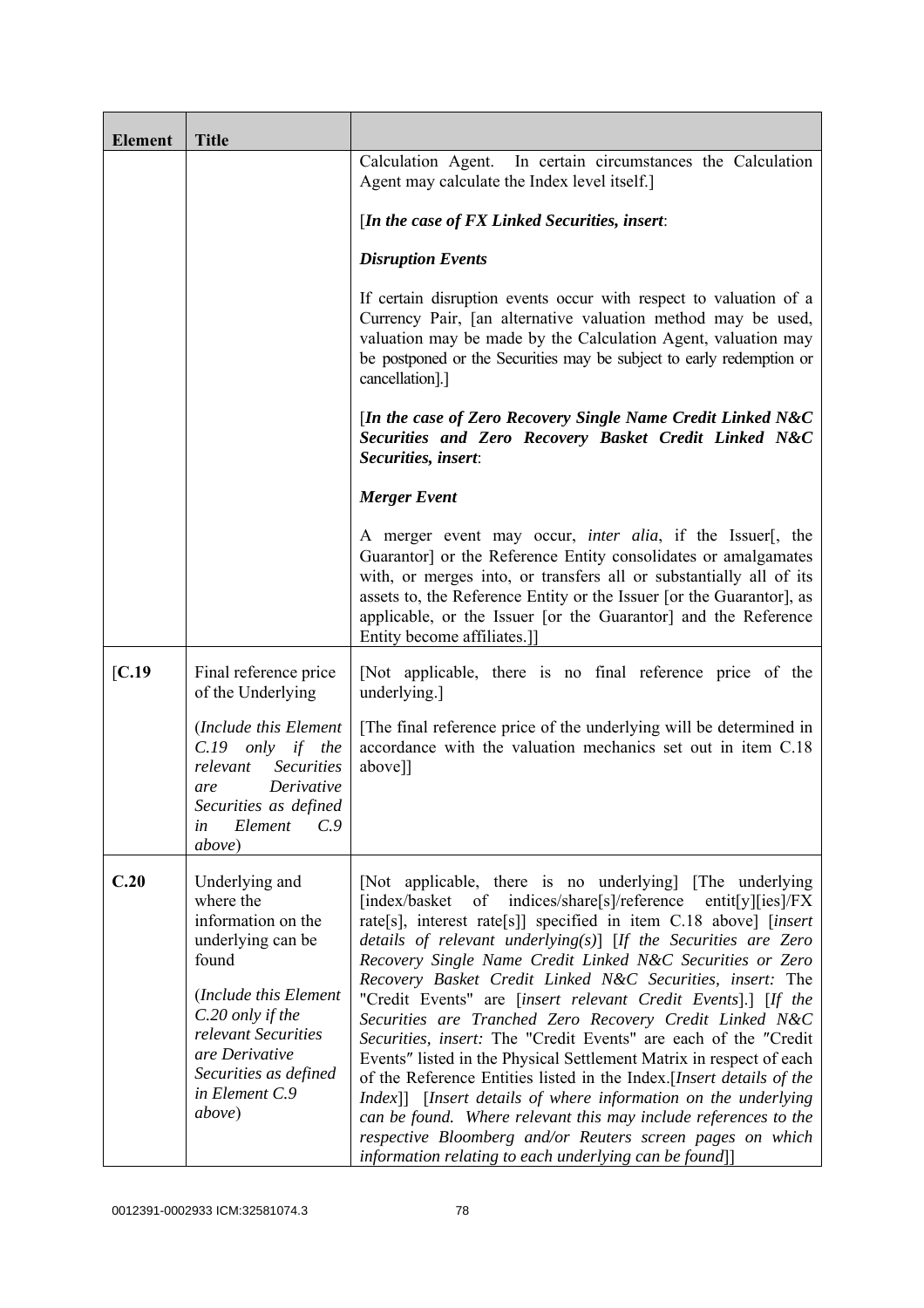| Element | Title | |
|---|---|---|
| | | Calculation Agent. In certain circumstances the Calculation Agent may calculate the Index level itself.]<br><br>[*In the case of FX Linked Securities, insert*:<br><br>***Disruption Events***<br><br>If certain disruption events occur with respect to valuation of a Currency Pair, [an alternative valuation method may be used, valuation may be made by the Calculation Agent, valuation may be postponed or the Securities may be subject to early redemption or cancellation].]<br><br>[*In the case of Zero Recovery Single Name Credit Linked N&C Securities and Zero Recovery Basket Credit Linked N&C Securities, insert*:<br><br>***Merger Event***<br><br>A merger event may occur, *inter alia*, if the Issuer[, the Guarantor] or the Reference Entity consolidates or amalgamates with, or merges into, or transfers all or substantially all of its assets to, the Reference Entity or the Issuer [or the Guarantor], as applicable, or the Issuer [or the Guarantor] and the Reference Entity become affiliates.]] |
| [**C.19** | Final reference price of the Underlying<br><br>(*Include this Element C.19 only if the relevant Securities are Derivative Securities as defined in Element C.9 above*) | [Not applicable, there is no final reference price of the underlying.]<br><br>[The final reference price of the underlying will be determined in accordance with the valuation mechanics set out in item C.18 above]] |
| **C.20** | Underlying and where the information on the underlying can be found<br><br>(*Include this Element C.20 only if the relevant Securities are Derivative Securities as defined in Element C.9 above*) | [Not applicable, there is no underlying] [The underlying [index/basket of indices/share[s]/reference entit[y][ies]/FX rate[s], interest rate[s]] specified in item C.18 above] [*insert details of relevant underlying(s)*] [*If the Securities are Zero Recovery Single Name Credit Linked N&C Securities or Zero Recovery Basket Credit Linked N&C Securities, insert:* The "Credit Events" are [*insert relevant Credit Events*].] [*If the Securities are Tranched Zero Recovery Credit Linked N&C Securities, insert:* The "Credit Events" are each of the "Credit Events" listed in the Physical Settlement Matrix in respect of each of the Reference Entities listed in the Index.[*Insert details of the Index*]] [*Insert details of where information on the underlying can be found. Where relevant this may include references to the respective Bloomberg and/or Reuters screen pages on which information relating to each underlying can be found*]] |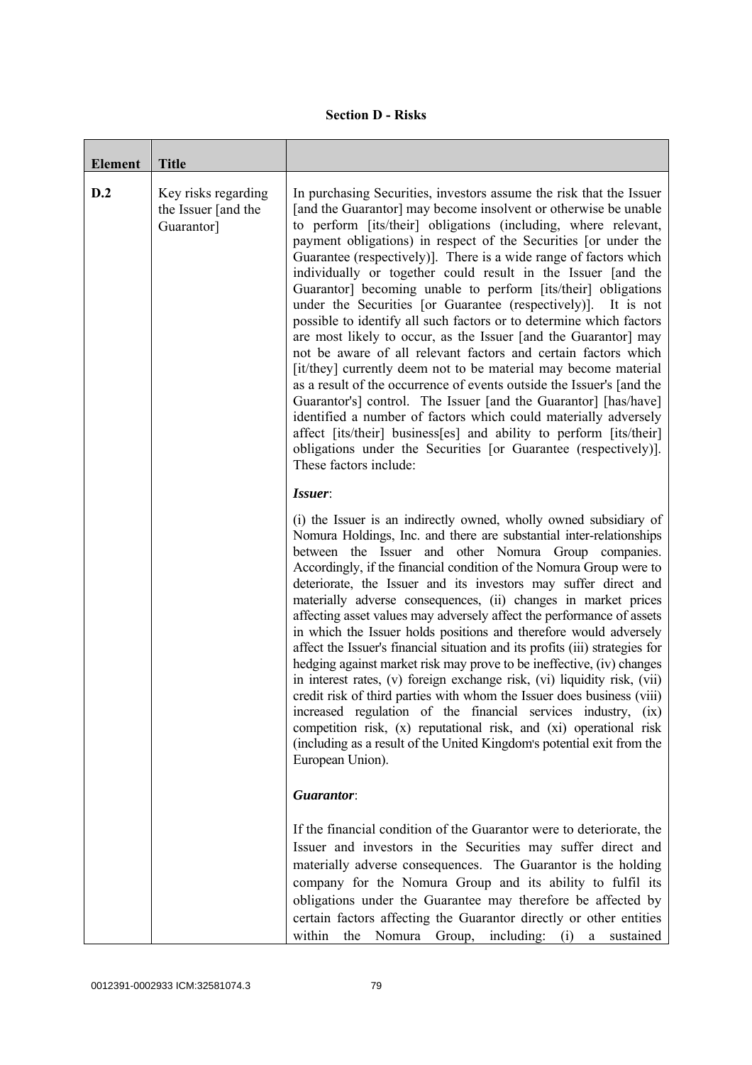**Section D - Risks**

| Element | Title | |
|---|---|---|
| D.2 | Key risks regarding the Issuer [and the Guarantor] | In purchasing Securities, investors assume the risk that the Issuer [and the Guarantor] may become insolvent or otherwise be unable to perform [its/their] obligations (including, where relevant, payment obligations) in respect of the Securities [or under the Guarantee (respectively)]. There is a wide range of factors which individually or together could result in the Issuer [and the Guarantor] becoming unable to perform [its/their] obligations under the Securities [or Guarantee (respectively)]. It is not possible to identify all such factors or to determine which factors are most likely to occur, as the Issuer [and the Guarantor] may not be aware of all relevant factors and certain factors which [it/they] currently deem not to be material may become material as a result of the occurrence of events outside the Issuer's [and the Guarantor's] control. The Issuer [and the Guarantor] [has/have] identified a number of factors which could materially adversely affect [its/their] business[es] and ability to perform [its/their] obligations under the Securities [or Guarantee (respectively)]. These factors include:<br><br>***Issuer***:<br><br>(i) the Issuer is an indirectly owned, wholly owned subsidiary of Nomura Holdings, Inc. and there are substantial inter-relationships between the Issuer and other Nomura Group companies. Accordingly, if the financial condition of the Nomura Group were to deteriorate, the Issuer and its investors may suffer direct and materially adverse consequences, (ii) changes in market prices affecting asset values may adversely affect the performance of assets in which the Issuer holds positions and therefore would adversely affect the Issuer's financial situation and its profits (iii) strategies for hedging against market risk may prove to be ineffective, (iv) changes in interest rates, (v) foreign exchange risk, (vi) liquidity risk, (vii) credit risk of third parties with whom the Issuer does business (viii) increased regulation of the financial services industry, (ix) competition risk, (x) reputational risk, and (xi) operational risk (including as a result of the United Kingdom's potential exit from the European Union).<br><br>***Guarantor***:<br><br>If the financial condition of the Guarantor were to deteriorate, the Issuer and investors in the Securities may suffer direct and materially adverse consequences. The Guarantor is the holding company for the Nomura Group and its ability to fulfil its obligations under the Guarantee may therefore be affected by certain factors affecting the Guarantor directly or other entities within the Nomura Group, including: (i) a sustained |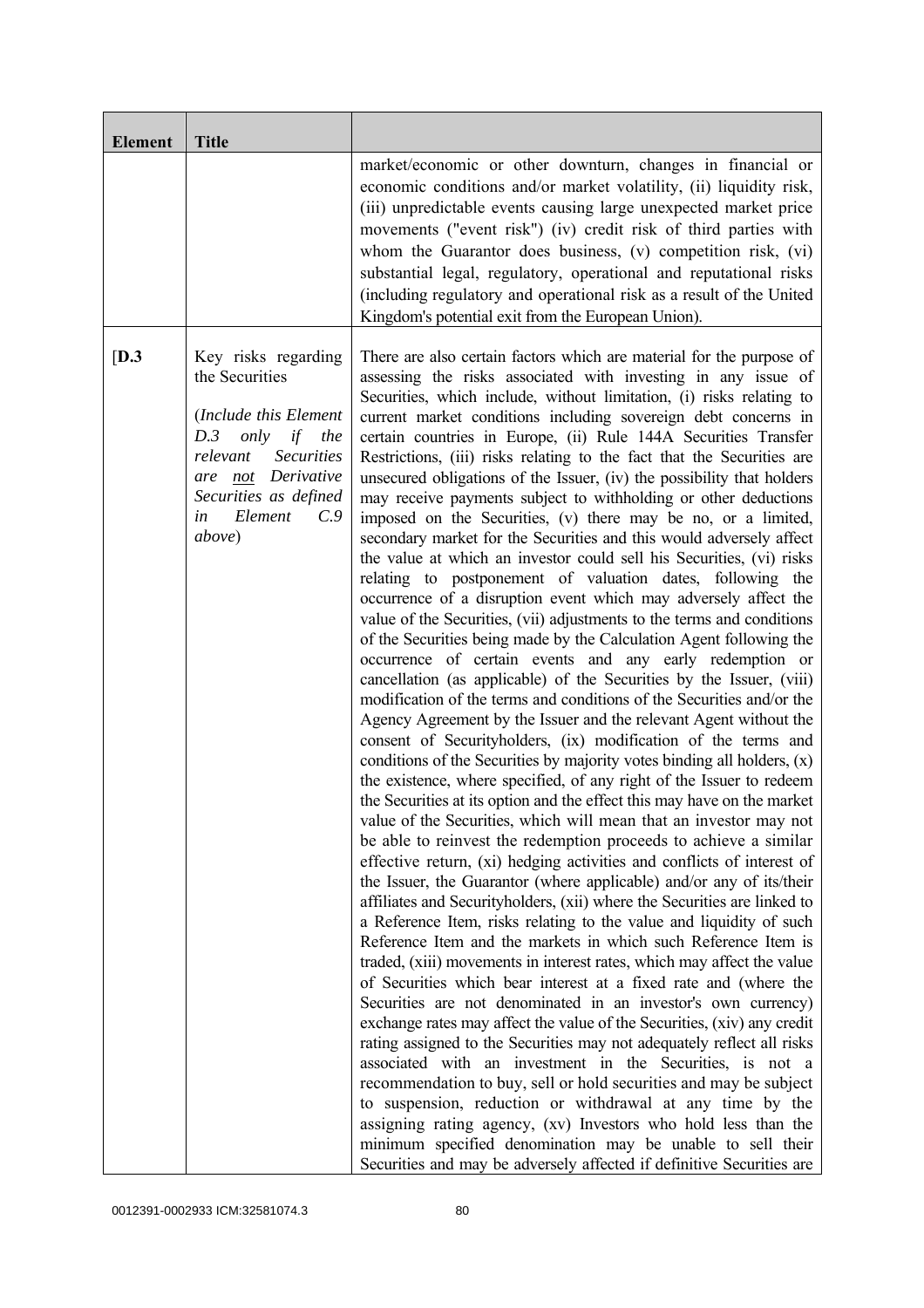| Element | Title | |
|---|---|---|
| | | market/economic or other downturn, changes in financial or economic conditions and/or market volatility, (ii) liquidity risk, (iii) unpredictable events causing large unexpected market price movements ("event risk") (iv) credit risk of third parties with whom the Guarantor does business, (v) competition risk, (vi) substantial legal, regulatory, operational and reputational risks (including regulatory and operational risk as a result of the United Kingdom's potential exit from the European Union). |
| [**D.3** | Key risks regarding the Securities<br><br>(*Include this Element D.3 only if the relevant Securities are* *<u>not</u>* *Derivative Securities as defined in Element C.9 above*) | There are also certain factors which are material for the purpose of assessing the risks associated with investing in any issue of Securities, which include, without limitation, (i) risks relating to current market conditions including sovereign debt concerns in certain countries in Europe, (ii) Rule 144A Securities Transfer Restrictions, (iii) risks relating to the fact that the Securities are unsecured obligations of the Issuer, (iv) the possibility that holders may receive payments subject to withholding or other deductions imposed on the Securities, (v) there may be no, or a limited, secondary market for the Securities and this would adversely affect the value at which an investor could sell his Securities, (vi) risks relating to postponement of valuation dates, following the occurrence of a disruption event which may adversely affect the value of the Securities, (vii) adjustments to the terms and conditions of the Securities being made by the Calculation Agent following the occurrence of certain events and any early redemption or cancellation (as applicable) of the Securities by the Issuer, (viii) modification of the terms and conditions of the Securities and/or the Agency Agreement by the Issuer and the relevant Agent without the consent of Securityholders, (ix) modification of the terms and conditions of the Securities by majority votes binding all holders, (x) the existence, where specified, of any right of the Issuer to redeem the Securities at its option and the effect this may have on the market value of the Securities, which will mean that an investor may not be able to reinvest the redemption proceeds to achieve a similar effective return, (xi) hedging activities and conflicts of interest of the Issuer, the Guarantor (where applicable) and/or any of its/their affiliates and Securityholders, (xii) where the Securities are linked to a Reference Item, risks relating to the value and liquidity of such Reference Item and the markets in which such Reference Item is traded, (xiii) movements in interest rates, which may affect the value of Securities which bear interest at a fixed rate and (where the Securities are not denominated in an investor's own currency) exchange rates may affect the value of the Securities, (xiv) any credit rating assigned to the Securities may not adequately reflect all risks associated with an investment in the Securities, is not a recommendation to buy, sell or hold securities and may be subject to suspension, reduction or withdrawal at any time by the assigning rating agency, (xv) Investors who hold less than the minimum specified denomination may be unable to sell their Securities and may be adversely affected if definitive Securities are |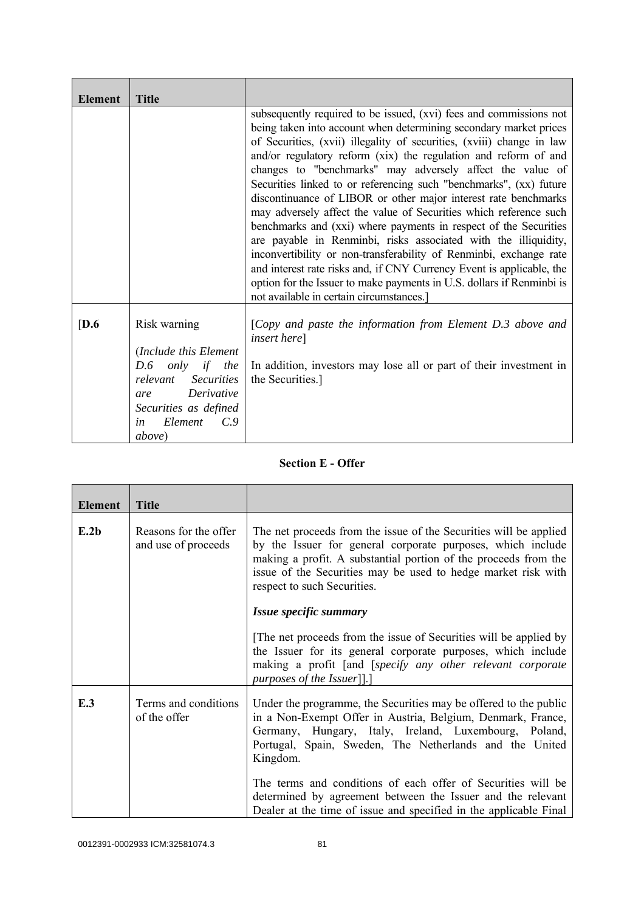| Element | Title | |
|---|---|---|
| | | subsequently required to be issued, (xvi) fees and commissions not being taken into account when determining secondary market prices of Securities, (xvii) illegality of securities, (xviii) change in law and/or regulatory reform (xix) the regulation and reform of and changes to "benchmarks" may adversely affect the value of Securities linked to or referencing such "benchmarks", (xx) future discontinuance of LIBOR or other major interest rate benchmarks may adversely affect the value of Securities which reference such benchmarks and (xxi) where payments in respect of the Securities are payable in Renminbi, risks associated with the illiquidity, inconvertibility or non-transferability of Renminbi, exchange rate and interest rate risks and, if CNY Currency Event is applicable, the option for the Issuer to make payments in U.S. dollars if Renminbi is not available in certain circumstances.] |
| [**D.6** | Risk warning<br><br>(*Include this Element D.6 only if the relevant Securities are Derivative Securities as defined in Element C.9 above*) | [*Copy and paste the information from Element D.3 above and insert here*]<br><br>In addition, investors may lose all or part of their investment in the Securities.] |

**Section E - Offer**

| Element | Title | |
|---|---|---|
| **E.2b** | Reasons for the offer and use of proceeds | The net proceeds from the issue of the Securities will be applied by the Issuer for general corporate purposes, which include making a profit. A substantial portion of the proceeds from the issue of the Securities may be used to hedge market risk with respect to such Securities.<br><br>***Issue specific summary***<br><br>[The net proceeds from the issue of Securities will be applied by the Issuer for its general corporate purposes, which include making a profit [and [*specify any other relevant corporate purposes of the Issuer*]].] |
| **E.3** | Terms and conditions of the offer | Under the programme, the Securities may be offered to the public in a Non-Exempt Offer in Austria, Belgium, Denmark, France, Germany, Hungary, Italy, Ireland, Luxembourg, Poland, Portugal, Spain, Sweden, The Netherlands and the United Kingdom.<br><br>The terms and conditions of each offer of Securities will be determined by agreement between the Issuer and the relevant Dealer at the time of issue and specified in the applicable Final |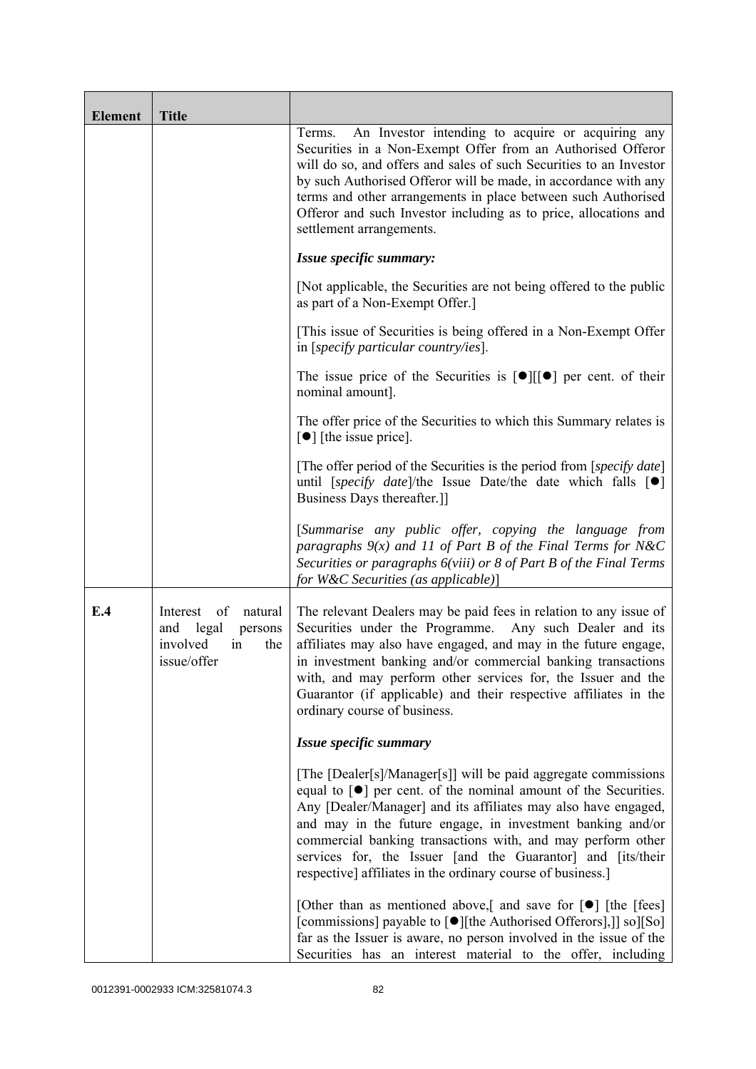| Element | Title | |
|---|---|---|
| | | Terms. An Investor intending to acquire or acquiring any Securities in a Non-Exempt Offer from an Authorised Offeror will do so, and offers and sales of such Securities to an Investor by such Authorised Offeror will be made, in accordance with any terms and other arrangements in place between such Authorised Offeror and such Investor including as to price, allocations and settlement arrangements.<br><br>***Issue specific summary:***<br><br>[Not applicable, the Securities are not being offered to the public as part of a Non-Exempt Offer.]<br><br>[This issue of Securities is being offered in a Non-Exempt Offer in [*specify particular country/ies*].<br><br>The issue price of the Securities is [●][[●] per cent. of their nominal amount].<br><br>The offer price of the Securities to which this Summary relates is [●] [the issue price].<br><br>[The offer period of the Securities is the period from [*specify date*] until [*specify date*]/the Issue Date/the date which falls [●] Business Days thereafter.]]<br><br>[*Summarise any public offer, copying the language from paragraphs 9(x) and 11 of Part B of the Final Terms for N&C Securities or paragraphs 6(viii) or 8 of Part B of the Final Terms for W&C Securities (as applicable)*] |
| **E.4** | Interest of natural and legal persons involved in the issue/offer | The relevant Dealers may be paid fees in relation to any issue of Securities under the Programme. Any such Dealer and its affiliates may also have engaged, and may in the future engage, in investment banking and/or commercial banking transactions with, and may perform other services for, the Issuer and the Guarantor (if applicable) and their respective affiliates in the ordinary course of business.<br><br>***Issue specific summary***<br><br>[The [Dealer[s]/Manager[s]] will be paid aggregate commissions equal to [●] per cent. of the nominal amount of the Securities. Any [Dealer/Manager] and its affiliates may also have engaged, and may in the future engage, in investment banking and/or commercial banking transactions with, and may perform other services for, the Issuer [and the Guarantor] and [its/their respective] affiliates in the ordinary course of business.]<br><br>[Other than as mentioned above,[ and save for [●] [the [fees] [commissions] payable to [●][the Authorised Offerors],]] so][So] far as the Issuer is aware, no person involved in the issue of the Securities has an interest material to the offer, including |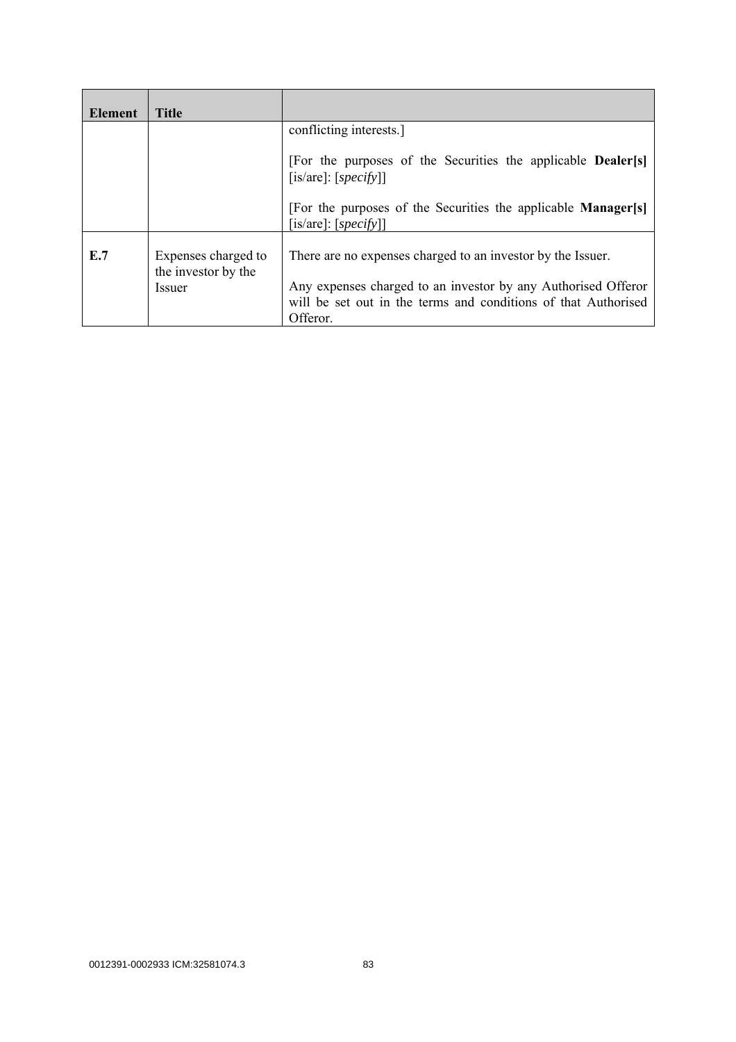| Element | Title | |
|---|---|---|
| | | conflicting interests.]<br><br>[For the purposes of the Securities the applicable **Dealer[s]** [is/are]: [*specify*]]<br><br>[For the purposes of the Securities the applicable **Manager[s]** [is/are]: [*specify*]] |
| **E.7** | Expenses charged to the investor by the Issuer | There are no expenses charged to an investor by the Issuer.<br><br>Any expenses charged to an investor by any Authorised Offeror will be set out in the terms and conditions of that Authorised Offeror. |